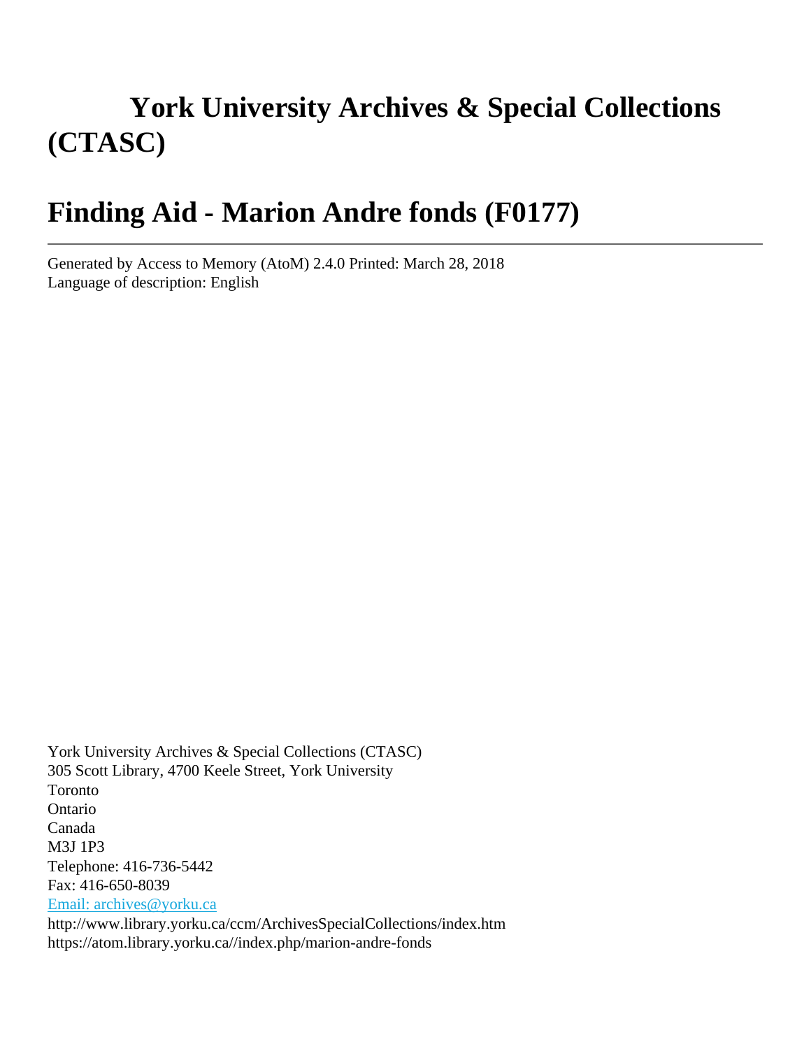# York University Archives & Special Collections (CTASC)

# Finding Aid - Marion Andre fonds (F0177)

---

Generated by Access to Memory (AtoM) 2.4.0 Printed: March 28, 2018
Language of description: English

York University Archives & Special Collections (CTASC)
305 Scott Library, 4700 Keele Street, York University
Toronto
Ontario
Canada
M3J 1P3
Telephone: 416-736-5442
Fax: 416-650-8039
Email: archives@yorku.ca
http://www.library.yorku.ca/ccm/ArchivesSpecialCollections/index.htm
https://atom.library.yorku.ca//index.php/marion-andre-fonds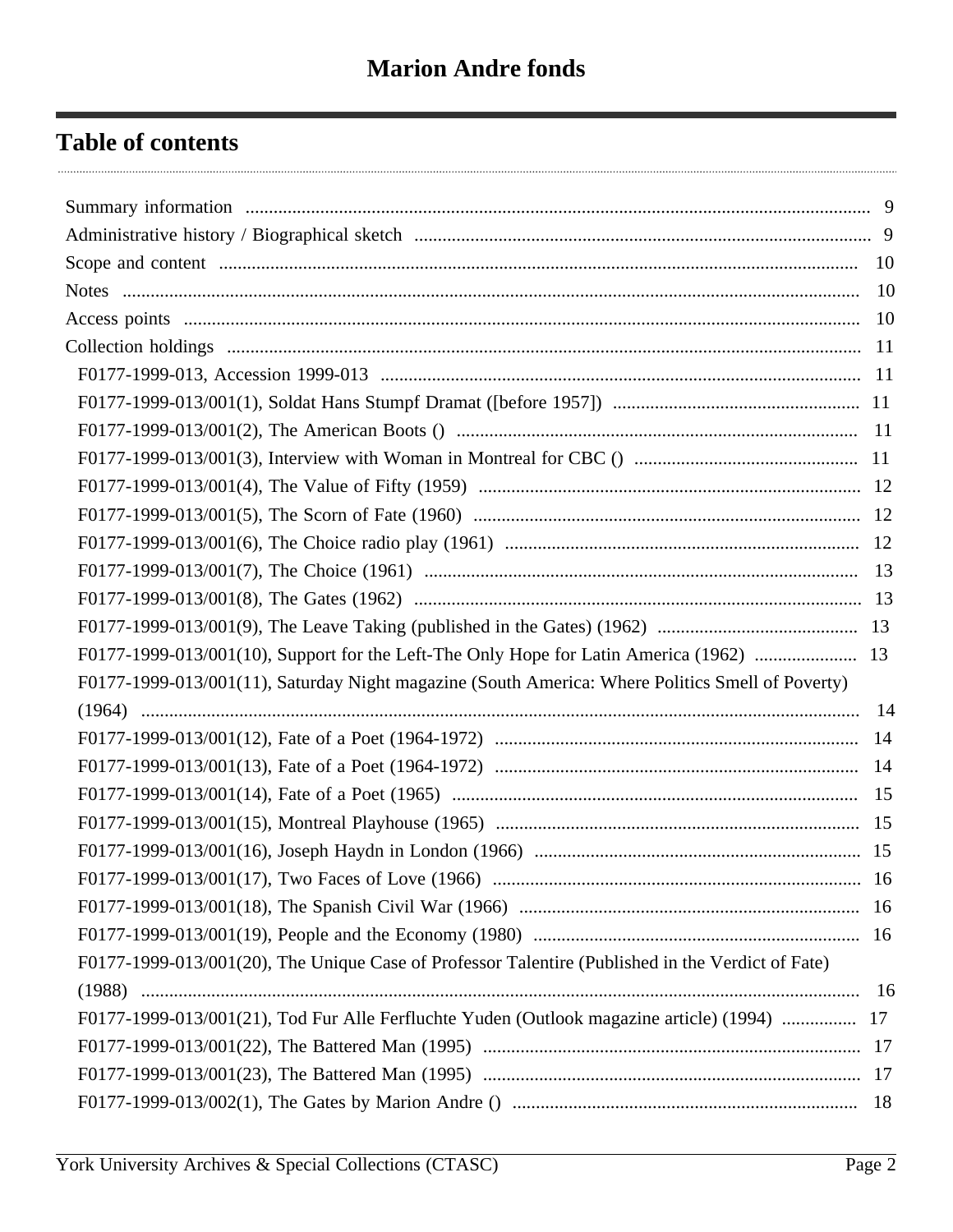# Marion Andre fonds

## Table of contents

- Summary information ..... 9
- Administrative history / Biographical sketch ..... 9
- Scope and content ..... 10
- Notes ..... 10
- Access points ..... 10
- Collection holdings ..... 11
  - F0177-1999-013, Accession 1999-013 ..... 11
  - F0177-1999-013/001(1), Soldat Hans Stumpf Dramat ([before 1957]) ..... 11
  - F0177-1999-013/001(2), The American Boots () ..... 11
  - F0177-1999-013/001(3), Interview with Woman in Montreal for CBC () ..... 11
  - F0177-1999-013/001(4), The Value of Fifty (1959) ..... 12
  - F0177-1999-013/001(5), The Scorn of Fate (1960) ..... 12
  - F0177-1999-013/001(6), The Choice radio play (1961) ..... 12
  - F0177-1999-013/001(7), The Choice (1961) ..... 13
  - F0177-1999-013/001(8), The Gates (1962) ..... 13
  - F0177-1999-013/001(9), The Leave Taking (published in the Gates) (1962) ..... 13
  - F0177-1999-013/001(10), Support for the Left-The Only Hope for Latin America (1962) ..... 13
  - F0177-1999-013/001(11), Saturday Night magazine (South America: Where Politics Smell of Poverty) (1964) ..... 14
  - F0177-1999-013/001(12), Fate of a Poet (1964-1972) ..... 14
  - F0177-1999-013/001(13), Fate of a Poet (1964-1972) ..... 14
  - F0177-1999-013/001(14), Fate of a Poet (1965) ..... 15
  - F0177-1999-013/001(15), Montreal Playhouse (1965) ..... 15
  - F0177-1999-013/001(16), Joseph Haydn in London (1966) ..... 15
  - F0177-1999-013/001(17), Two Faces of Love (1966) ..... 16
  - F0177-1999-013/001(18), The Spanish Civil War (1966) ..... 16
  - F0177-1999-013/001(19), People and the Economy (1980) ..... 16
  - F0177-1999-013/001(20), The Unique Case of Professor Talentire (Published in the Verdict of Fate) (1988) ..... 16
  - F0177-1999-013/001(21), Tod Fur Alle Ferfluchte Yuden (Outlook magazine article) (1994) ..... 17
  - F0177-1999-013/001(22), The Battered Man (1995) ..... 17
  - F0177-1999-013/001(23), The Battered Man (1995) ..... 17
  - F0177-1999-013/002(1), The Gates by Marion Andre () ..... 18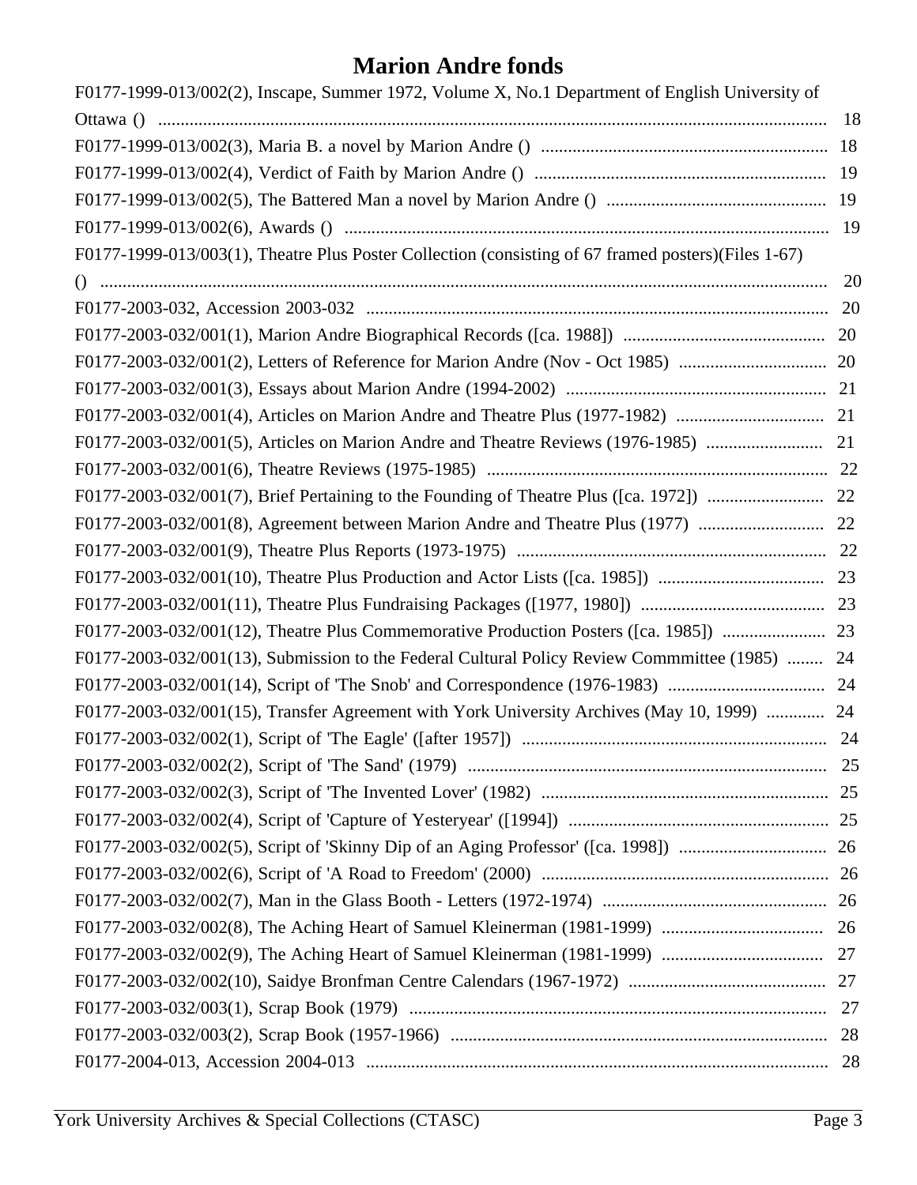# Marion Andre fonds

F0177-1999-013/002(2), Inscape, Summer 1972, Volume X, No.1 Department of English University of Ottawa () .......... 18

F0177-1999-013/002(3), Maria B. a novel by Marion Andre () .......... 18

F0177-1999-013/002(4), Verdict of Faith by Marion Andre () .......... 19

F0177-1999-013/002(5), The Battered Man a novel by Marion Andre () .......... 19

F0177-1999-013/002(6), Awards () .......... 19

F0177-1999-013/003(1), Theatre Plus Poster Collection (consisting of 67 framed posters)(Files 1-67) () .......... 20

F0177-2003-032, Accession 2003-032 .......... 20

F0177-2003-032/001(1), Marion Andre Biographical Records ([ca. 1988]) .......... 20

F0177-2003-032/001(2), Letters of Reference for Marion Andre (Nov - Oct 1985) .......... 20

F0177-2003-032/001(3), Essays about Marion Andre (1994-2002) .......... 21

F0177-2003-032/001(4), Articles on Marion Andre and Theatre Plus (1977-1982) .......... 21

F0177-2003-032/001(5), Articles on Marion Andre and Theatre Reviews (1976-1985) .......... 21

F0177-2003-032/001(6), Theatre Reviews (1975-1985) .......... 22

F0177-2003-032/001(7), Brief Pertaining to the Founding of Theatre Plus ([ca. 1972]) .......... 22

F0177-2003-032/001(8), Agreement between Marion Andre and Theatre Plus (1977) .......... 22

F0177-2003-032/001(9), Theatre Plus Reports (1973-1975) .......... 22

F0177-2003-032/001(10), Theatre Plus Production and Actor Lists ([ca. 1985]) .......... 23

F0177-2003-032/001(11), Theatre Plus Fundraising Packages ([1977, 1980]) .......... 23

F0177-2003-032/001(12), Theatre Plus Commemorative Production Posters ([ca. 1985]) .......... 23

F0177-2003-032/001(13), Submission to the Federal Cultural Policy Review Commmittee (1985) .......... 24

F0177-2003-032/001(14), Script of 'The Snob' and Correspondence (1976-1983) .......... 24

F0177-2003-032/001(15), Transfer Agreement with York University Archives (May 10, 1999) .......... 24

F0177-2003-032/002(1), Script of 'The Eagle' ([after 1957]) .......... 24

F0177-2003-032/002(2), Script of 'The Sand' (1979) .......... 25

F0177-2003-032/002(3), Script of 'The Invented Lover' (1982) .......... 25

F0177-2003-032/002(4), Script of 'Capture of Yesteryear' ([1994]) .......... 25

F0177-2003-032/002(5), Script of 'Skinny Dip of an Aging Professor' ([ca. 1998]) .......... 26

F0177-2003-032/002(6), Script of 'A Road to Freedom' (2000) .......... 26

F0177-2003-032/002(7), Man in the Glass Booth - Letters (1972-1974) .......... 26

F0177-2003-032/002(8), The Aching Heart of Samuel Kleinerman (1981-1999) .......... 26

F0177-2003-032/002(9), The Aching Heart of Samuel Kleinerman (1981-1999) .......... 27

F0177-2003-032/002(10), Saidye Bronfman Centre Calendars (1967-1972) .......... 27

F0177-2003-032/003(1), Scrap Book (1979) .......... 27

F0177-2003-032/003(2), Scrap Book (1957-1966) .......... 28

F0177-2004-013, Accession 2004-013 .......... 28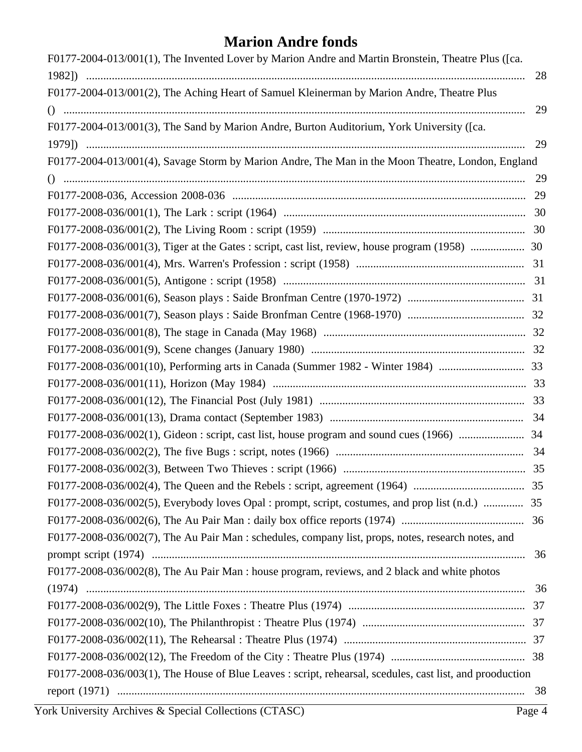# Marion Andre fonds

F0177-2004-013/001(1), The Invented Lover by Marion Andre and Martin Bronstein, Theatre Plus ([ca. 1982]) ........ 28
F0177-2004-013/001(2), The Aching Heart of Samuel Kleinerman by Marion Andre, Theatre Plus () ........ 29
F0177-2004-013/001(3), The Sand by Marion Andre, Burton Auditorium, York University ([ca. 1979]) ........ 29
F0177-2004-013/001(4), Savage Storm by Marion Andre, The Man in the Moon Theatre, London, England () ........ 29
F0177-2008-036, Accession 2008-036 ........ 29
F0177-2008-036/001(1), The Lark : script (1964) ........ 30
F0177-2008-036/001(2), The Living Room : script (1959) ........ 30
F0177-2008-036/001(3), Tiger at the Gates : script, cast list, review, house program (1958) ........ 30
F0177-2008-036/001(4), Mrs. Warren's Profession : script (1958) ........ 31
F0177-2008-036/001(5), Antigone : script (1958) ........ 31
F0177-2008-036/001(6), Season plays : Saide Bronfman Centre (1970-1972) ........ 31
F0177-2008-036/001(7), Season plays : Saide Bronfman Centre (1968-1970) ........ 32
F0177-2008-036/001(8), The stage in Canada (May 1968) ........ 32
F0177-2008-036/001(9), Scene changes (January 1980) ........ 32
F0177-2008-036/001(10), Performing arts in Canada (Summer 1982 - Winter 1984) ........ 33
F0177-2008-036/001(11), Horizon (May 1984) ........ 33
F0177-2008-036/001(12), The Financial Post (July 1981) ........ 33
F0177-2008-036/001(13), Drama contact (September 1983) ........ 34
F0177-2008-036/002(1), Gideon : script, cast list, house program and sound cues (1966) ........ 34
F0177-2008-036/002(2), The five Bugs : script, notes (1966) ........ 34
F0177-2008-036/002(3), Between Two Thieves : script (1966) ........ 35
F0177-2008-036/002(4), The Queen and the Rebels : script, agreement (1964) ........ 35
F0177-2008-036/002(5), Everybody loves Opal : prompt, script, costumes, and prop list (n.d.) ........ 35
F0177-2008-036/002(6), The Au Pair Man : daily box office reports (1974) ........ 36
F0177-2008-036/002(7), The Au Pair Man : schedules, company list, props, notes, research notes, and prompt script (1974) ........ 36
F0177-2008-036/002(8), The Au Pair Man : house program, reviews, and 2 black and white photos (1974) ........ 36
F0177-2008-036/002(9), The Little Foxes : Theatre Plus (1974) ........ 37
F0177-2008-036/002(10), The Philanthropist : Theatre Plus (1974) ........ 37
F0177-2008-036/002(11), The Rehearsal : Theatre Plus (1974) ........ 37
F0177-2008-036/002(12), The Freedom of the City : Theatre Plus (1974) ........ 38
F0177-2008-036/003(1), The House of Blue Leaves : script, rehearsal, scedules, cast list, and prooduction report (1971) ........ 38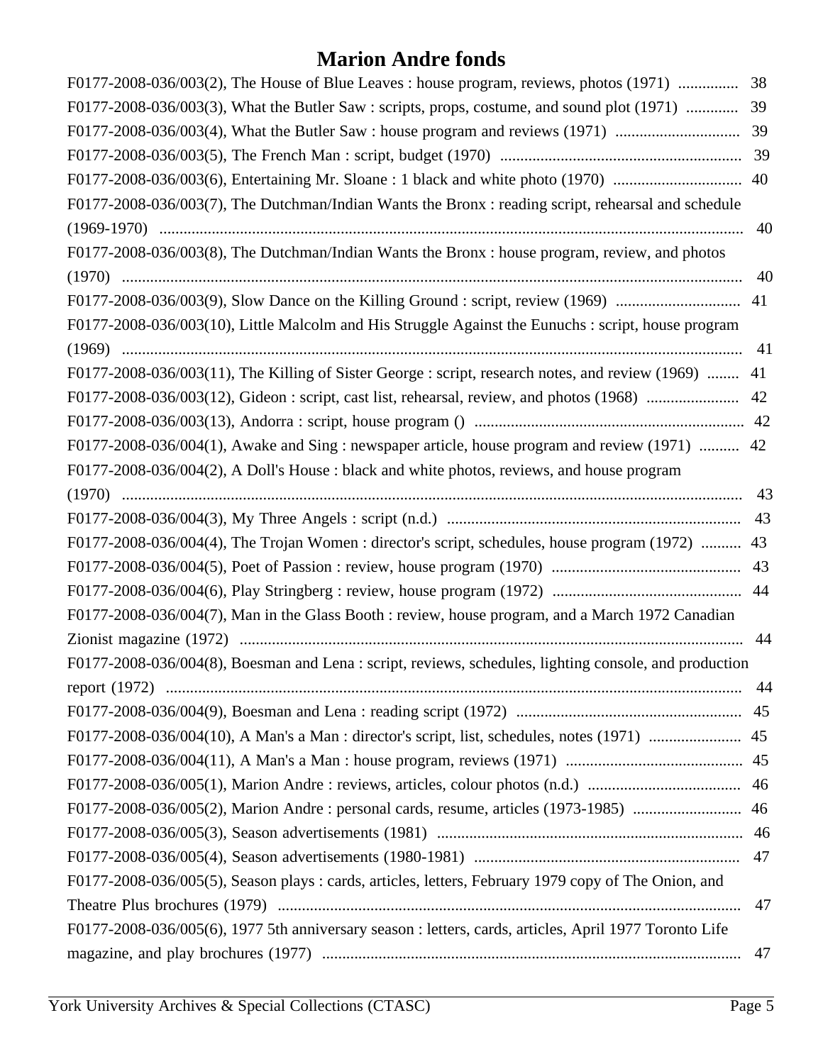# Marion Andre fonds

F0177-2008-036/003(2), The House of Blue Leaves : house program, reviews, photos (1971) ............... 38
F0177-2008-036/003(3), What the Butler Saw : scripts, props, costume, and sound plot (1971) ............. 39
F0177-2008-036/003(4), What the Butler Saw : house program and reviews (1971) ............................... 39
F0177-2008-036/003(5), The French Man : script, budget (1970) ............................................................ 39
F0177-2008-036/003(6), Entertaining Mr. Sloane : 1 black and white photo (1970) ................................ 40
F0177-2008-036/003(7), The Dutchman/Indian Wants the Bronx : reading script, rehearsal and schedule (1969-1970) ................................................................................................................................................ 40
F0177-2008-036/003(8), The Dutchman/Indian Wants the Bronx : house program, review, and photos (1970) ......................................................................................................................................................... 40
F0177-2008-036/003(9), Slow Dance on the Killing Ground : script, review (1969) ............................... 41
F0177-2008-036/003(10), Little Malcolm and His Struggle Against the Eunuchs : script, house program (1969) ......................................................................................................................................................... 41
F0177-2008-036/003(11), The Killing of Sister George : script, research notes, and review (1969) ........ 41
F0177-2008-036/003(12), Gideon : script, cast list, rehearsal, review, and photos (1968) ....................... 42
F0177-2008-036/003(13), Andorra : script, house program () .................................................................. 42
F0177-2008-036/004(1), Awake and Sing : newspaper article, house program and review (1971) .......... 42
F0177-2008-036/004(2), A Doll's House : black and white photos, reviews, and house program (1970) ......................................................................................................................................................... 43
F0177-2008-036/004(3), My Three Angels : script (n.d.) ......................................................................... 43
F0177-2008-036/004(4), The Trojan Women : director's script, schedules, house program (1972) .......... 43
F0177-2008-036/004(5), Poet of Passion : review, house program (1970) ............................................... 43
F0177-2008-036/004(6), Play Stringberg : review, house program (1972) ............................................... 44
F0177-2008-036/004(7), Man in the Glass Booth : review, house program, and a March 1972 Canadian Zionist magazine (1972) ............................................................................................................................ 44
F0177-2008-036/004(8), Boesman and Lena : script, reviews, schedules, lighting console, and production report (1972) .............................................................................................................................................. 44
F0177-2008-036/004(9), Boesman and Lena : reading script (1972) ........................................................ 45
F0177-2008-036/004(10), A Man's a Man : director's script, list, schedules, notes (1971) ....................... 45
F0177-2008-036/004(11), A Man's a Man : house program, reviews (1971) ............................................ 45
F0177-2008-036/005(1), Marion Andre : reviews, articles, colour photos (n.d.) ...................................... 46
F0177-2008-036/005(2), Marion Andre : personal cards, resume, articles (1973-1985) ........................... 46
F0177-2008-036/005(3), Season advertisements (1981) ............................................................................ 46
F0177-2008-036/005(4), Season advertisements (1980-1981) .................................................................. 47
F0177-2008-036/005(5), Season plays : cards, articles, letters, February 1979 copy of The Onion, and Theatre Plus brochures (1979) ................................................................................................................... 47
F0177-2008-036/005(6), 1977 5th anniversary season : letters, cards, articles, April 1977 Toronto Life magazine, and play brochures (1977) ....................................................................................................... 47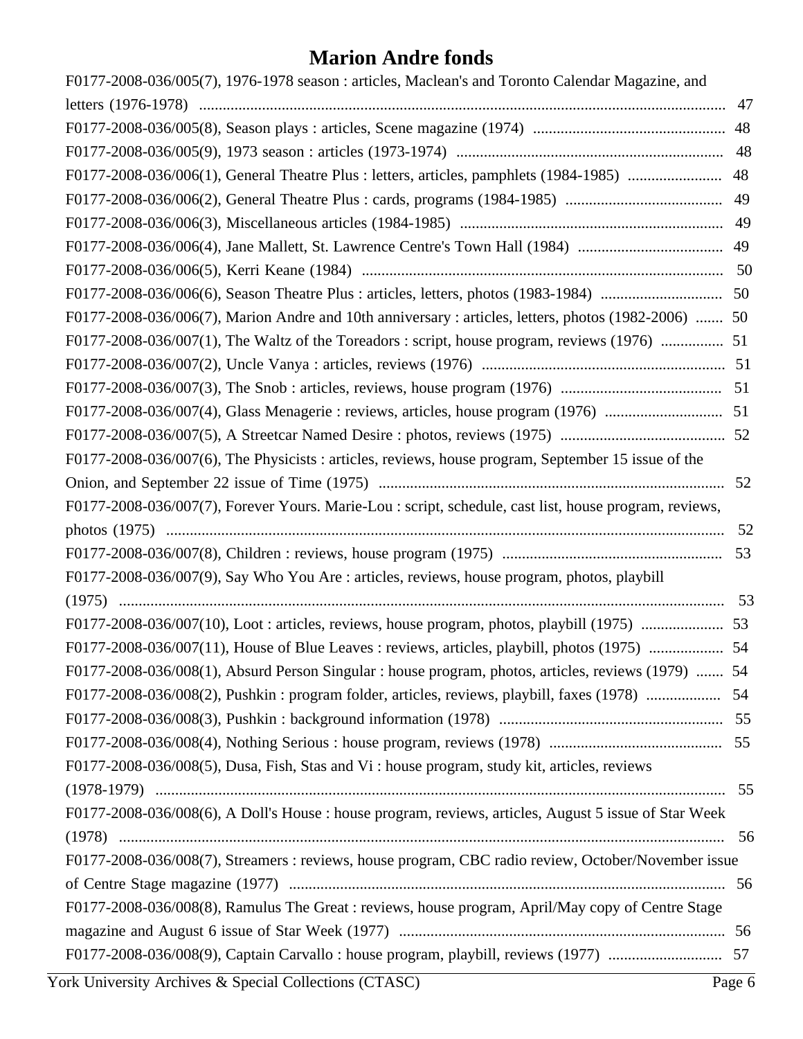# Marion Andre fonds

F0177-2008-036/005(7), 1976-1978 season : articles, Maclean's and Toronto Calendar Magazine, and letters (1976-1978) ..... 47

F0177-2008-036/005(8), Season plays : articles, Scene magazine (1974) ..... 48

F0177-2008-036/005(9), 1973 season : articles (1973-1974) ..... 48

F0177-2008-036/006(1), General Theatre Plus : letters, articles, pamphlets (1984-1985) ..... 48

F0177-2008-036/006(2), General Theatre Plus : cards, programs (1984-1985) ..... 49

F0177-2008-036/006(3), Miscellaneous articles (1984-1985) ..... 49

F0177-2008-036/006(4), Jane Mallett, St. Lawrence Centre's Town Hall (1984) ..... 49

F0177-2008-036/006(5), Kerri Keane (1984) ..... 50

F0177-2008-036/006(6), Season Theatre Plus : articles, letters, photos (1983-1984) ..... 50

F0177-2008-036/006(7), Marion Andre and 10th anniversary : articles, letters, photos (1982-2006) ..... 50

F0177-2008-036/007(1), The Waltz of the Toreadors : script, house program, reviews (1976) ..... 51

F0177-2008-036/007(2), Uncle Vanya : articles, reviews (1976) ..... 51

F0177-2008-036/007(3), The Snob : articles, reviews, house program (1976) ..... 51

F0177-2008-036/007(4), Glass Menagerie : reviews, articles, house program (1976) ..... 51

F0177-2008-036/007(5), A Streetcar Named Desire : photos, reviews (1975) ..... 52

F0177-2008-036/007(6), The Physicists : articles, reviews, house program, September 15 issue of the Onion, and September 22 issue of Time (1975) ..... 52

F0177-2008-036/007(7), Forever Yours. Marie-Lou : script, schedule, cast list, house program, reviews, photos (1975) ..... 52

F0177-2008-036/007(8), Children : reviews, house program (1975) ..... 53

F0177-2008-036/007(9), Say Who You Are : articles, reviews, house program, photos, playbill (1975) ..... 53

F0177-2008-036/007(10), Loot : articles, reviews, house program, photos, playbill (1975) ..... 53

F0177-2008-036/007(11), House of Blue Leaves : reviews, articles, playbill, photos (1975) ..... 54

F0177-2008-036/008(1), Absurd Person Singular : house program, photos, articles, reviews (1979) ..... 54

F0177-2008-036/008(2), Pushkin : program folder, articles, reviews, playbill, faxes (1978) ..... 54

F0177-2008-036/008(3), Pushkin : background information (1978) ..... 55

F0177-2008-036/008(4), Nothing Serious : house program, reviews (1978) ..... 55

F0177-2008-036/008(5), Dusa, Fish, Stas and Vi : house program, study kit, articles, reviews (1978-1979) ..... 55

F0177-2008-036/008(6), A Doll's House : house program, reviews, articles, August 5 issue of Star Week (1978) ..... 56

F0177-2008-036/008(7), Streamers : reviews, house program, CBC radio review, October/November issue of Centre Stage magazine (1977) ..... 56

F0177-2008-036/008(8), Ramulus The Great : reviews, house program, April/May copy of Centre Stage magazine and August 6 issue of Star Week (1977) ..... 56

F0177-2008-036/008(9), Captain Carvallo : house program, playbill, reviews (1977) ..... 57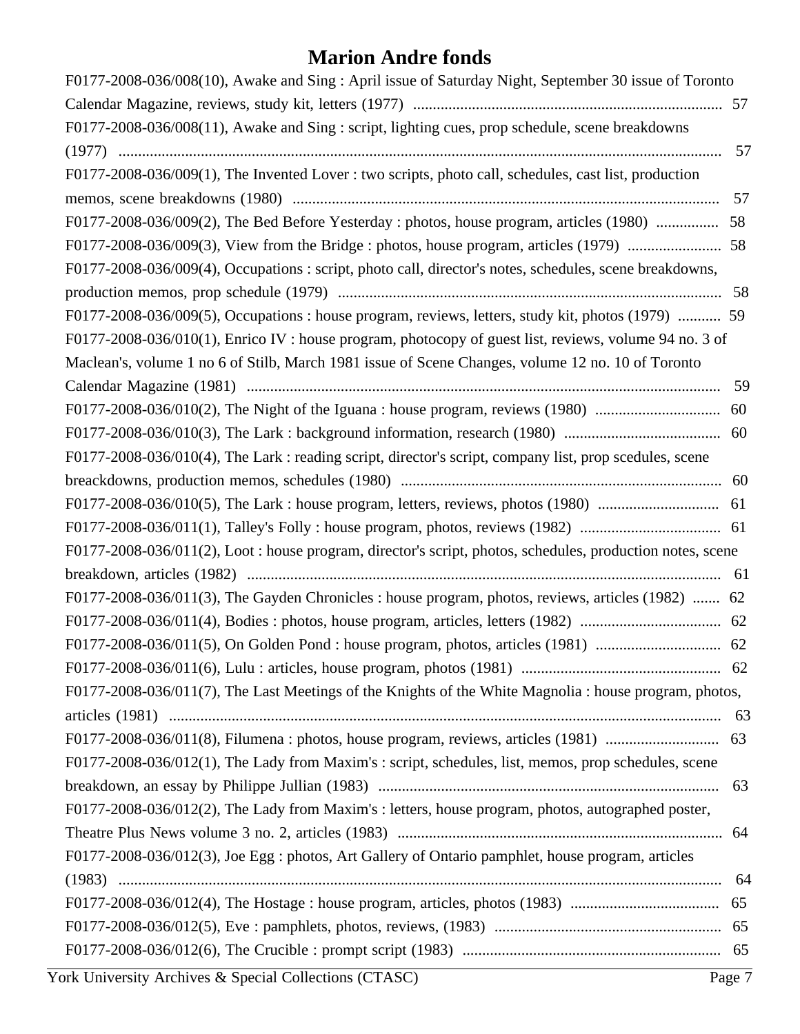# Marion Andre fonds

F0177-2008-036/008(10), Awake and Sing : April issue of Saturday Night, September 30 issue of Toronto Calendar Magazine, reviews, study kit, letters (1977) .......... 57

F0177-2008-036/008(11), Awake and Sing : script, lighting cues, prop schedule, scene breakdowns (1977) .......... 57

F0177-2008-036/009(1), The Invented Lover : two scripts, photo call, schedules, cast list, production memos, scene breakdowns (1980) .......... 57

F0177-2008-036/009(2), The Bed Before Yesterday : photos, house program, articles (1980) .......... 58

F0177-2008-036/009(3), View from the Bridge : photos, house program, articles (1979) .......... 58

F0177-2008-036/009(4), Occupations : script, photo call, director's notes, schedules, scene breakdowns, production memos, prop schedule (1979) .......... 58

F0177-2008-036/009(5), Occupations : house program, reviews, letters, study kit, photos (1979) .......... 59

F0177-2008-036/010(1), Enrico IV : house program, photocopy of guest list, reviews, volume 94 no. 3 of Maclean's, volume 1 no 6 of Stilb, March 1981 issue of Scene Changes, volume 12 no. 10 of Toronto Calendar Magazine (1981) .......... 59

F0177-2008-036/010(2), The Night of the Iguana : house program, reviews (1980) .......... 60

F0177-2008-036/010(3), The Lark : background information, research (1980) .......... 60

F0177-2008-036/010(4), The Lark : reading script, director's script, company list, prop scedules, scene breackdowns, production memos, schedules (1980) .......... 60

F0177-2008-036/010(5), The Lark : house program, letters, reviews, photos (1980) .......... 61

F0177-2008-036/011(1), Talley's Folly : house program, photos, reviews (1982) .......... 61

F0177-2008-036/011(2), Loot : house program, director's script, photos, schedules, production notes, scene breakdown, articles (1982) .......... 61

F0177-2008-036/011(3), The Gayden Chronicles : house program, photos, reviews, articles (1982) .......... 62

F0177-2008-036/011(4), Bodies : photos, house program, articles, letters (1982) .......... 62

F0177-2008-036/011(5), On Golden Pond : house program, photos, articles (1981) .......... 62

F0177-2008-036/011(6), Lulu : articles, house program, photos (1981) .......... 62

F0177-2008-036/011(7), The Last Meetings of the Knights of the White Magnolia : house program, photos, articles (1981) .......... 63

F0177-2008-036/011(8), Filumena : photos, house program, reviews, articles (1981) .......... 63

F0177-2008-036/012(1), The Lady from Maxim's : script, schedules, list, memos, prop schedules, scene breakdown, an essay by Philippe Jullian (1983) .......... 63

F0177-2008-036/012(2), The Lady from Maxim's : letters, house program, photos, autographed poster, Theatre Plus News volume 3 no. 2, articles (1983) .......... 64

F0177-2008-036/012(3), Joe Egg : photos, Art Gallery of Ontario pamphlet, house program, articles (1983) .......... 64

F0177-2008-036/012(4), The Hostage : house program, articles, photos (1983) .......... 65

F0177-2008-036/012(5), Eve : pamphlets, photos, reviews, (1983) .......... 65

F0177-2008-036/012(6), The Crucible : prompt script (1983) .......... 65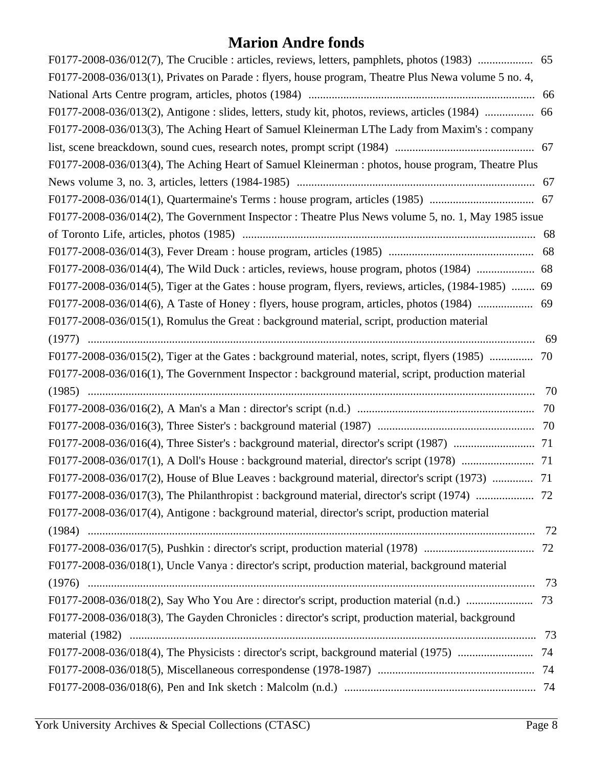# Marion Andre fonds

F0177-2008-036/012(7), The Crucible : articles, reviews, letters, pamphlets, photos (1983) ................... 65

F0177-2008-036/013(1), Privates on Parade : flyers, house program, Theatre Plus Newa volume 5 no. 4, National Arts Centre program, articles, photos (1984) .............................................................................. 66

F0177-2008-036/013(2), Antigone : slides, letters, study kit, photos, reviews, articles (1984) ................. 66

F0177-2008-036/013(3), The Aching Heart of Samuel Kleinerman LThe Lady from Maxim's : company list, scene breackdown, sound cues, research notes, prompt script (1984) ................................................ 67

F0177-2008-036/013(4), The Aching Heart of Samuel Kleinerman : photos, house program, Theatre Plus News volume 3, no. 3, articles, letters (1984-1985) .................................................................................. 67

F0177-2008-036/014(1), Quartermaine's Terms : house program, articles (1985) .................................... 67

F0177-2008-036/014(2), The Government Inspector : Theatre Plus News volume 5, no. 1, May 1985 issue of Toronto Life, articles, photos (1985) .................................................................................................... 68

F0177-2008-036/014(3), Fever Dream : house program, articles (1985) .................................................. 68

F0177-2008-036/014(4), The Wild Duck : articles, reviews, house program, photos (1984) .................... 68

F0177-2008-036/014(5), Tiger at the Gates : house program, flyers, reviews, articles, (1984-1985) ........ 69

F0177-2008-036/014(6), A Taste of Honey : flyers, house program, articles, photos (1984) ................... 69

F0177-2008-036/015(1), Romulus the Great : background material, script, production material (1977) .......................................................................................................................................... 69

F0177-2008-036/015(2), Tiger at the Gates : background material, notes, script, flyers (1985) ............... 70

F0177-2008-036/016(1), The Government Inspector : background material, script, production material (1985) .......................................................................................................................................... 70

F0177-2008-036/016(2), A Man's a Man : director's script (n.d.) ............................................................. 70

F0177-2008-036/016(3), Three Sister's : background material (1987) ...................................................... 70

F0177-2008-036/016(4), Three Sister's : background material, director's script (1987) ............................ 71

F0177-2008-036/017(1), A Doll's House : background material, director's script (1978) ......................... 71

F0177-2008-036/017(2), House of Blue Leaves : background material, director's script (1973) ............. 71

F0177-2008-036/017(3), The Philanthropist : background material, director's script (1974) .................... 72

F0177-2008-036/017(4), Antigone : background material, director's script, production material (1984) .......................................................................................................................................... 72

F0177-2008-036/017(5), Pushkin : director's script, production material (1978) ...................................... 72

F0177-2008-036/018(1), Uncle Vanya : director's script, production material, background material (1976) .......................................................................................................................................... 73

F0177-2008-036/018(2), Say Who You Are : director's script, production material (n.d.) ....................... 73

F0177-2008-036/018(3), The Gayden Chronicles : director's script, production material, background material (1982) ........................................................................................................................... 73

F0177-2008-036/018(4), The Physicists : director's script, background material (1975) .......................... 74

F0177-2008-036/018(5), Miscellaneous correspondense (1978-1987) ...................................................... 74

F0177-2008-036/018(6), Pen and Ink sketch : Malcolm (n.d.) .................................................................. 74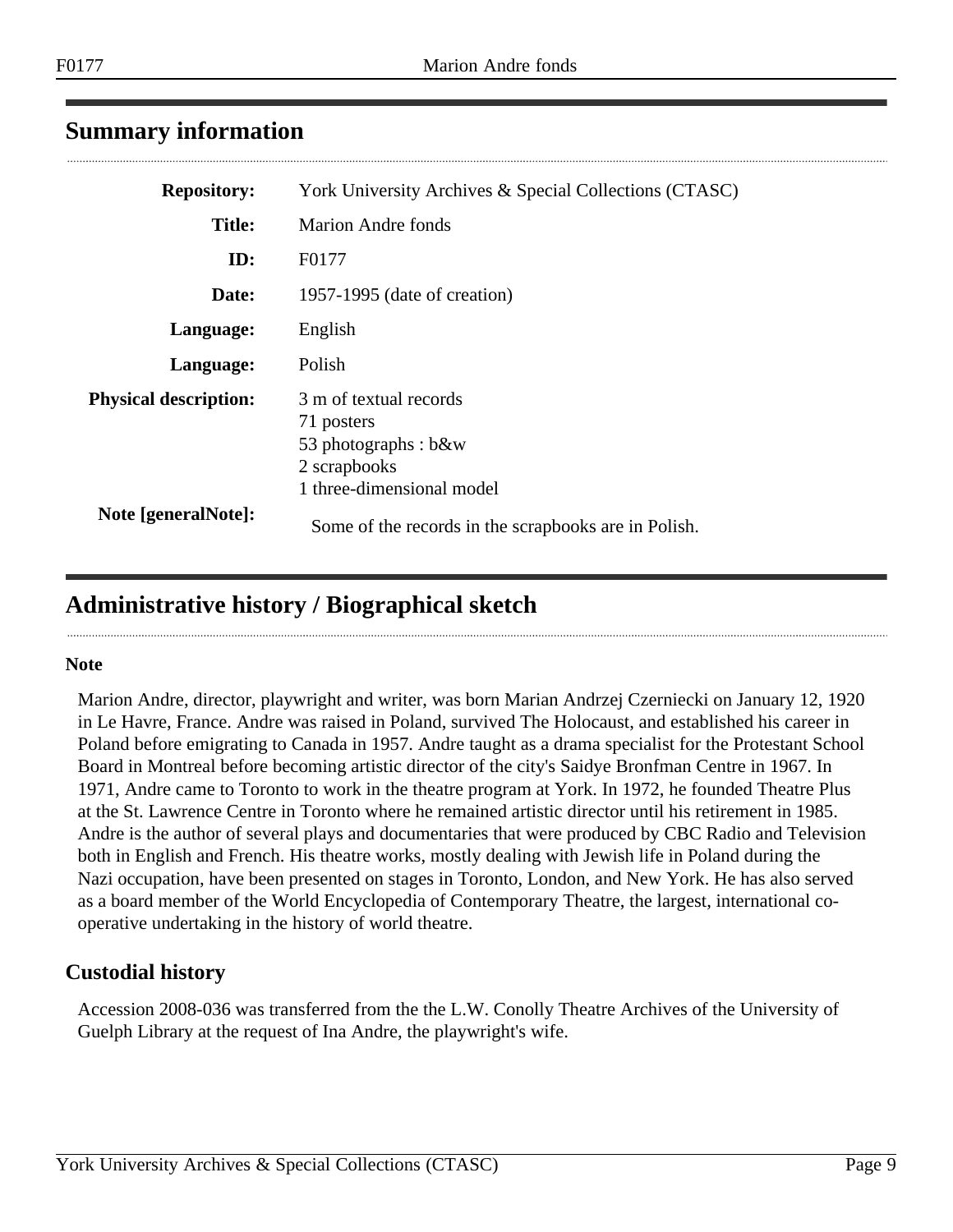## Summary information

| | |
|---|---|
| **Repository:** | York University Archives & Special Collections (CTASC) |
| **Title:** | Marion Andre fonds |
| **ID:** | F0177 |
| **Date:** | 1957-1995 (date of creation) |
| **Language:** | English |
| **Language:** | Polish |
| **Physical description:** | 3 m of textual records<br>71 posters<br>53 photographs : b&w<br>2 scrapbooks<br>1 three-dimensional model |
| **Note [generalNote]:** | Some of the records in the scrapbooks are in Polish. |

## Administrative history / Biographical sketch

**Note**

Marion Andre, director, playwright and writer, was born Marian Andrzej Czerniecki on January 12, 1920 in Le Havre, France. Andre was raised in Poland, survived The Holocaust, and established his career in Poland before emigrating to Canada in 1957. Andre taught as a drama specialist for the Protestant School Board in Montreal before becoming artistic director of the city's Saidye Bronfman Centre in 1967. In 1971, Andre came to Toronto to work in the theatre program at York. In 1972, he founded Theatre Plus at the St. Lawrence Centre in Toronto where he remained artistic director until his retirement in 1985. Andre is the author of several plays and documentaries that were produced by CBC Radio and Television both in English and French. His theatre works, mostly dealing with Jewish life in Poland during the Nazi occupation, have been presented on stages in Toronto, London, and New York. He has also served as a board member of the World Encyclopedia of Contemporary Theatre, the largest, international co-operative undertaking in the history of world theatre.

### Custodial history

Accession 2008-036 was transferred from the the L.W. Conolly Theatre Archives of the University of Guelph Library at the request of Ina Andre, the playwright's wife.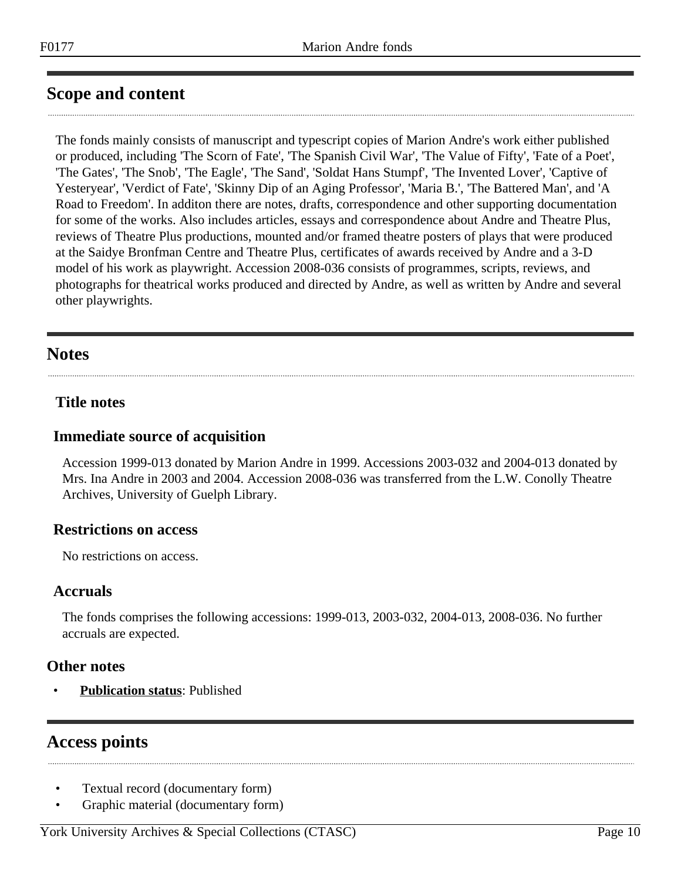## Scope and content

The fonds mainly consists of manuscript and typescript copies of Marion Andre's work either published or produced, including 'The Scorn of Fate', 'The Spanish Civil War', 'The Value of Fifty', 'Fate of a Poet', 'The Gates', 'The Snob', 'The Eagle', 'The Sand', 'Soldat Hans Stumpf', 'The Invented Lover', 'Captive of Yesteryear', 'Verdict of Fate', 'Skinny Dip of an Aging Professor', 'Maria B.', 'The Battered Man', and 'A Road to Freedom'. In additon there are notes, drafts, correspondence and other supporting documentation for some of the works. Also includes articles, essays and correspondence about Andre and Theatre Plus, reviews of Theatre Plus productions, mounted and/or framed theatre posters of plays that were produced at the Saidye Bronfman Centre and Theatre Plus, certificates of awards received by Andre and a 3-D model of his work as playwright. Accession 2008-036 consists of programmes, scripts, reviews, and photographs for theatrical works produced and directed by Andre, as well as written by Andre and several other playwrights.

## Notes

### Title notes

### Immediate source of acquisition

Accession 1999-013 donated by Marion Andre in 1999. Accessions 2003-032 and 2004-013 donated by Mrs. Ina Andre in 2003 and 2004. Accession 2008-036 was transferred from the L.W. Conolly Theatre Archives, University of Guelph Library.

### Restrictions on access

No restrictions on access.

### Accruals

The fonds comprises the following accessions: 1999-013, 2003-032, 2004-013, 2008-036. No further accruals are expected.

### Other notes

- **Publication status**: Published

## Access points

- Textual record (documentary form)
- Graphic material (documentary form)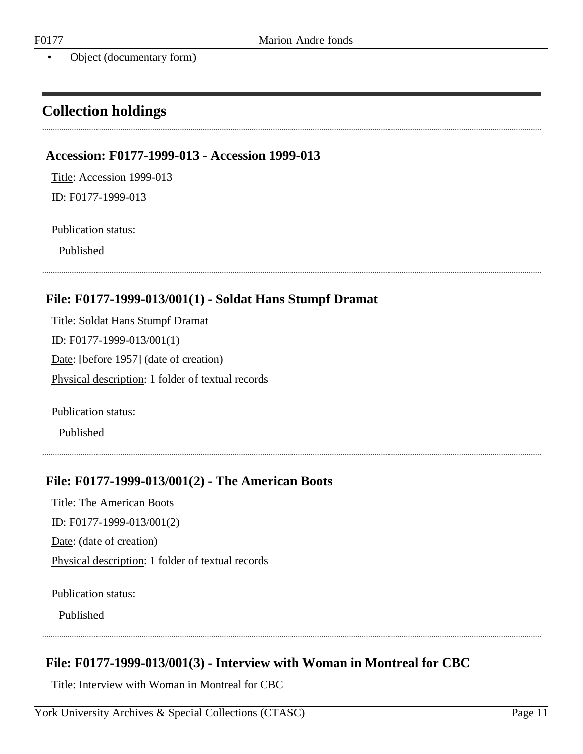- Object (documentary form)

## Collection holdings

### Accession: F0177-1999-013 - Accession 1999-013

Title: Accession 1999-013

ID: F0177-1999-013

Publication status:

Published

### File: F0177-1999-013/001(1) - Soldat Hans Stumpf Dramat

Title: Soldat Hans Stumpf Dramat

ID: F0177-1999-013/001(1)

Date: [before 1957] (date of creation)

Physical description: 1 folder of textual records

Publication status:

Published

### File: F0177-1999-013/001(2) - The American Boots

Title: The American Boots

ID: F0177-1999-013/001(2)

Date: (date of creation)

Physical description: 1 folder of textual records

Publication status:

Published

### File: F0177-1999-013/001(3) - Interview with Woman in Montreal for CBC

Title: Interview with Woman in Montreal for CBC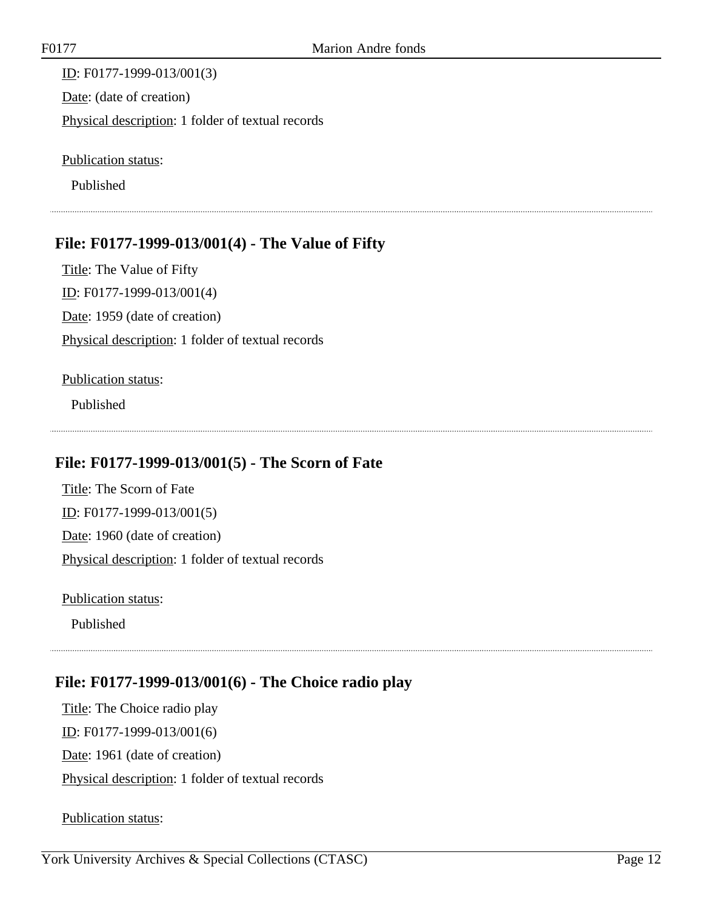ID: F0177-1999-013/001(3)

Date: (date of creation)

Physical description: 1 folder of textual records

Publication status:

Published

---

### File: F0177-1999-013/001(4) - The Value of Fifty

Title: The Value of Fifty

ID: F0177-1999-013/001(4)

Date: 1959 (date of creation)

Physical description: 1 folder of textual records

Publication status:

Published

---

### File: F0177-1999-013/001(5) - The Scorn of Fate

Title: The Scorn of Fate

ID: F0177-1999-013/001(5)

Date: 1960 (date of creation)

Physical description: 1 folder of textual records

Publication status:

Published

---

### File: F0177-1999-013/001(6) - The Choice radio play

Title: The Choice radio play

ID: F0177-1999-013/001(6)

Date: 1961 (date of creation)

Physical description: 1 folder of textual records

Publication status: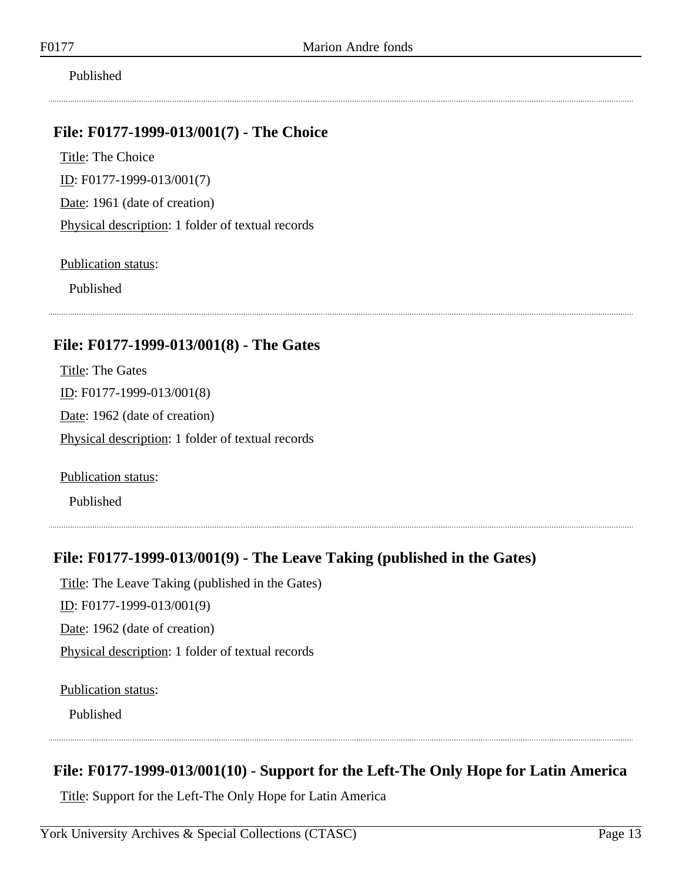Published

## File: F0177-1999-013/001(7) - The Choice

Title: The Choice

ID: F0177-1999-013/001(7)

Date: 1961 (date of creation)

Physical description: 1 folder of textual records

Publication status:

Published

## File: F0177-1999-013/001(8) - The Gates

Title: The Gates

ID: F0177-1999-013/001(8)

Date: 1962 (date of creation)

Physical description: 1 folder of textual records

Publication status:

Published

## File: F0177-1999-013/001(9) - The Leave Taking (published in the Gates)

Title: The Leave Taking (published in the Gates)

ID: F0177-1999-013/001(9)

Date: 1962 (date of creation)

Physical description: 1 folder of textual records

Publication status:

Published

## File: F0177-1999-013/001(10) - Support for the Left-The Only Hope for Latin America

Title: Support for the Left-The Only Hope for Latin America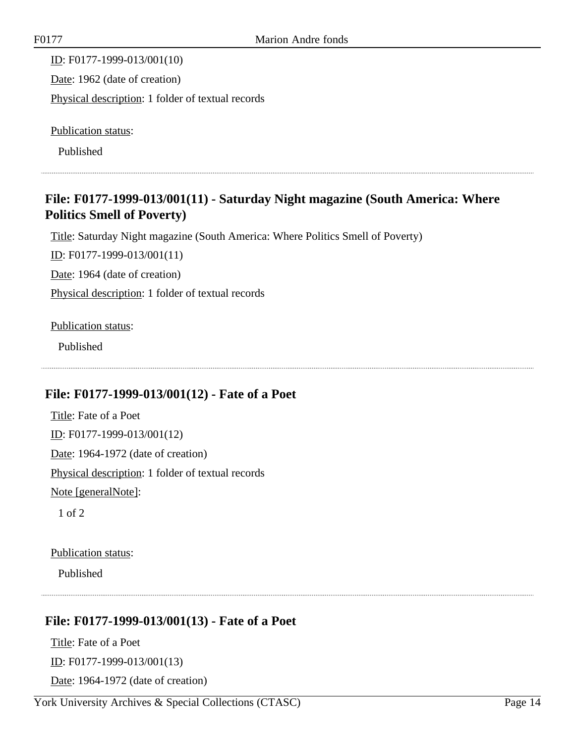ID: F0177-1999-013/001(10)

Date: 1962 (date of creation)

Physical description: 1 folder of textual records

Publication status:

Published

### File: F0177-1999-013/001(11) - Saturday Night magazine (South America: Where Politics Smell of Poverty)

Title: Saturday Night magazine (South America: Where Politics Smell of Poverty)

ID: F0177-1999-013/001(11)

Date: 1964 (date of creation)

Physical description: 1 folder of textual records

Publication status:

Published

### File: F0177-1999-013/001(12) - Fate of a Poet

Title: Fate of a Poet

ID: F0177-1999-013/001(12)

Date: 1964-1972 (date of creation)

Physical description: 1 folder of textual records

Note [generalNote]:

1 of 2

Publication status:

Published

### File: F0177-1999-013/001(13) - Fate of a Poet

Title: Fate of a Poet

ID: F0177-1999-013/001(13)

Date: 1964-1972 (date of creation)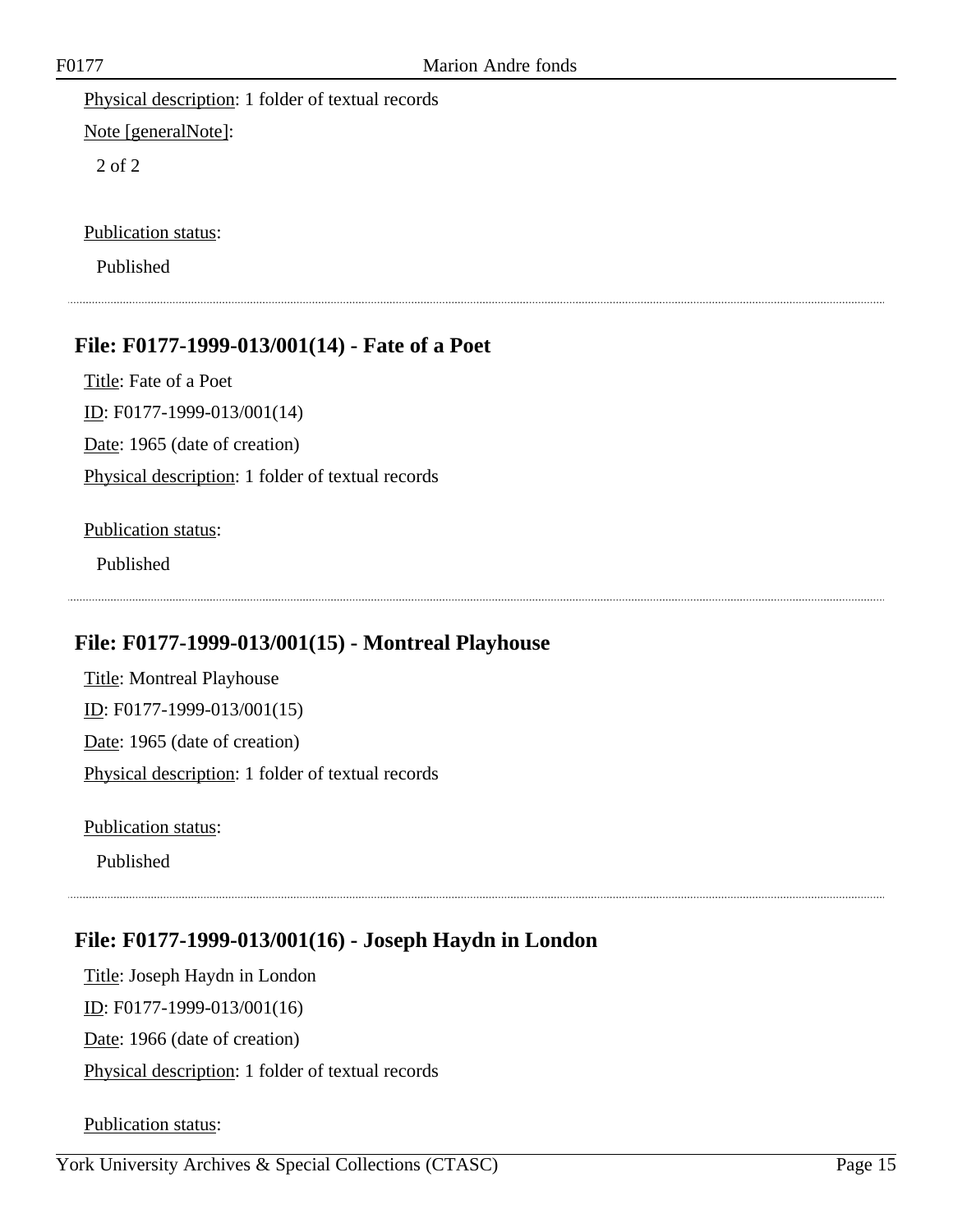Physical description: 1 folder of textual records

Note [generalNote]:

2 of 2

Publication status:

Published

### File: F0177-1999-013/001(14) - Fate of a Poet

Title: Fate of a Poet

ID: F0177-1999-013/001(14)

Date: 1965 (date of creation)

Physical description: 1 folder of textual records

Publication status:

Published

### File: F0177-1999-013/001(15) - Montreal Playhouse

Title: Montreal Playhouse

ID: F0177-1999-013/001(15)

Date: 1965 (date of creation)

Physical description: 1 folder of textual records

Publication status:

Published

### File: F0177-1999-013/001(16) - Joseph Haydn in London

Title: Joseph Haydn in London

ID: F0177-1999-013/001(16)

Date: 1966 (date of creation)

Physical description: 1 folder of textual records

Publication status: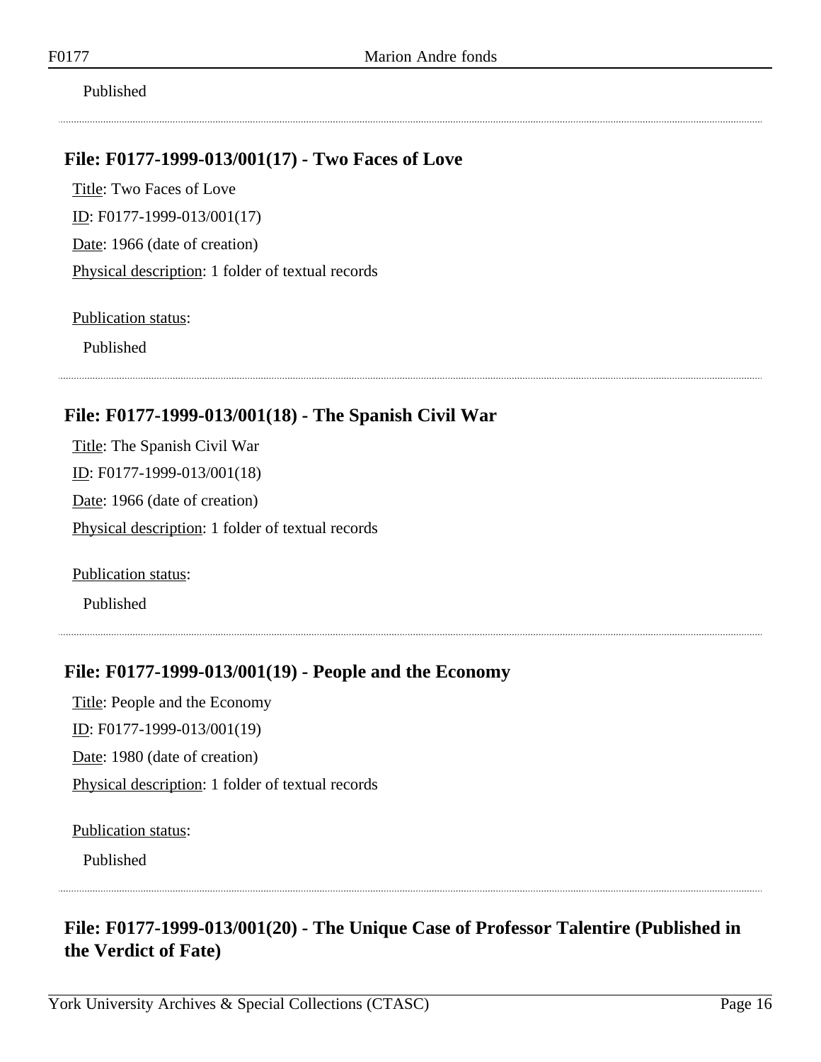Published

---

### File: F0177-1999-013/001(17) - Two Faces of Love

Title: Two Faces of Love

ID: F0177-1999-013/001(17)

Date: 1966 (date of creation)

Physical description: 1 folder of textual records

Publication status:

Published

---

### File: F0177-1999-013/001(18) - The Spanish Civil War

Title: The Spanish Civil War

ID: F0177-1999-013/001(18)

Date: 1966 (date of creation)

Physical description: 1 folder of textual records

Publication status:

Published

---

### File: F0177-1999-013/001(19) - People and the Economy

Title: People and the Economy

ID: F0177-1999-013/001(19)

Date: 1980 (date of creation)

Physical description: 1 folder of textual records

Publication status:

Published

---

### File: F0177-1999-013/001(20) - The Unique Case of Professor Talentire (Published in the Verdict of Fate)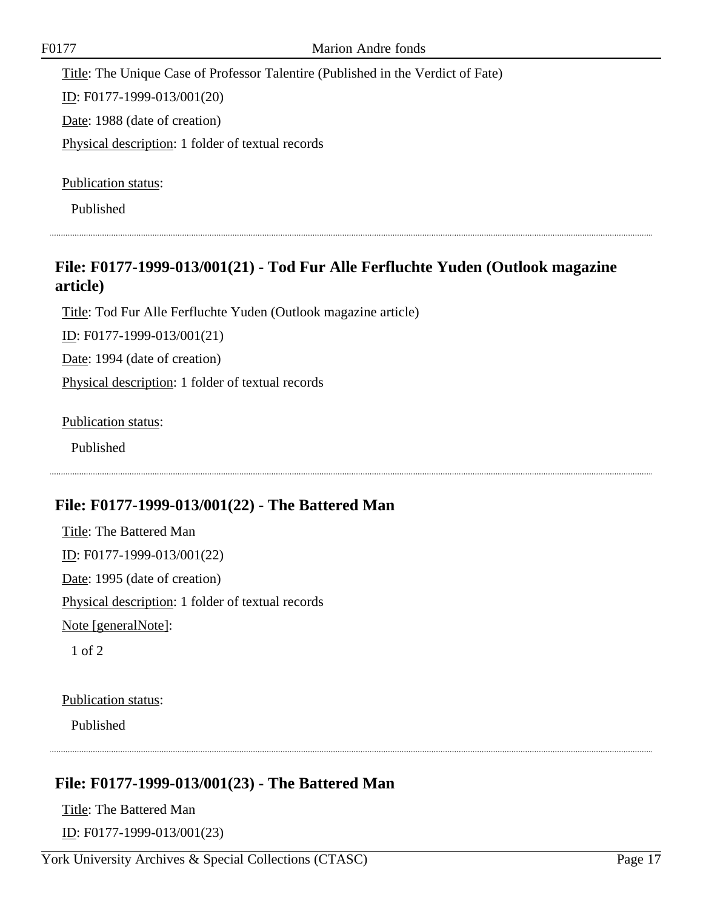Title: The Unique Case of Professor Talentire (Published in the Verdict of Fate)

ID: F0177-1999-013/001(20)

Date: 1988 (date of creation)

Physical description: 1 folder of textual records

Publication status:

Published

## File: F0177-1999-013/001(21) - Tod Fur Alle Ferfluchte Yuden (Outlook magazine article)

Title: Tod Fur Alle Ferfluchte Yuden (Outlook magazine article)

ID: F0177-1999-013/001(21)

Date: 1994 (date of creation)

Physical description: 1 folder of textual records

Publication status:

Published

## File: F0177-1999-013/001(22) - The Battered Man

Title: The Battered Man

ID: F0177-1999-013/001(22)

Date: 1995 (date of creation)

Physical description: 1 folder of textual records

Note [generalNote]:

1 of 2

Publication status:

Published

## File: F0177-1999-013/001(23) - The Battered Man

Title: The Battered Man

ID: F0177-1999-013/001(23)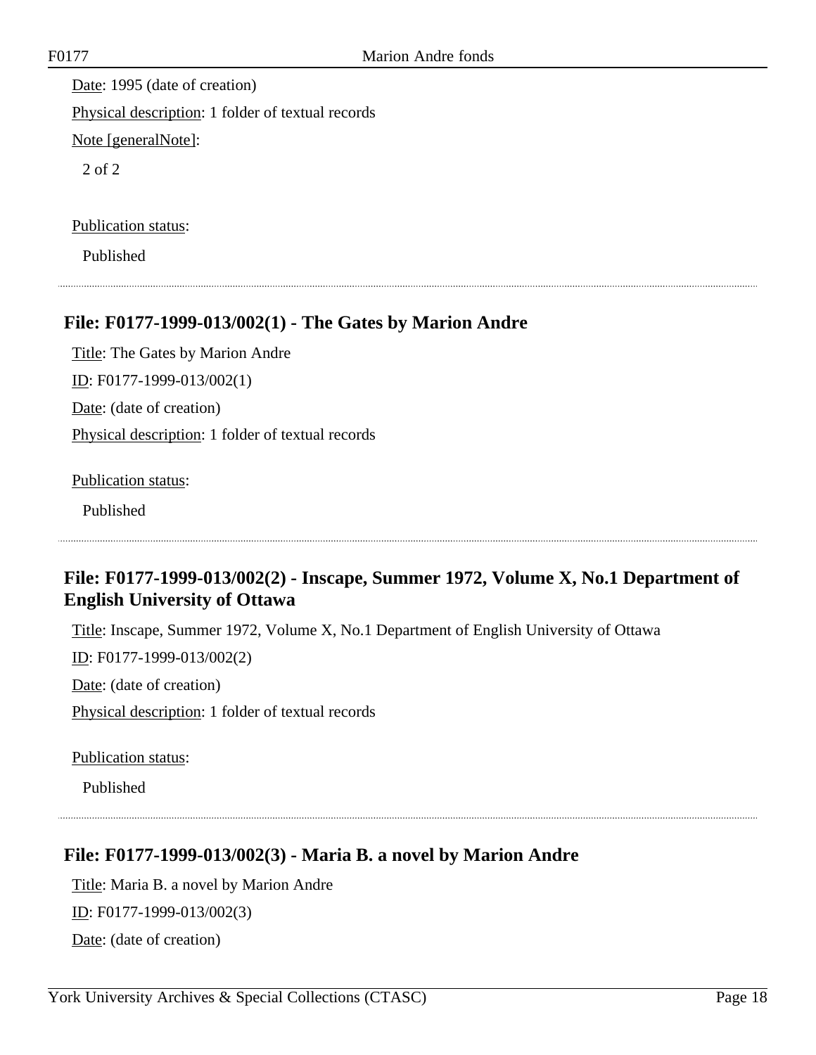Date: 1995 (date of creation)

Physical description: 1 folder of textual records

Note [generalNote]:

2 of 2

Publication status:

Published

## File: F0177-1999-013/002(1) - The Gates by Marion Andre

Title: The Gates by Marion Andre

ID: F0177-1999-013/002(1)

Date: (date of creation)

Physical description: 1 folder of textual records

Publication status:

Published

## File: F0177-1999-013/002(2) - Inscape, Summer 1972, Volume X, No.1 Department of English University of Ottawa

Title: Inscape, Summer 1972, Volume X, No.1 Department of English University of Ottawa

ID: F0177-1999-013/002(2)

Date: (date of creation)

Physical description: 1 folder of textual records

Publication status:

Published

## File: F0177-1999-013/002(3) - Maria B. a novel by Marion Andre

Title: Maria B. a novel by Marion Andre

ID: F0177-1999-013/002(3)

Date: (date of creation)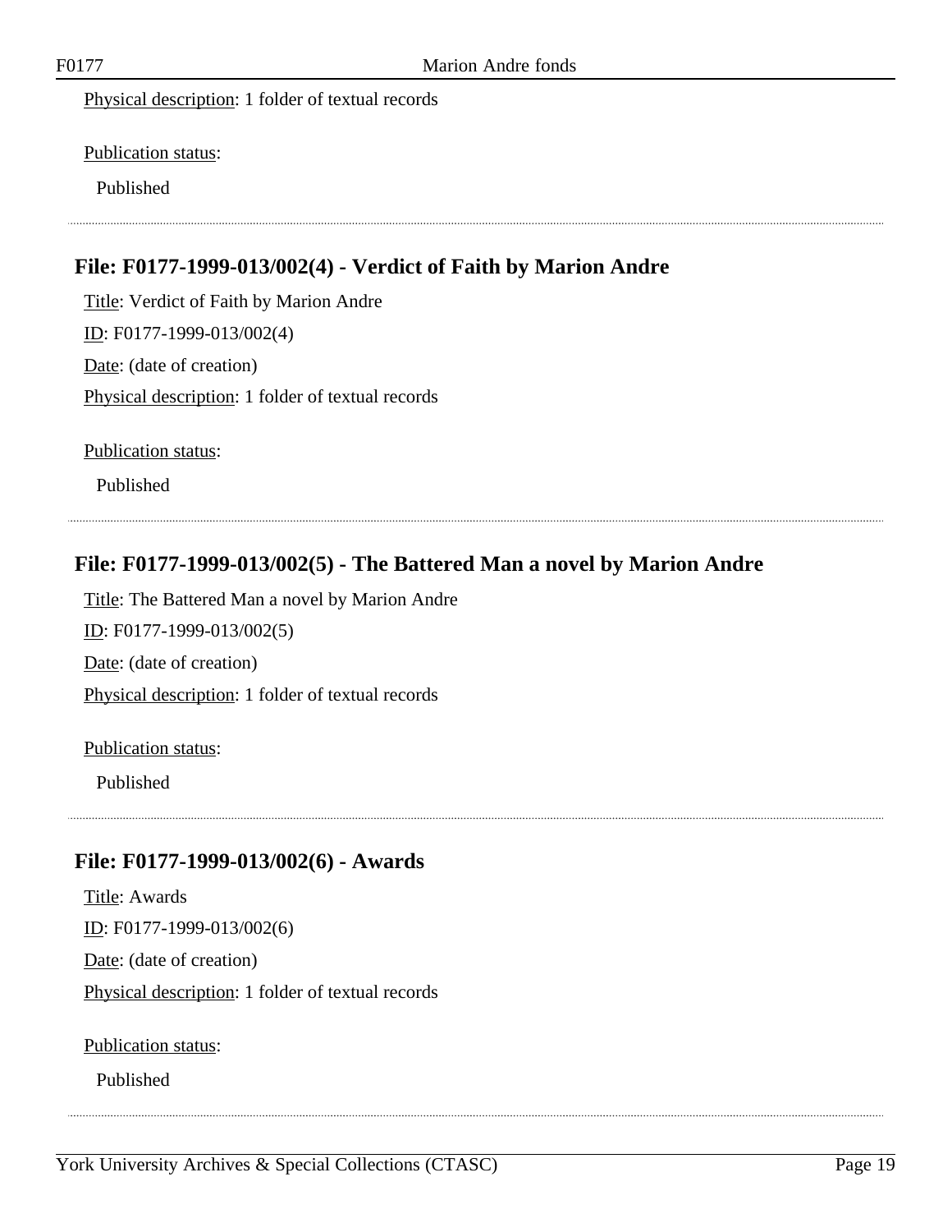Physical description: 1 folder of textual records

Publication status:

Published

---

## File: F0177-1999-013/002(4) - Verdict of Faith by Marion Andre

Title: Verdict of Faith by Marion Andre

ID: F0177-1999-013/002(4)

Date: (date of creation)

Physical description: 1 folder of textual records

Publication status:

Published

---

## File: F0177-1999-013/002(5) - The Battered Man a novel by Marion Andre

Title: The Battered Man a novel by Marion Andre

ID: F0177-1999-013/002(5)

Date: (date of creation)

Physical description: 1 folder of textual records

Publication status:

Published

---

## File: F0177-1999-013/002(6) - Awards

Title: Awards

ID: F0177-1999-013/002(6)

Date: (date of creation)

Physical description: 1 folder of textual records

Publication status:

Published

---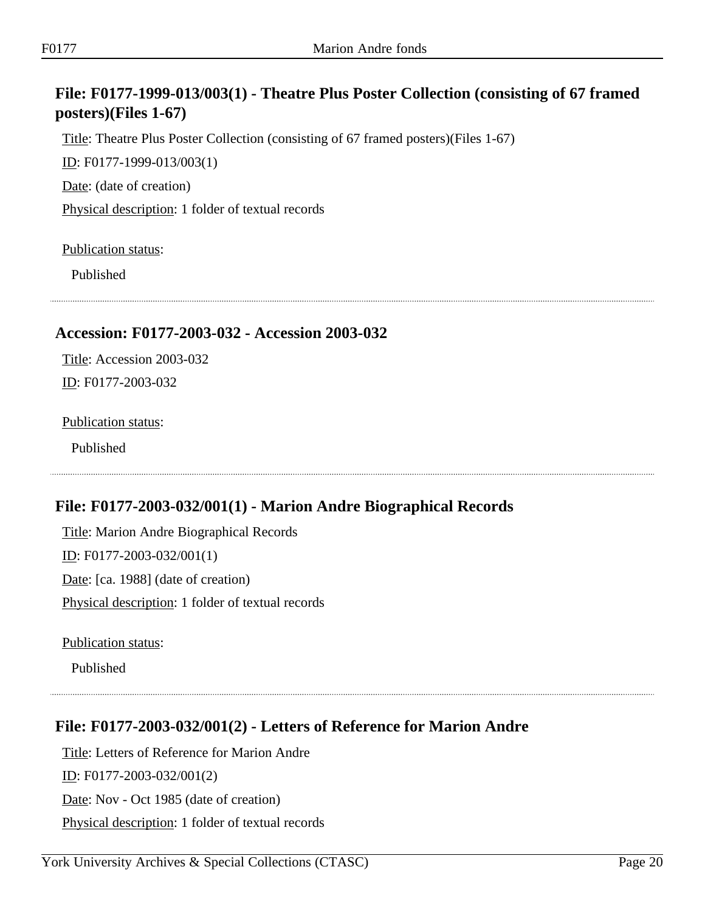## File: F0177-1999-013/003(1) - Theatre Plus Poster Collection (consisting of 67 framed posters)(Files 1-67)

Title: Theatre Plus Poster Collection (consisting of 67 framed posters)(Files 1-67)

ID: F0177-1999-013/003(1)

Date: (date of creation)

Physical description: 1 folder of textual records

Publication status:

Published

## Accession: F0177-2003-032 - Accession 2003-032

Title: Accession 2003-032

ID: F0177-2003-032

Publication status:

Published

## File: F0177-2003-032/001(1) - Marion Andre Biographical Records

Title: Marion Andre Biographical Records

ID: F0177-2003-032/001(1)

Date: [ca. 1988] (date of creation)

Physical description: 1 folder of textual records

Publication status:

Published

## File: F0177-2003-032/001(2) - Letters of Reference for Marion Andre

Title: Letters of Reference for Marion Andre

ID: F0177-2003-032/001(2)

Date: Nov - Oct 1985 (date of creation)

Physical description: 1 folder of textual records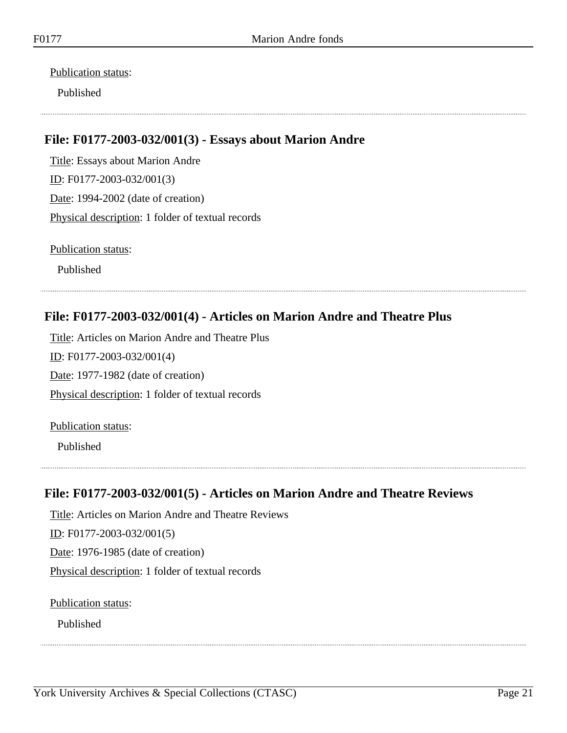Publication status:

Published

---

### File: F0177-2003-032/001(3) - Essays about Marion Andre

Title: Essays about Marion Andre

ID: F0177-2003-032/001(3)

Date: 1994-2002 (date of creation)

Physical description: 1 folder of textual records

Publication status:

Published

---

### File: F0177-2003-032/001(4) - Articles on Marion Andre and Theatre Plus

Title: Articles on Marion Andre and Theatre Plus

ID: F0177-2003-032/001(4)

Date: 1977-1982 (date of creation)

Physical description: 1 folder of textual records

Publication status:

Published

---

### File: F0177-2003-032/001(5) - Articles on Marion Andre and Theatre Reviews

Title: Articles on Marion Andre and Theatre Reviews

ID: F0177-2003-032/001(5)

Date: 1976-1985 (date of creation)

Physical description: 1 folder of textual records

Publication status:

Published

---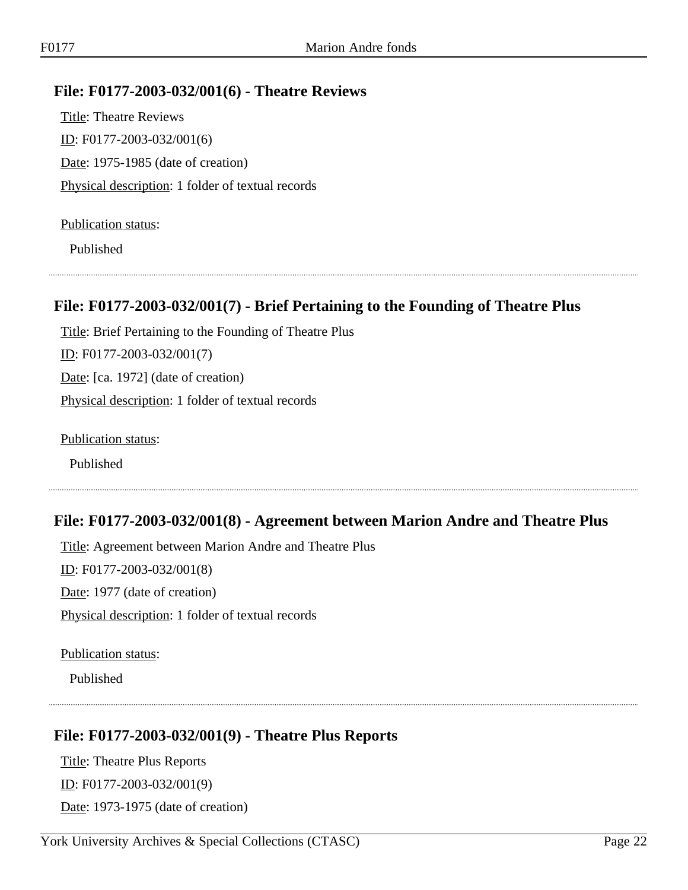## File: F0177-2003-032/001(6) - Theatre Reviews

Title: Theatre Reviews

ID: F0177-2003-032/001(6)

Date: 1975-1985 (date of creation)

Physical description: 1 folder of textual records

Publication status:

Published

## File: F0177-2003-032/001(7) - Brief Pertaining to the Founding of Theatre Plus

Title: Brief Pertaining to the Founding of Theatre Plus

ID: F0177-2003-032/001(7)

Date: [ca. 1972] (date of creation)

Physical description: 1 folder of textual records

Publication status:

Published

## File: F0177-2003-032/001(8) - Agreement between Marion Andre and Theatre Plus

Title: Agreement between Marion Andre and Theatre Plus

ID: F0177-2003-032/001(8)

Date: 1977 (date of creation)

Physical description: 1 folder of textual records

Publication status:

Published

## File: F0177-2003-032/001(9) - Theatre Plus Reports

Title: Theatre Plus Reports

ID: F0177-2003-032/001(9)

Date: 1973-1975 (date of creation)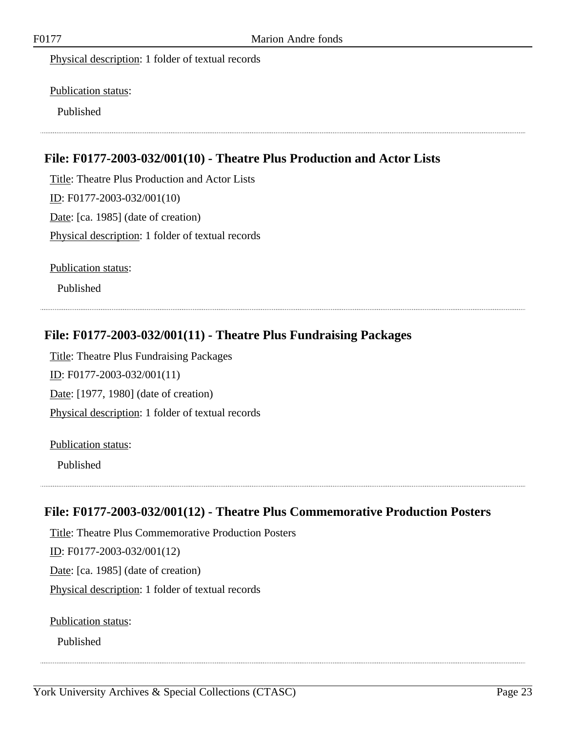Physical description: 1 folder of textual records

Publication status:

Published

---

## File: F0177-2003-032/001(10) - Theatre Plus Production and Actor Lists

Title: Theatre Plus Production and Actor Lists

ID: F0177-2003-032/001(10)

Date: [ca. 1985] (date of creation)

Physical description: 1 folder of textual records

Publication status:

Published

---

## File: F0177-2003-032/001(11) - Theatre Plus Fundraising Packages

Title: Theatre Plus Fundraising Packages

ID: F0177-2003-032/001(11)

Date: [1977, 1980] (date of creation)

Physical description: 1 folder of textual records

Publication status:

Published

---

## File: F0177-2003-032/001(12) - Theatre Plus Commemorative Production Posters

Title: Theatre Plus Commemorative Production Posters

ID: F0177-2003-032/001(12)

Date: [ca. 1985] (date of creation)

Physical description: 1 folder of textual records

Publication status:

Published

---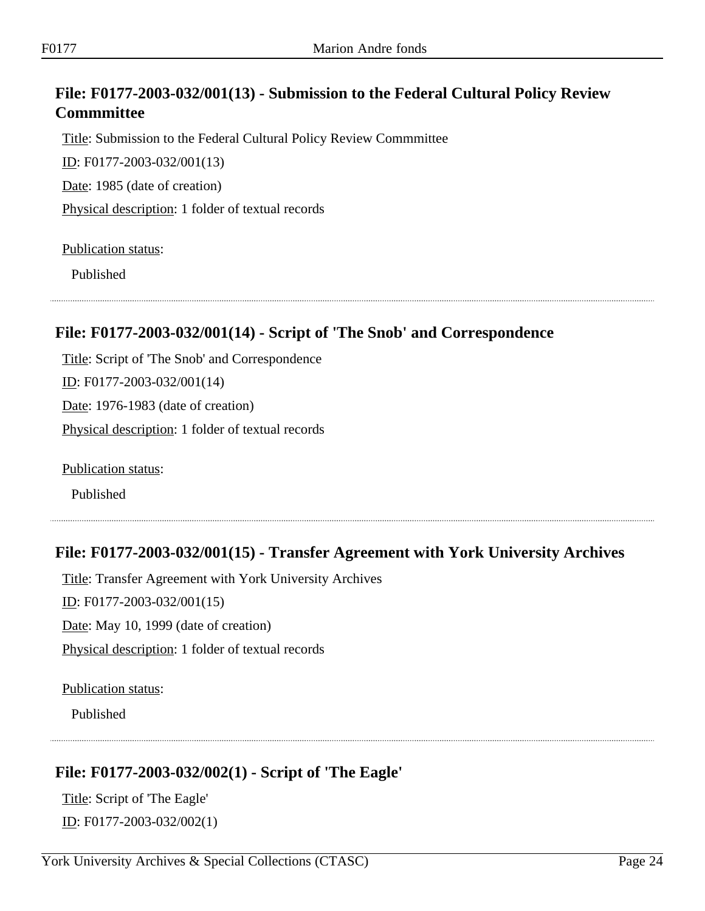## File: F0177-2003-032/001(13) - Submission to the Federal Cultural Policy Review Commmittee

Title: Submission to the Federal Cultural Policy Review Commmittee

ID: F0177-2003-032/001(13)

Date: 1985 (date of creation)

Physical description: 1 folder of textual records

Publication status:

Published

## File: F0177-2003-032/001(14) - Script of 'The Snob' and Correspondence

Title: Script of 'The Snob' and Correspondence

ID: F0177-2003-032/001(14)

Date: 1976-1983 (date of creation)

Physical description: 1 folder of textual records

Publication status:

Published

## File: F0177-2003-032/001(15) - Transfer Agreement with York University Archives

Title: Transfer Agreement with York University Archives

ID: F0177-2003-032/001(15)

Date: May 10, 1999 (date of creation)

Physical description: 1 folder of textual records

Publication status:

Published

## File: F0177-2003-032/002(1) - Script of 'The Eagle'

Title: Script of 'The Eagle'

ID: F0177-2003-032/002(1)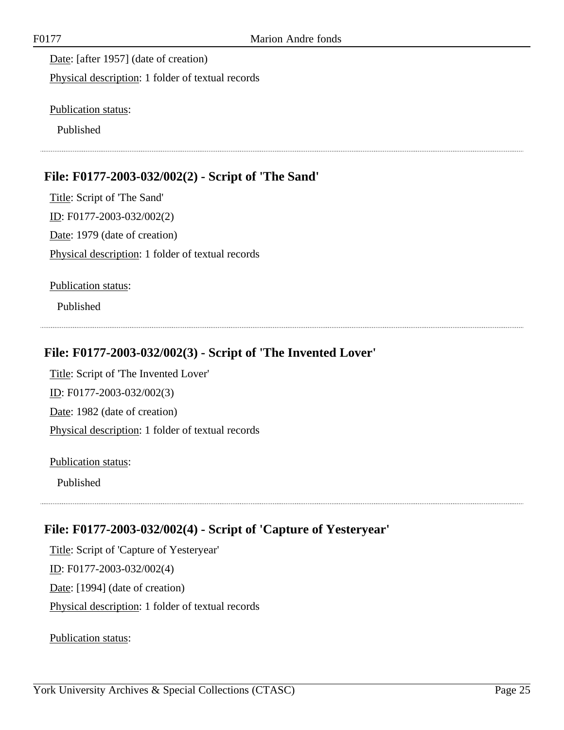Date: [after 1957] (date of creation)

Physical description: 1 folder of textual records

Publication status:

Published

## File: F0177-2003-032/002(2) - Script of 'The Sand'

Title: Script of 'The Sand'

ID: F0177-2003-032/002(2)

Date: 1979 (date of creation)

Physical description: 1 folder of textual records

Publication status:

Published

## File: F0177-2003-032/002(3) - Script of 'The Invented Lover'

Title: Script of 'The Invented Lover'

ID: F0177-2003-032/002(3)

Date: 1982 (date of creation)

Physical description: 1 folder of textual records

Publication status:

Published

## File: F0177-2003-032/002(4) - Script of 'Capture of Yesteryear'

Title: Script of 'Capture of Yesteryear'

ID: F0177-2003-032/002(4)

Date: [1994] (date of creation)

Physical description: 1 folder of textual records

Publication status: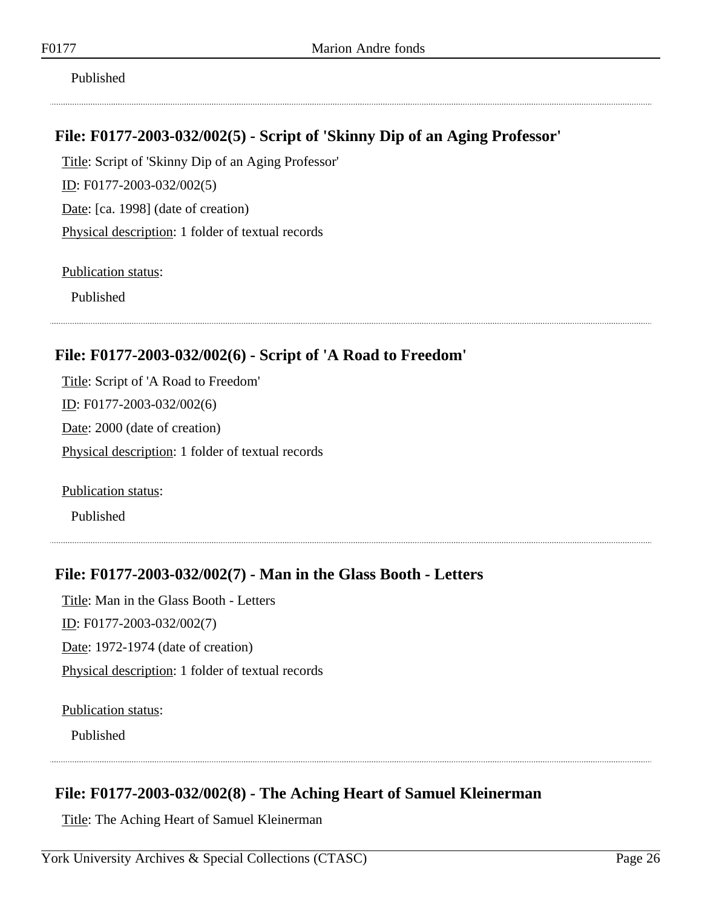Published

---

## File: F0177-2003-032/002(5) - Script of 'Skinny Dip of an Aging Professor'

Title: Script of 'Skinny Dip of an Aging Professor'

ID: F0177-2003-032/002(5)

Date: [ca. 1998] (date of creation)

Physical description: 1 folder of textual records

Publication status:

Published

---

## File: F0177-2003-032/002(6) - Script of 'A Road to Freedom'

Title: Script of 'A Road to Freedom'

ID: F0177-2003-032/002(6)

Date: 2000 (date of creation)

Physical description: 1 folder of textual records

Publication status:

Published

---

## File: F0177-2003-032/002(7) - Man in the Glass Booth - Letters

Title: Man in the Glass Booth - Letters

ID: F0177-2003-032/002(7)

Date: 1972-1974 (date of creation)

Physical description: 1 folder of textual records

Publication status:

Published

---

## File: F0177-2003-032/002(8) - The Aching Heart of Samuel Kleinerman

Title: The Aching Heart of Samuel Kleinerman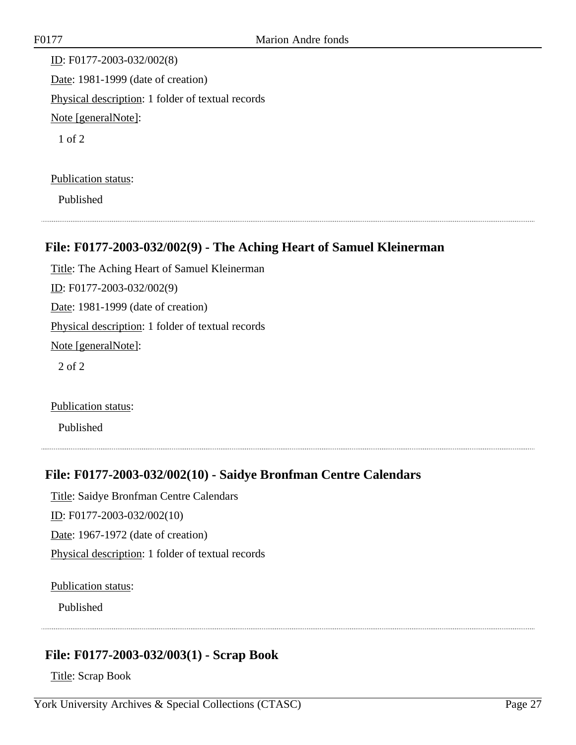ID: F0177-2003-032/002(8)

Date: 1981-1999 (date of creation)

Physical description: 1 folder of textual records

Note [generalNote]:

1 of 2

Publication status:

Published

---

### File: F0177-2003-032/002(9) - The Aching Heart of Samuel Kleinerman

Title: The Aching Heart of Samuel Kleinerman

ID: F0177-2003-032/002(9)

Date: 1981-1999 (date of creation)

Physical description: 1 folder of textual records

Note [generalNote]:

2 of 2

Publication status:

Published

---

### File: F0177-2003-032/002(10) - Saidye Bronfman Centre Calendars

Title: Saidye Bronfman Centre Calendars

ID: F0177-2003-032/002(10)

Date: 1967-1972 (date of creation)

Physical description: 1 folder of textual records

Publication status:

Published

---

### File: F0177-2003-032/003(1) - Scrap Book

Title: Scrap Book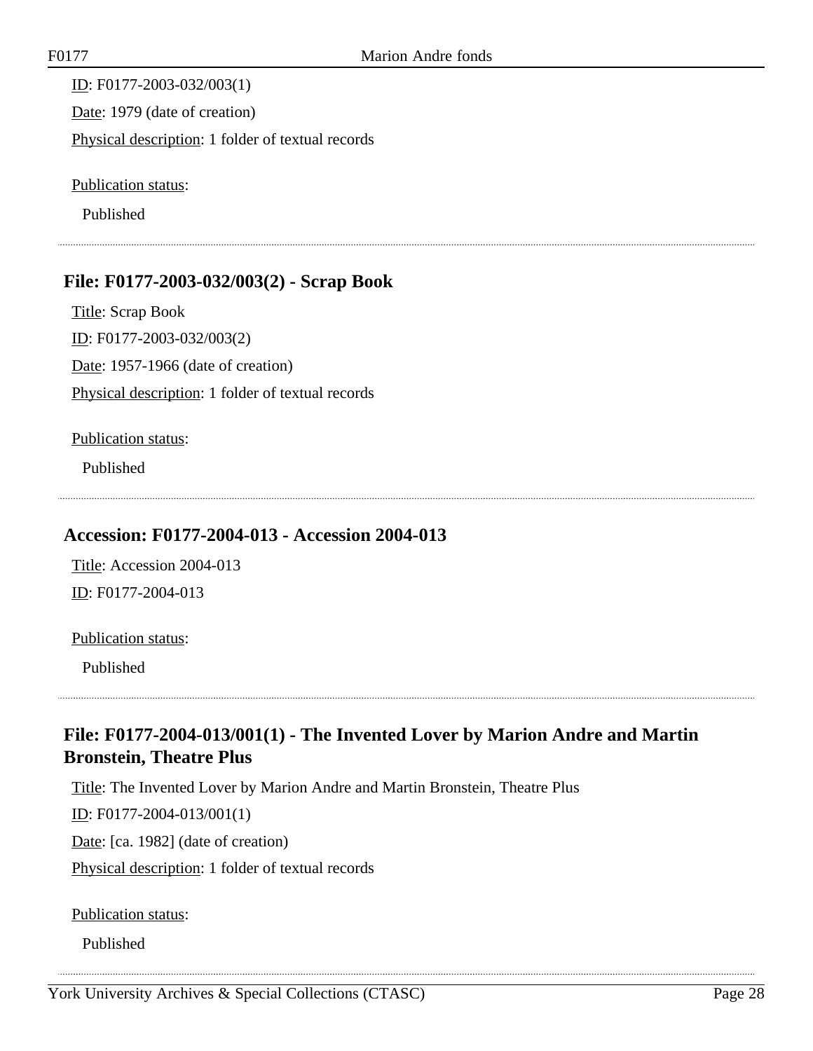ID: F0177-2003-032/003(1)

Date: 1979 (date of creation)

Physical description: 1 folder of textual records

Publication status:

Published

### File: F0177-2003-032/003(2) - Scrap Book

Title: Scrap Book

ID: F0177-2003-032/003(2)

Date: 1957-1966 (date of creation)

Physical description: 1 folder of textual records

Publication status:

Published

### Accession: F0177-2004-013 - Accession 2004-013

Title: Accession 2004-013

ID: F0177-2004-013

Publication status:

Published

### File: F0177-2004-013/001(1) - The Invented Lover by Marion Andre and Martin Bronstein, Theatre Plus

Title: The Invented Lover by Marion Andre and Martin Bronstein, Theatre Plus

ID: F0177-2004-013/001(1)

Date: [ca. 1982] (date of creation)

Physical description: 1 folder of textual records

Publication status:

Published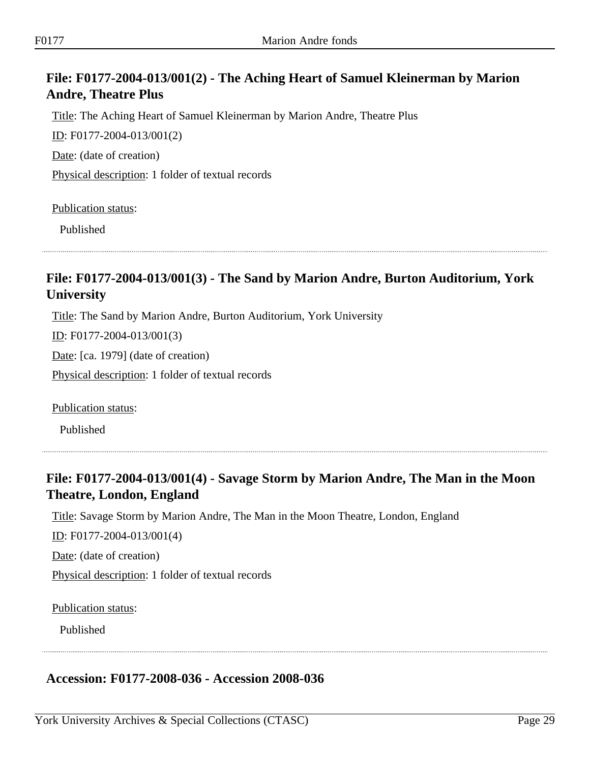## File: F0177-2004-013/001(2) - The Aching Heart of Samuel Kleinerman by Marion Andre, Theatre Plus

Title: The Aching Heart of Samuel Kleinerman by Marion Andre, Theatre Plus

ID: F0177-2004-013/001(2)

Date: (date of creation)

Physical description: 1 folder of textual records

Publication status:

Published

---

## File: F0177-2004-013/001(3) - The Sand by Marion Andre, Burton Auditorium, York University

Title: The Sand by Marion Andre, Burton Auditorium, York University

ID: F0177-2004-013/001(3)

Date: [ca. 1979] (date of creation)

Physical description: 1 folder of textual records

Publication status:

Published

---

## File: F0177-2004-013/001(4) - Savage Storm by Marion Andre, The Man in the Moon Theatre, London, England

Title: Savage Storm by Marion Andre, The Man in the Moon Theatre, London, England

ID: F0177-2004-013/001(4)

Date: (date of creation)

Physical description: 1 folder of textual records

Publication status:

Published

---

## Accession: F0177-2008-036 - Accession 2008-036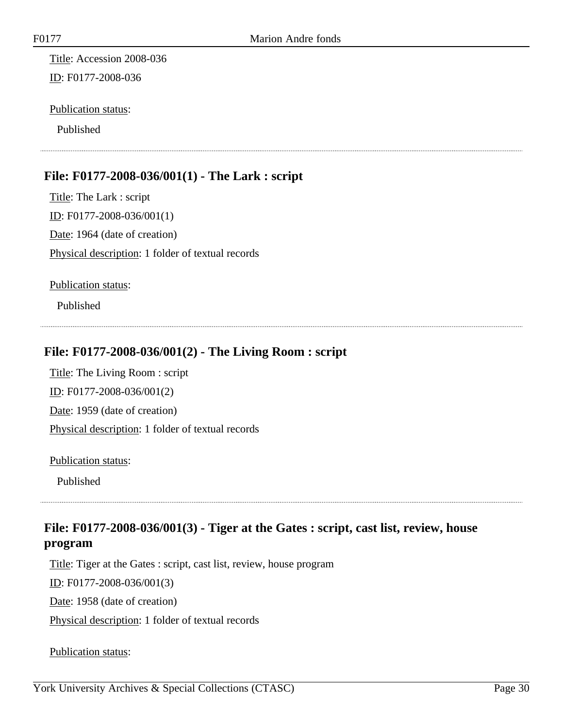Title: Accession 2008-036

ID: F0177-2008-036

Publication status:

Published

## File: F0177-2008-036/001(1) - The Lark : script

Title: The Lark : script

ID: F0177-2008-036/001(1)

Date: 1964 (date of creation)

Physical description: 1 folder of textual records

Publication status:

Published

## File: F0177-2008-036/001(2) - The Living Room : script

Title: The Living Room : script

ID: F0177-2008-036/001(2)

Date: 1959 (date of creation)

Physical description: 1 folder of textual records

Publication status:

Published

## File: F0177-2008-036/001(3) - Tiger at the Gates : script, cast list, review, house program

Title: Tiger at the Gates : script, cast list, review, house program

ID: F0177-2008-036/001(3)

Date: 1958 (date of creation)

Physical description: 1 folder of textual records

Publication status: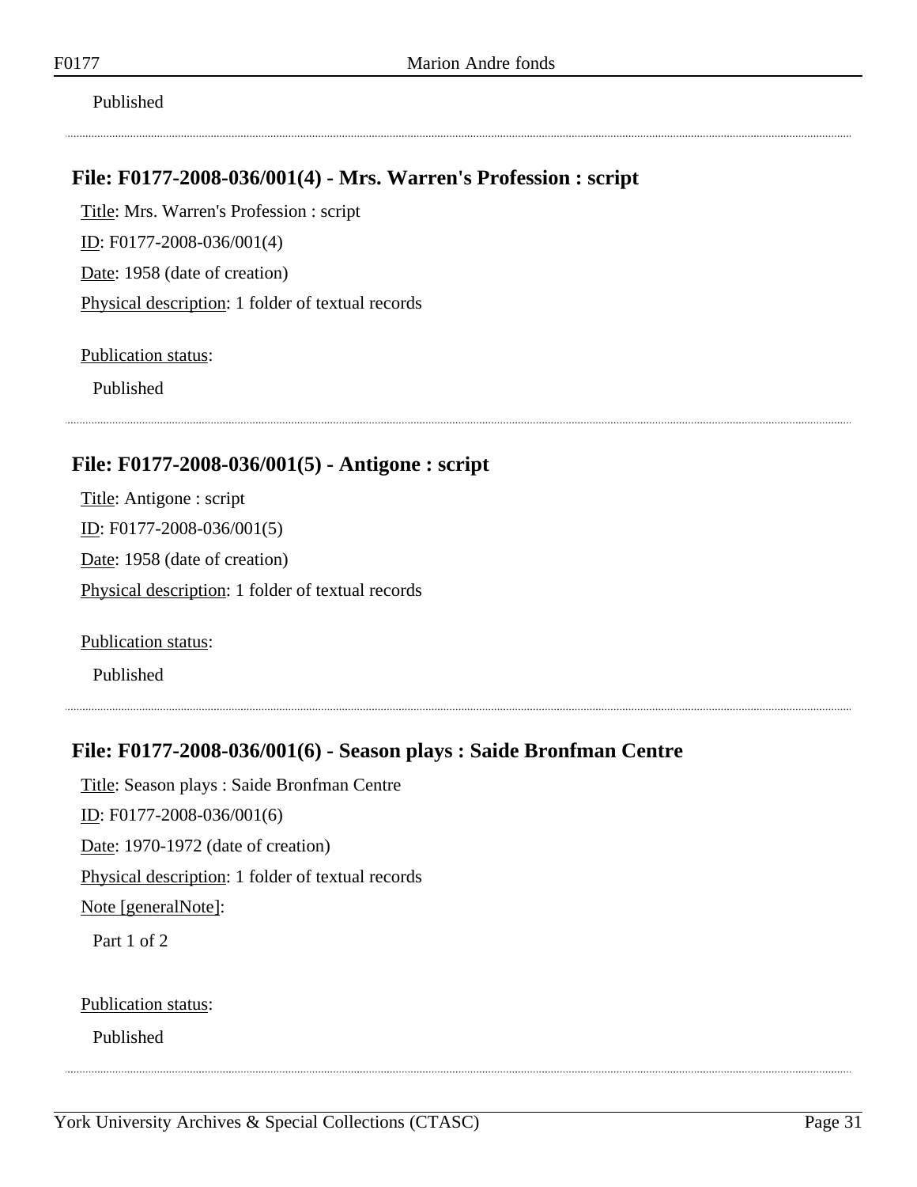Published

---

### File: F0177-2008-036/001(4) - Mrs. Warren's Profession : script

Title: Mrs. Warren's Profession : script

ID: F0177-2008-036/001(4)

Date: 1958 (date of creation)

Physical description: 1 folder of textual records

Publication status:

Published

---

### File: F0177-2008-036/001(5) - Antigone : script

Title: Antigone : script

ID: F0177-2008-036/001(5)

Date: 1958 (date of creation)

Physical description: 1 folder of textual records

Publication status:

Published

---

### File: F0177-2008-036/001(6) - Season plays : Saide Bronfman Centre

Title: Season plays : Saide Bronfman Centre

ID: F0177-2008-036/001(6)

Date: 1970-1972 (date of creation)

Physical description: 1 folder of textual records

Note [generalNote]:

Part 1 of 2

Publication status:

Published

---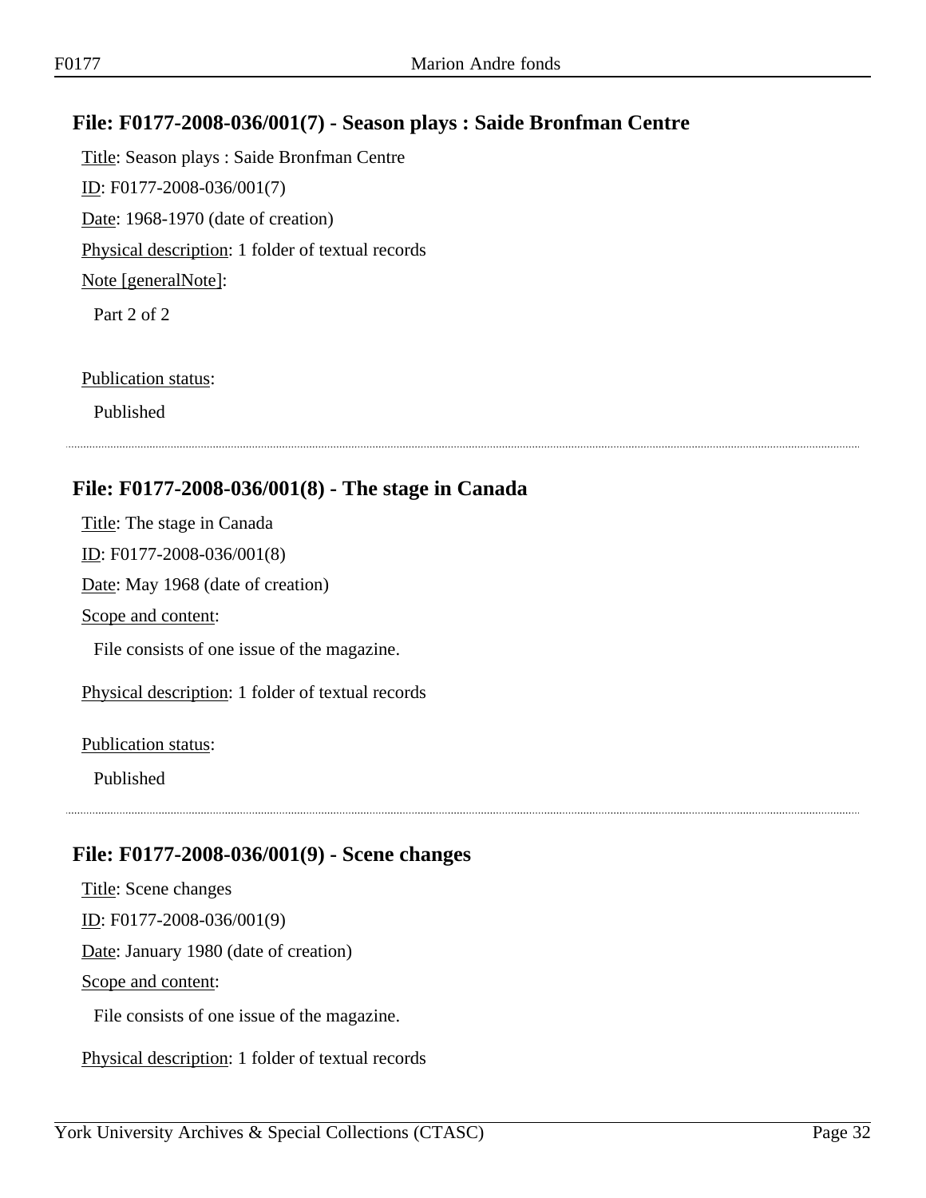## File: F0177-2008-036/001(7) - Season plays : Saide Bronfman Centre

Title: Season plays : Saide Bronfman Centre

ID: F0177-2008-036/001(7)

Date: 1968-1970 (date of creation)

Physical description: 1 folder of textual records

Note [generalNote]:

Part 2 of 2

Publication status:

Published

---

## File: F0177-2008-036/001(8) - The stage in Canada

Title: The stage in Canada

ID: F0177-2008-036/001(8)

Date: May 1968 (date of creation)

Scope and content:

File consists of one issue of the magazine.

Physical description: 1 folder of textual records

Publication status:

Published

---

## File: F0177-2008-036/001(9) - Scene changes

Title: Scene changes

ID: F0177-2008-036/001(9)

Date: January 1980 (date of creation)

Scope and content:

File consists of one issue of the magazine.

Physical description: 1 folder of textual records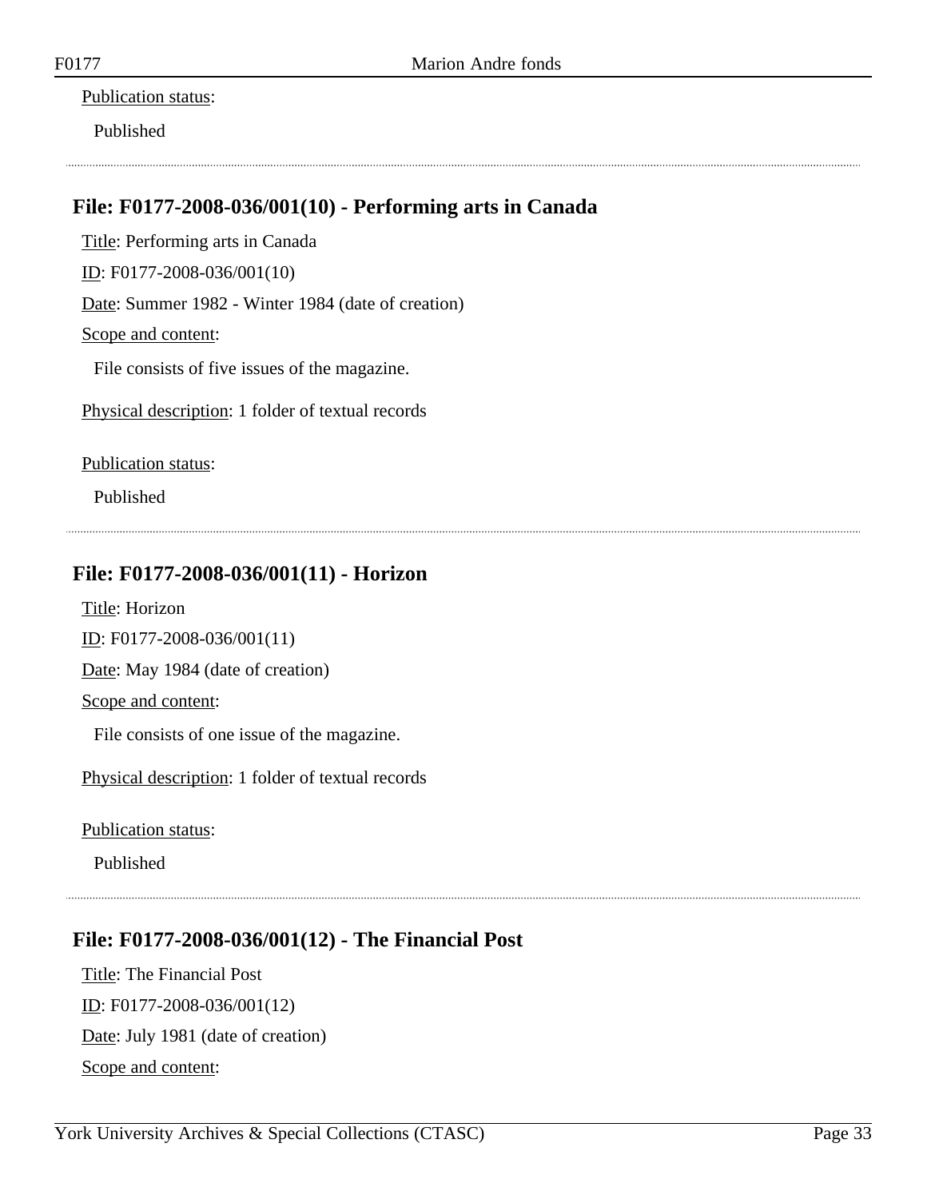Publication status:

Published

---

## File: F0177-2008-036/001(10) - Performing arts in Canada

Title: Performing arts in Canada

ID: F0177-2008-036/001(10)

Date: Summer 1982 - Winter 1984 (date of creation)

Scope and content:

File consists of five issues of the magazine.

Physical description: 1 folder of textual records

Publication status:

Published

---

## File: F0177-2008-036/001(11) - Horizon

Title: Horizon

ID: F0177-2008-036/001(11)

Date: May 1984 (date of creation)

Scope and content:

File consists of one issue of the magazine.

Physical description: 1 folder of textual records

Publication status:

Published

---

## File: F0177-2008-036/001(12) - The Financial Post

Title: The Financial Post

ID: F0177-2008-036/001(12)

Date: July 1981 (date of creation)

Scope and content: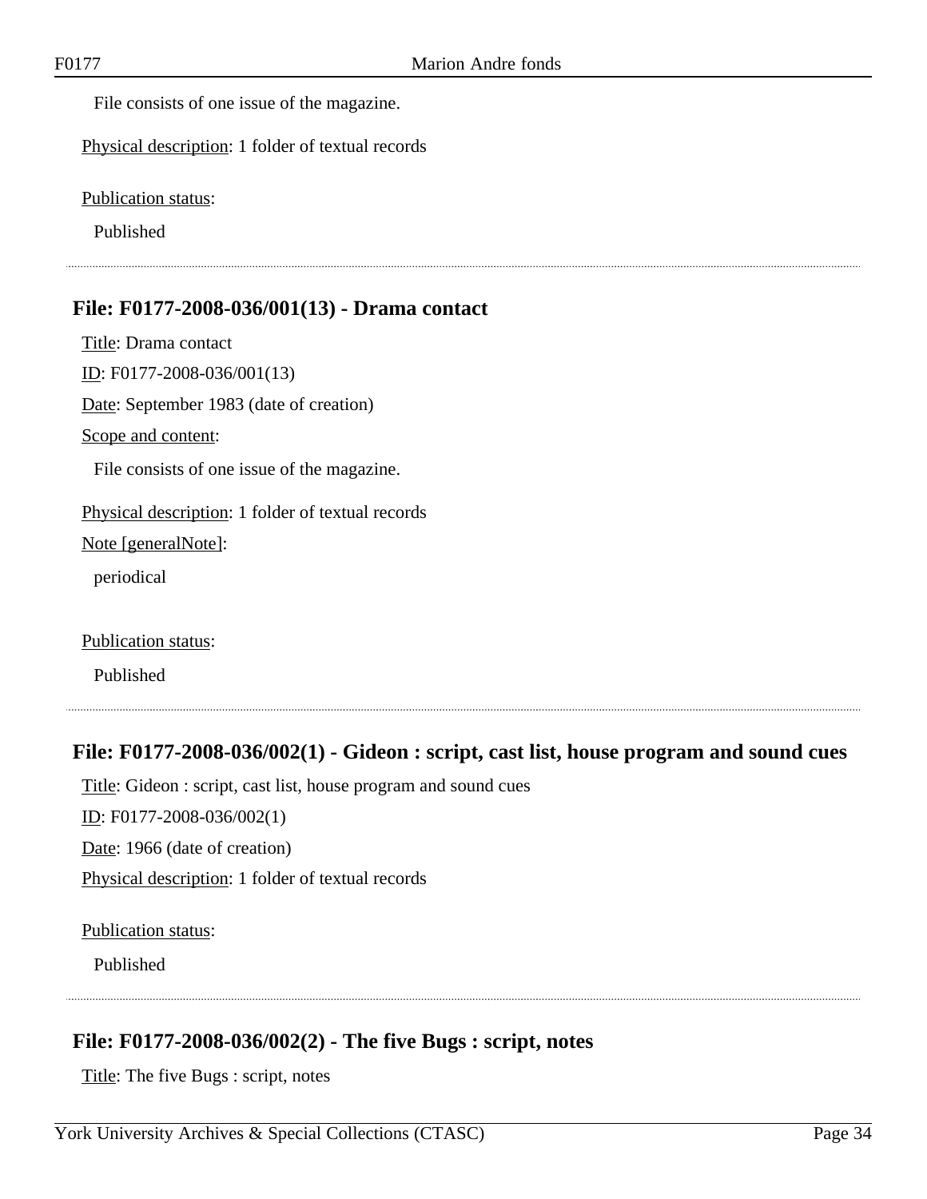File consists of one issue of the magazine.

Physical description: 1 folder of textual records

Publication status:

Published

---

## File: F0177-2008-036/001(13) - Drama contact

Title: Drama contact

ID: F0177-2008-036/001(13)

Date: September 1983 (date of creation)

Scope and content:

File consists of one issue of the magazine.

Physical description: 1 folder of textual records

Note [generalNote]:

periodical

Publication status:

Published

---

## File: F0177-2008-036/002(1) - Gideon : script, cast list, house program and sound cues

Title: Gideon : script, cast list, house program and sound cues

ID: F0177-2008-036/002(1)

Date: 1966 (date of creation)

Physical description: 1 folder of textual records

Publication status:

Published

---

## File: F0177-2008-036/002(2) - The five Bugs : script, notes

Title: The five Bugs : script, notes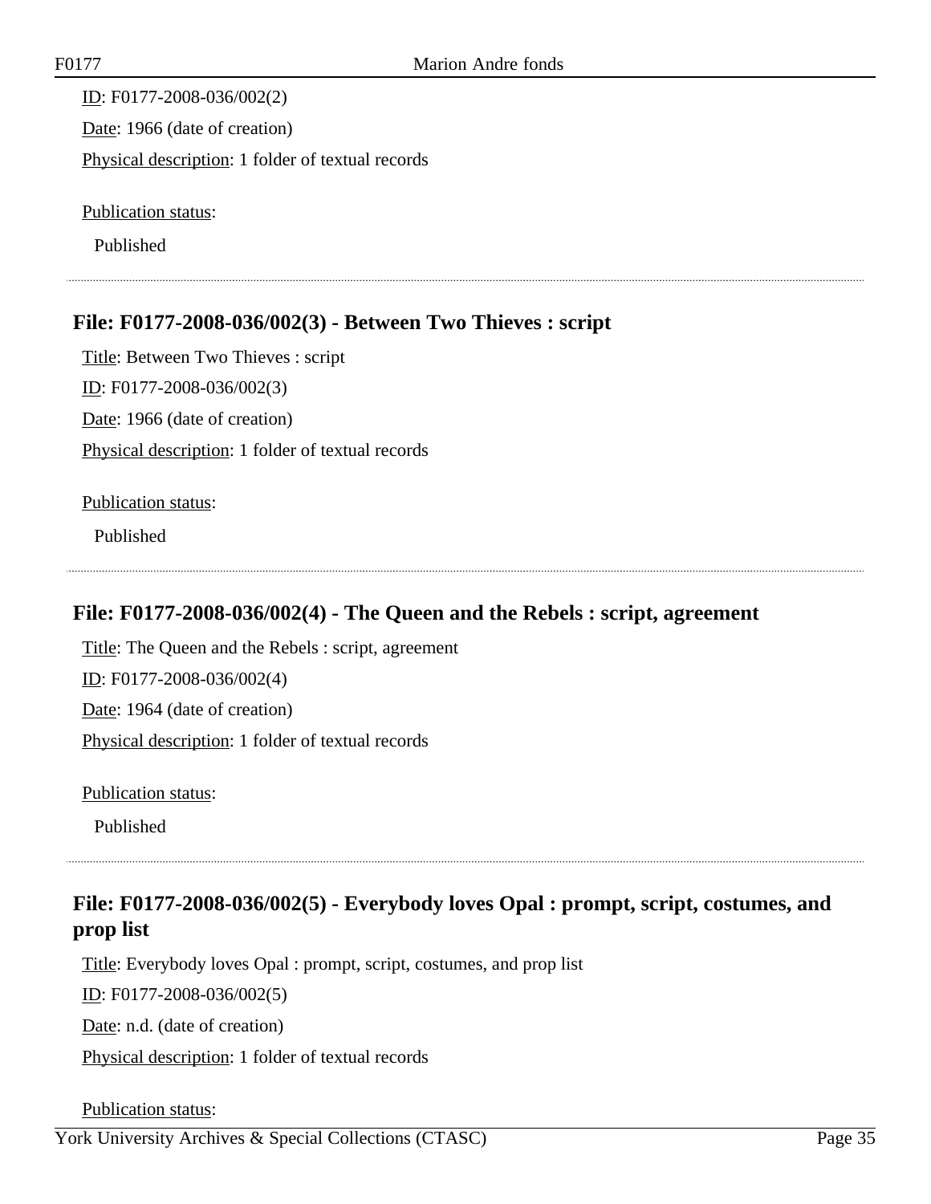ID: F0177-2008-036/002(2)

Date: 1966 (date of creation)

Physical description: 1 folder of textual records

Publication status:

Published

### File: F0177-2008-036/002(3) - Between Two Thieves : script

Title: Between Two Thieves : script

ID: F0177-2008-036/002(3)

Date: 1966 (date of creation)

Physical description: 1 folder of textual records

Publication status:

Published

### File: F0177-2008-036/002(4) - The Queen and the Rebels : script, agreement

Title: The Queen and the Rebels : script, agreement

ID: F0177-2008-036/002(4)

Date: 1964 (date of creation)

Physical description: 1 folder of textual records

Publication status:

Published

### File: F0177-2008-036/002(5) - Everybody loves Opal : prompt, script, costumes, and prop list

Title: Everybody loves Opal : prompt, script, costumes, and prop list

ID: F0177-2008-036/002(5)

Date: n.d. (date of creation)

Physical description: 1 folder of textual records

Publication status: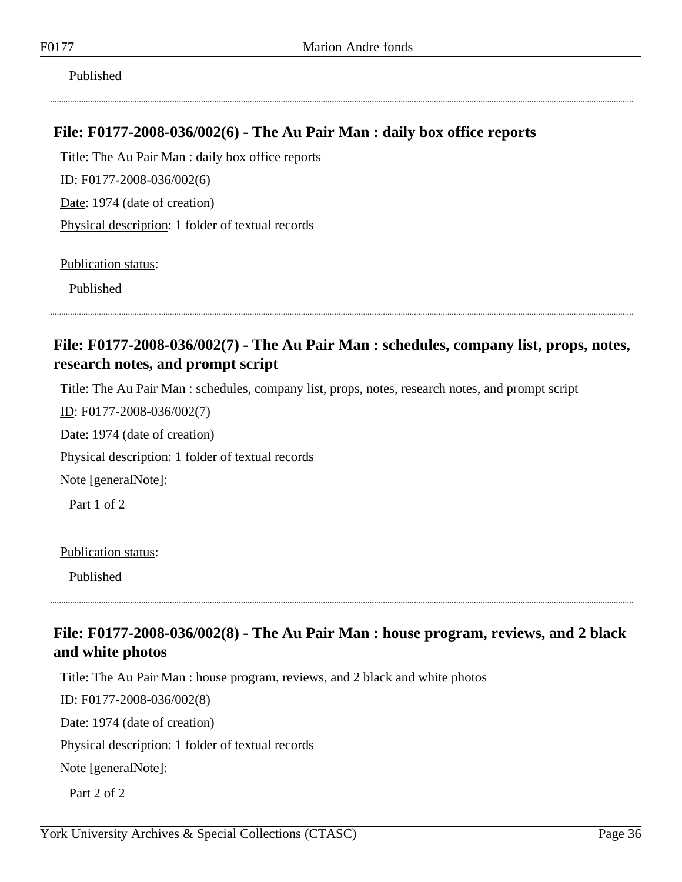Published

---

### File: F0177-2008-036/002(6) - The Au Pair Man : daily box office reports

Title: The Au Pair Man : daily box office reports

ID: F0177-2008-036/002(6)

Date: 1974 (date of creation)

Physical description: 1 folder of textual records

Publication status:

Published

---

### File: F0177-2008-036/002(7) - The Au Pair Man : schedules, company list, props, notes, research notes, and prompt script

Title: The Au Pair Man : schedules, company list, props, notes, research notes, and prompt script

ID: F0177-2008-036/002(7)

Date: 1974 (date of creation)

Physical description: 1 folder of textual records

Note [generalNote]:

Part 1 of 2

Publication status:

Published

---

### File: F0177-2008-036/002(8) - The Au Pair Man : house program, reviews, and 2 black and white photos

Title: The Au Pair Man : house program, reviews, and 2 black and white photos

ID: F0177-2008-036/002(8)

Date: 1974 (date of creation)

Physical description: 1 folder of textual records

Note [generalNote]:

Part 2 of 2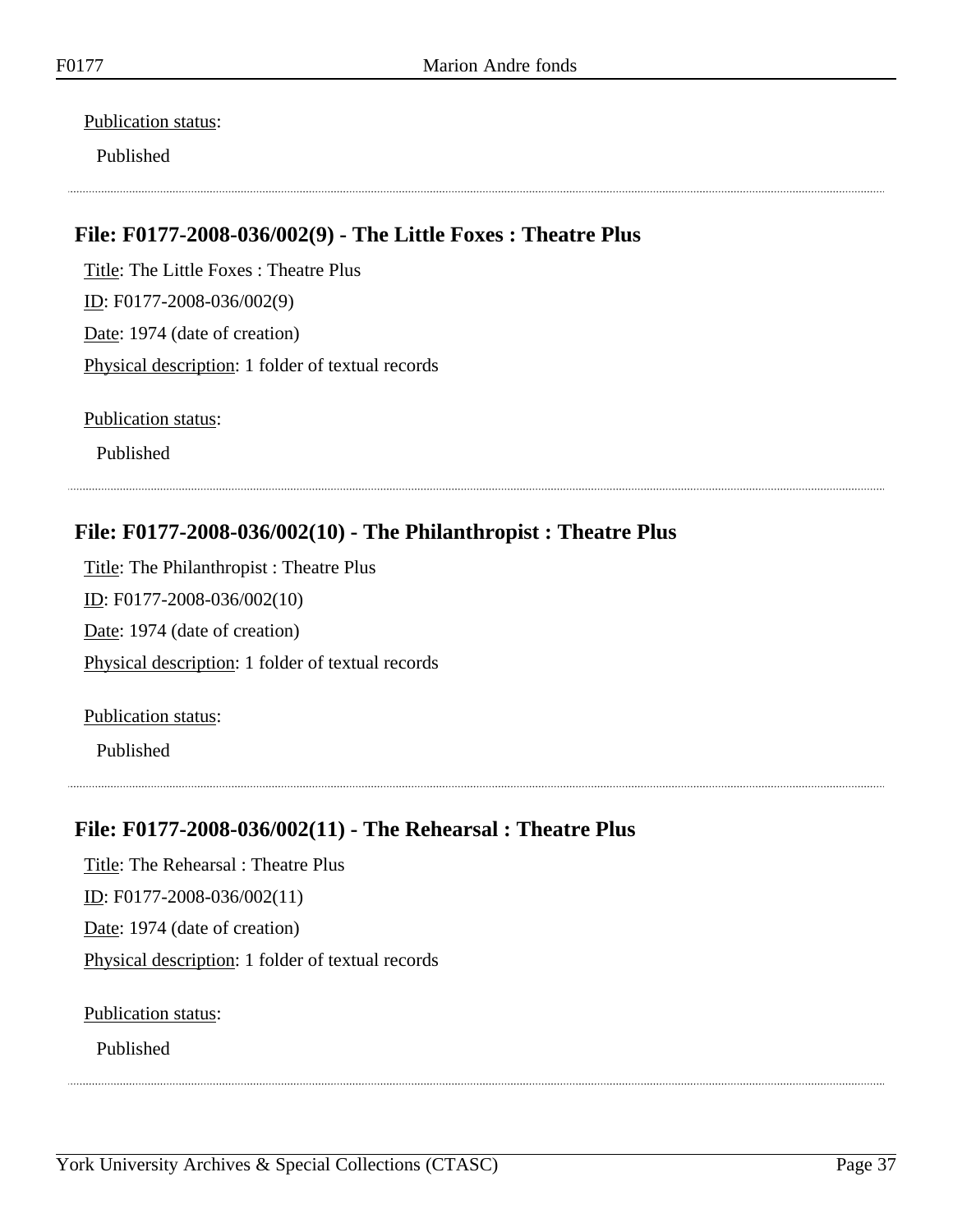Publication status:

Published

### File: F0177-2008-036/002(9) - The Little Foxes : Theatre Plus

Title: The Little Foxes : Theatre Plus

ID: F0177-2008-036/002(9)

Date: 1974 (date of creation)

Physical description: 1 folder of textual records

Publication status:

Published

### File: F0177-2008-036/002(10) - The Philanthropist : Theatre Plus

Title: The Philanthropist : Theatre Plus

ID: F0177-2008-036/002(10)

Date: 1974 (date of creation)

Physical description: 1 folder of textual records

Publication status:

Published

### File: F0177-2008-036/002(11) - The Rehearsal : Theatre Plus

Title: The Rehearsal : Theatre Plus

ID: F0177-2008-036/002(11)

Date: 1974 (date of creation)

Physical description: 1 folder of textual records

Publication status:

Published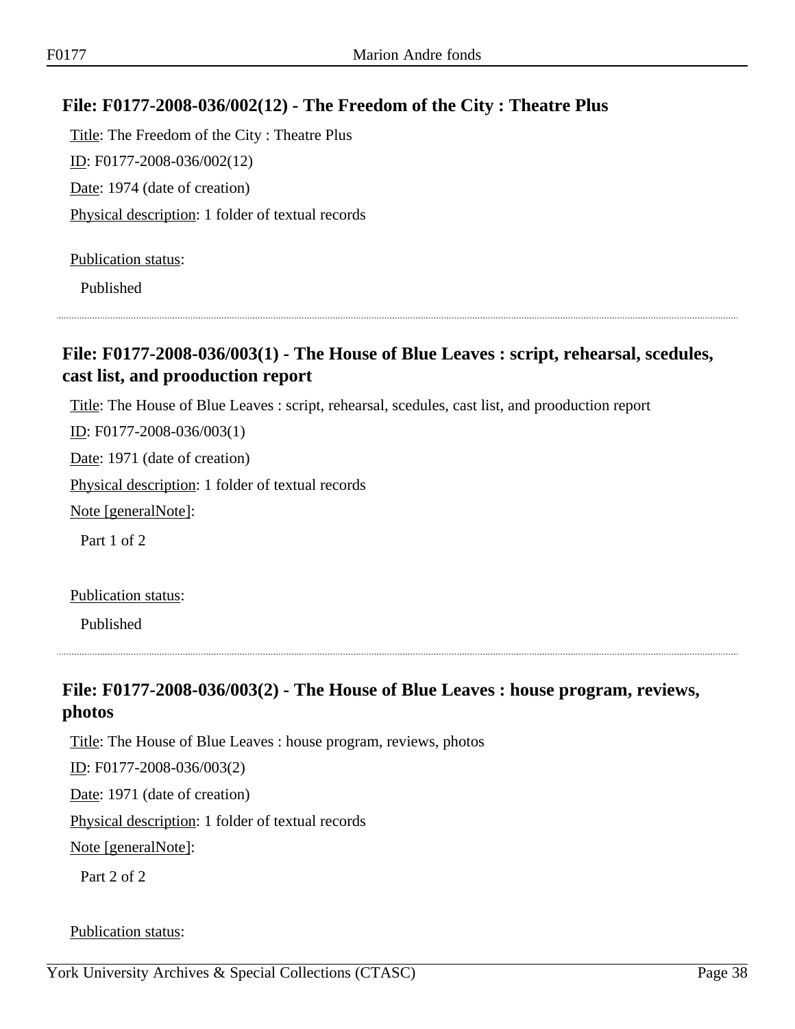## File: F0177-2008-036/002(12) - The Freedom of the City : Theatre Plus

Title: The Freedom of the City : Theatre Plus

ID: F0177-2008-036/002(12)

Date: 1974 (date of creation)

Physical description: 1 folder of textual records

Publication status:

Published

## File: F0177-2008-036/003(1) - The House of Blue Leaves : script, rehearsal, scedules, cast list, and prooduction report

Title: The House of Blue Leaves : script, rehearsal, scedules, cast list, and prooduction report

ID: F0177-2008-036/003(1)

Date: 1971 (date of creation)

Physical description: 1 folder of textual records

Note [generalNote]:

Part 1 of 2

Publication status:

Published

## File: F0177-2008-036/003(2) - The House of Blue Leaves : house program, reviews, photos

Title: The House of Blue Leaves : house program, reviews, photos

ID: F0177-2008-036/003(2)

Date: 1971 (date of creation)

Physical description: 1 folder of textual records

Note [generalNote]:

Part 2 of 2

Publication status: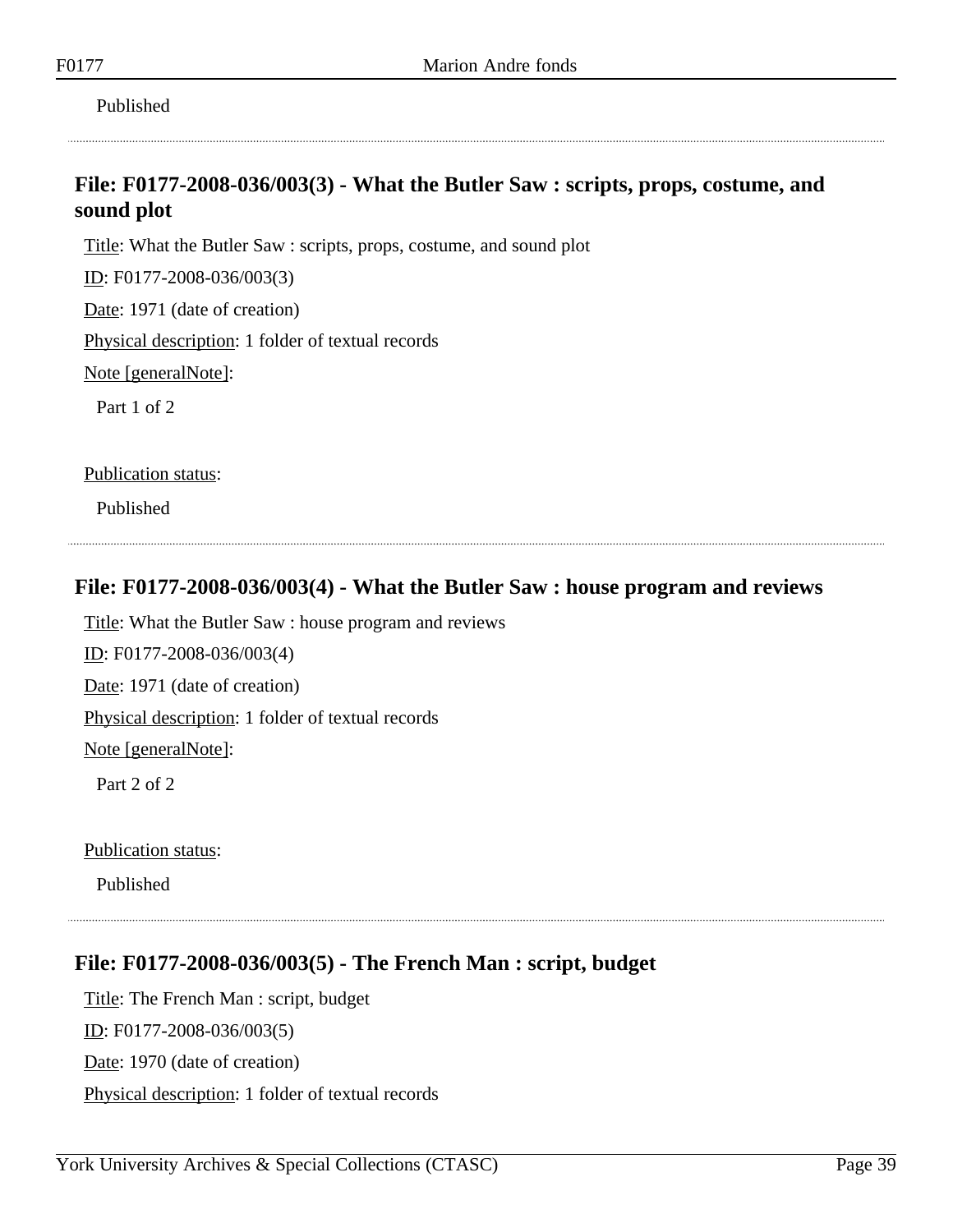Published

---

### File: F0177-2008-036/003(3) - What the Butler Saw : scripts, props, costume, and sound plot

Title: What the Butler Saw : scripts, props, costume, and sound plot

ID: F0177-2008-036/003(3)

Date: 1971 (date of creation)

Physical description: 1 folder of textual records

Note [generalNote]:

Part 1 of 2

Publication status:

Published

---

### File: F0177-2008-036/003(4) - What the Butler Saw : house program and reviews

Title: What the Butler Saw : house program and reviews

ID: F0177-2008-036/003(4)

Date: 1971 (date of creation)

Physical description: 1 folder of textual records

Note [generalNote]:

Part 2 of 2

Publication status:

Published

---

### File: F0177-2008-036/003(5) - The French Man : script, budget

Title: The French Man : script, budget

ID: F0177-2008-036/003(5)

Date: 1970 (date of creation)

Physical description: 1 folder of textual records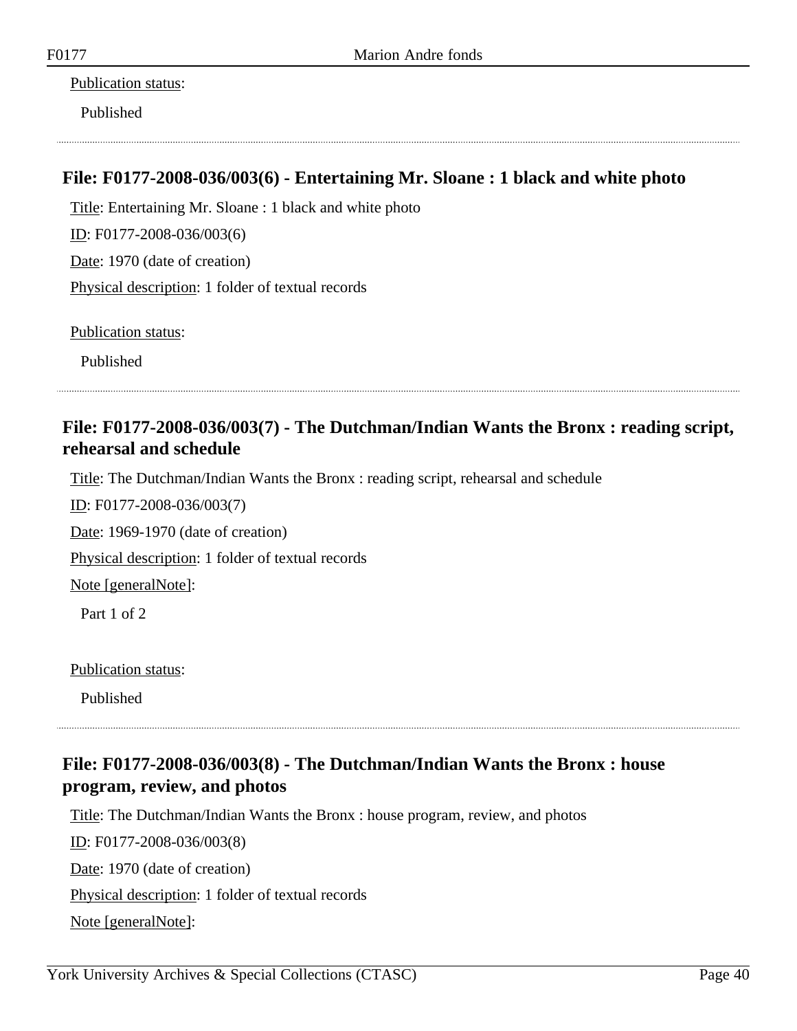Publication status:

Published

### File: F0177-2008-036/003(6) - Entertaining Mr. Sloane : 1 black and white photo

Title: Entertaining Mr. Sloane : 1 black and white photo

ID: F0177-2008-036/003(6)

Date: 1970 (date of creation)

Physical description: 1 folder of textual records

Publication status:

Published

### File: F0177-2008-036/003(7) - The Dutchman/Indian Wants the Bronx : reading script, rehearsal and schedule

Title: The Dutchman/Indian Wants the Bronx : reading script, rehearsal and schedule

ID: F0177-2008-036/003(7)

Date: 1969-1970 (date of creation)

Physical description: 1 folder of textual records

Note [generalNote]:

Part 1 of 2

Publication status:

Published

### File: F0177-2008-036/003(8) - The Dutchman/Indian Wants the Bronx : house program, review, and photos

Title: The Dutchman/Indian Wants the Bronx : house program, review, and photos

ID: F0177-2008-036/003(8)

Date: 1970 (date of creation)

Physical description: 1 folder of textual records

Note [generalNote]: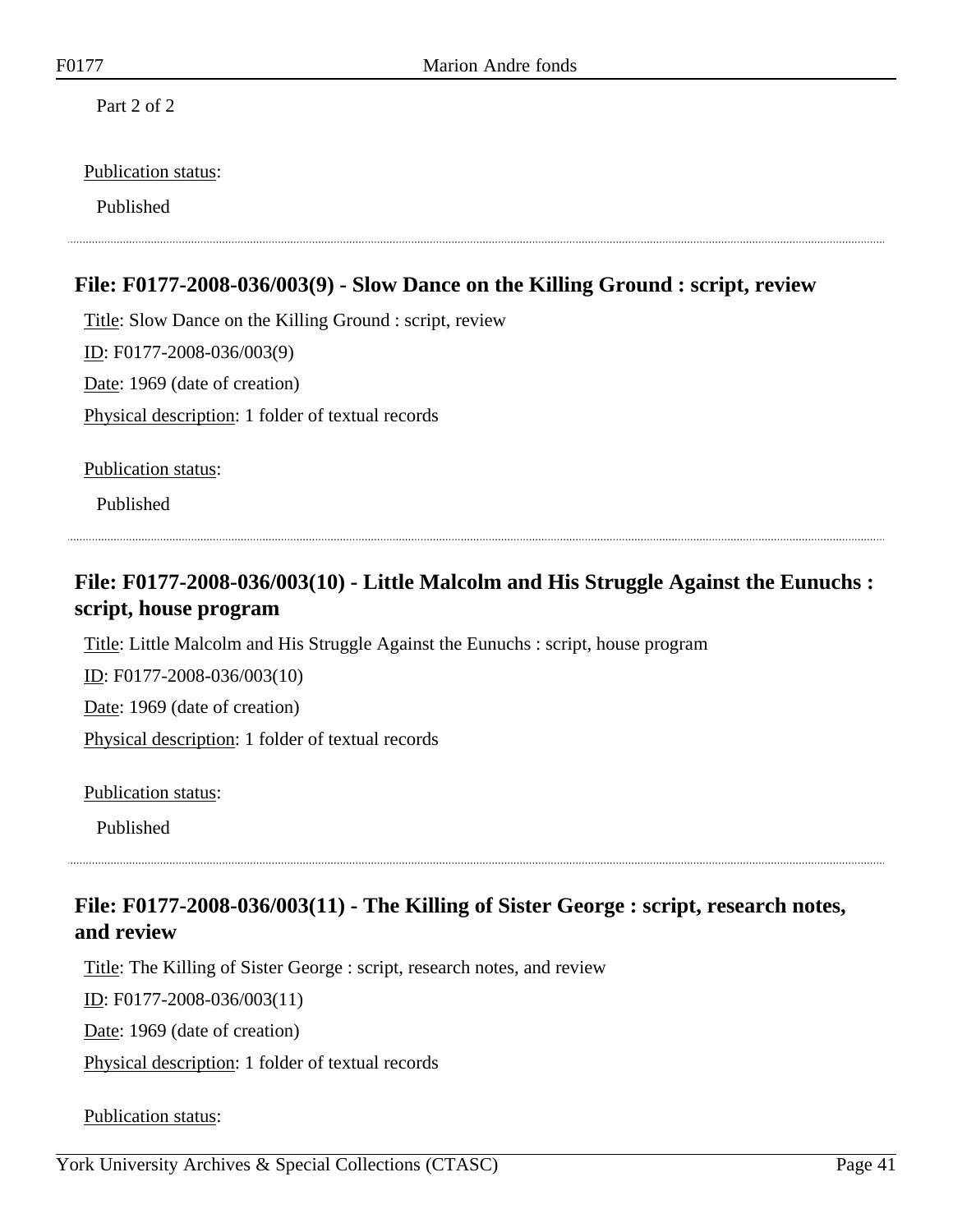Part 2 of 2

Publication status:

Published

### File: F0177-2008-036/003(9) - Slow Dance on the Killing Ground : script, review

Title: Slow Dance on the Killing Ground : script, review

ID: F0177-2008-036/003(9)

Date: 1969 (date of creation)

Physical description: 1 folder of textual records

Publication status:

Published

### File: F0177-2008-036/003(10) - Little Malcolm and His Struggle Against the Eunuchs : script, house program

Title: Little Malcolm and His Struggle Against the Eunuchs : script, house program

ID: F0177-2008-036/003(10)

Date: 1969 (date of creation)

Physical description: 1 folder of textual records

Publication status:

Published

### File: F0177-2008-036/003(11) - The Killing of Sister George : script, research notes, and review

Title: The Killing of Sister George : script, research notes, and review

ID: F0177-2008-036/003(11)

Date: 1969 (date of creation)

Physical description: 1 folder of textual records

Publication status: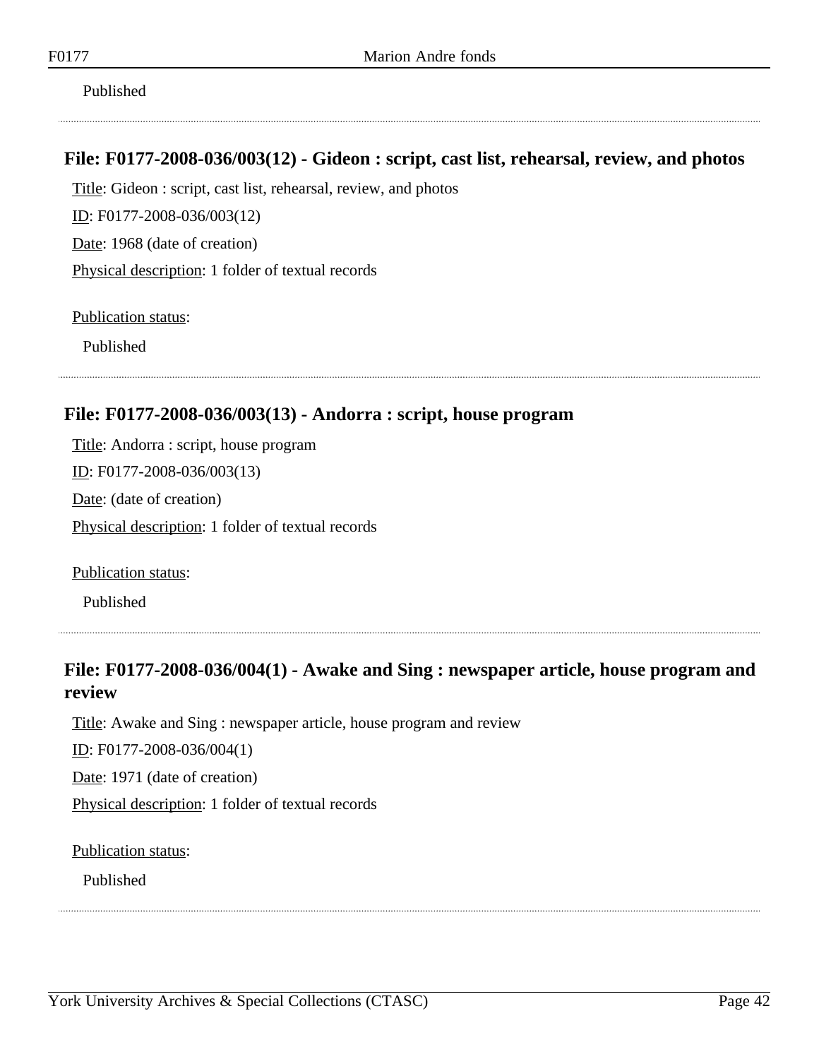Published

---

### File: F0177-2008-036/003(12) - Gideon : script, cast list, rehearsal, review, and photos

Title: Gideon : script, cast list, rehearsal, review, and photos

ID: F0177-2008-036/003(12)

Date: 1968 (date of creation)

Physical description: 1 folder of textual records

Publication status:

Published

---

### File: F0177-2008-036/003(13) - Andorra : script, house program

Title: Andorra : script, house program

ID: F0177-2008-036/003(13)

Date: (date of creation)

Physical description: 1 folder of textual records

Publication status:

Published

---

### File: F0177-2008-036/004(1) - Awake and Sing : newspaper article, house program and review

Title: Awake and Sing : newspaper article, house program and review

ID: F0177-2008-036/004(1)

Date: 1971 (date of creation)

Physical description: 1 folder of textual records

Publication status:

Published

---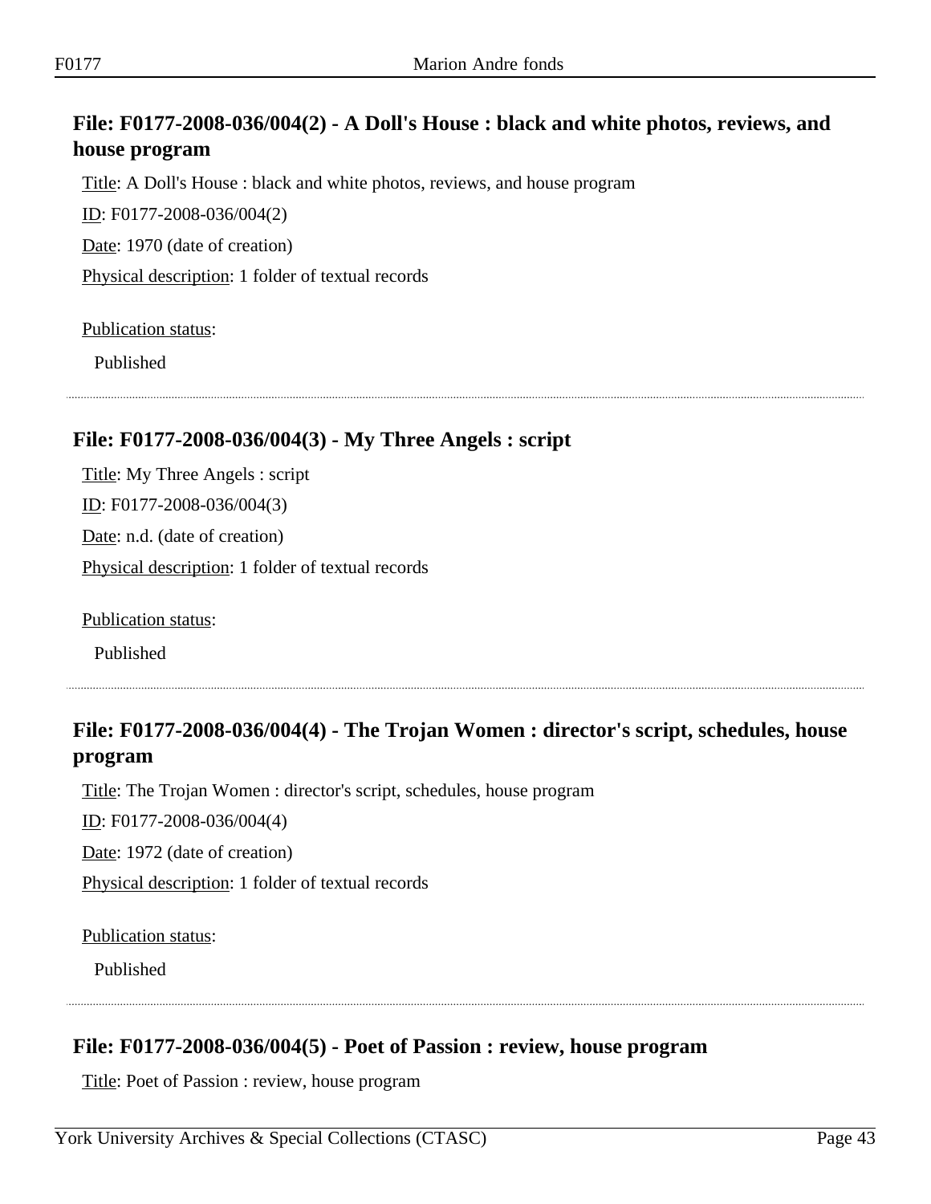## File: F0177-2008-036/004(2) - A Doll's House : black and white photos, reviews, and house program

Title: A Doll's House : black and white photos, reviews, and house program

ID: F0177-2008-036/004(2)

Date: 1970 (date of creation)

Physical description: 1 folder of textual records

Publication status:

Published

## File: F0177-2008-036/004(3) - My Three Angels : script

Title: My Three Angels : script

ID: F0177-2008-036/004(3)

Date: n.d. (date of creation)

Physical description: 1 folder of textual records

Publication status:

Published

## File: F0177-2008-036/004(4) - The Trojan Women : director's script, schedules, house program

Title: The Trojan Women : director's script, schedules, house program

ID: F0177-2008-036/004(4)

Date: 1972 (date of creation)

Physical description: 1 folder of textual records

Publication status:

Published

## File: F0177-2008-036/004(5) - Poet of Passion : review, house program

Title: Poet of Passion : review, house program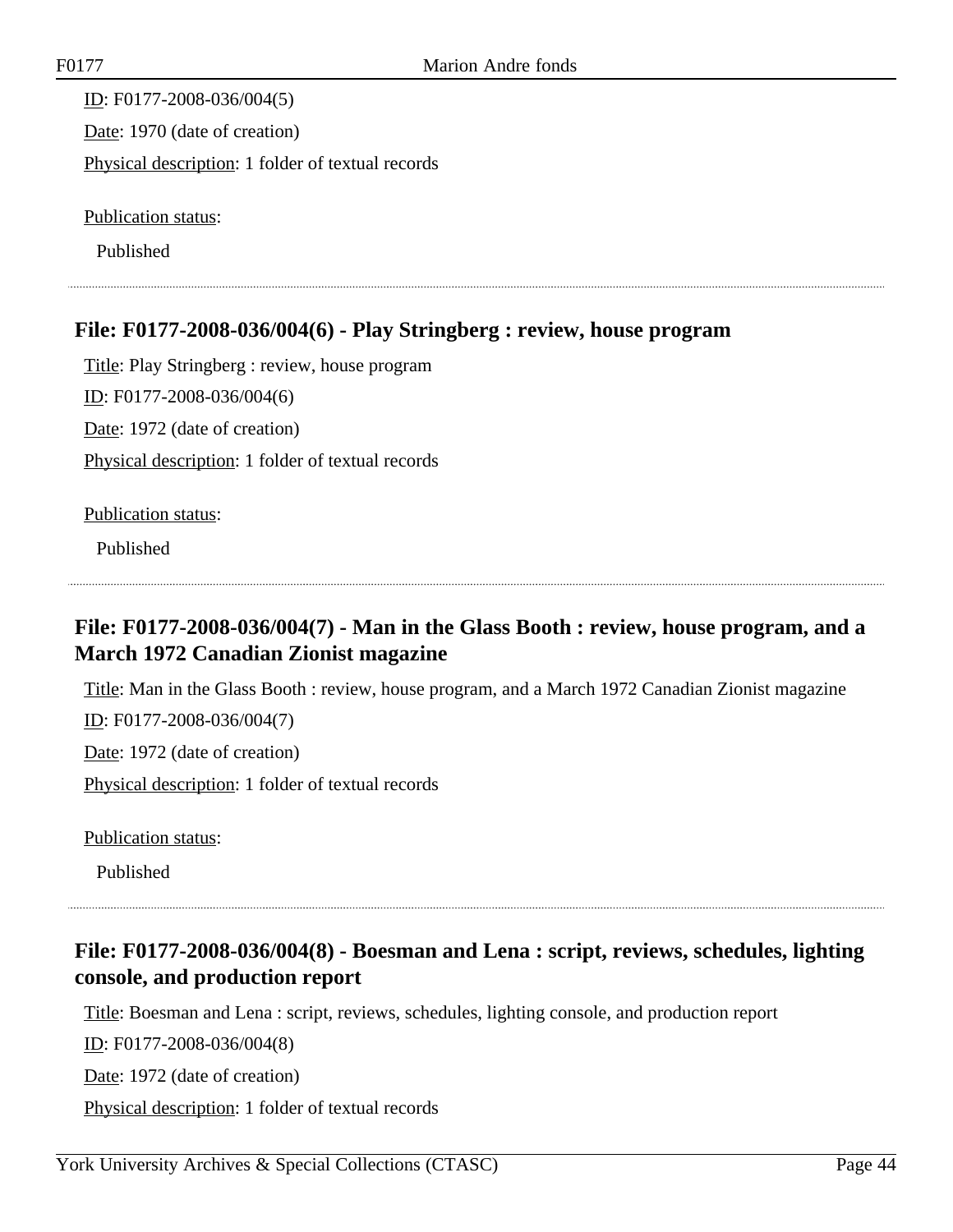ID: F0177-2008-036/004(5)

Date: 1970 (date of creation)

Physical description: 1 folder of textual records

Publication status:

Published

---

### File: F0177-2008-036/004(6) - Play Stringberg : review, house program

Title: Play Stringberg : review, house program

ID: F0177-2008-036/004(6)

Date: 1972 (date of creation)

Physical description: 1 folder of textual records

Publication status:

Published

---

### File: F0177-2008-036/004(7) - Man in the Glass Booth : review, house program, and a March 1972 Canadian Zionist magazine

Title: Man in the Glass Booth : review, house program, and a March 1972 Canadian Zionist magazine

ID: F0177-2008-036/004(7)

Date: 1972 (date of creation)

Physical description: 1 folder of textual records

Publication status:

Published

---

### File: F0177-2008-036/004(8) - Boesman and Lena : script, reviews, schedules, lighting console, and production report

Title: Boesman and Lena : script, reviews, schedules, lighting console, and production report

ID: F0177-2008-036/004(8)

Date: 1972 (date of creation)

Physical description: 1 folder of textual records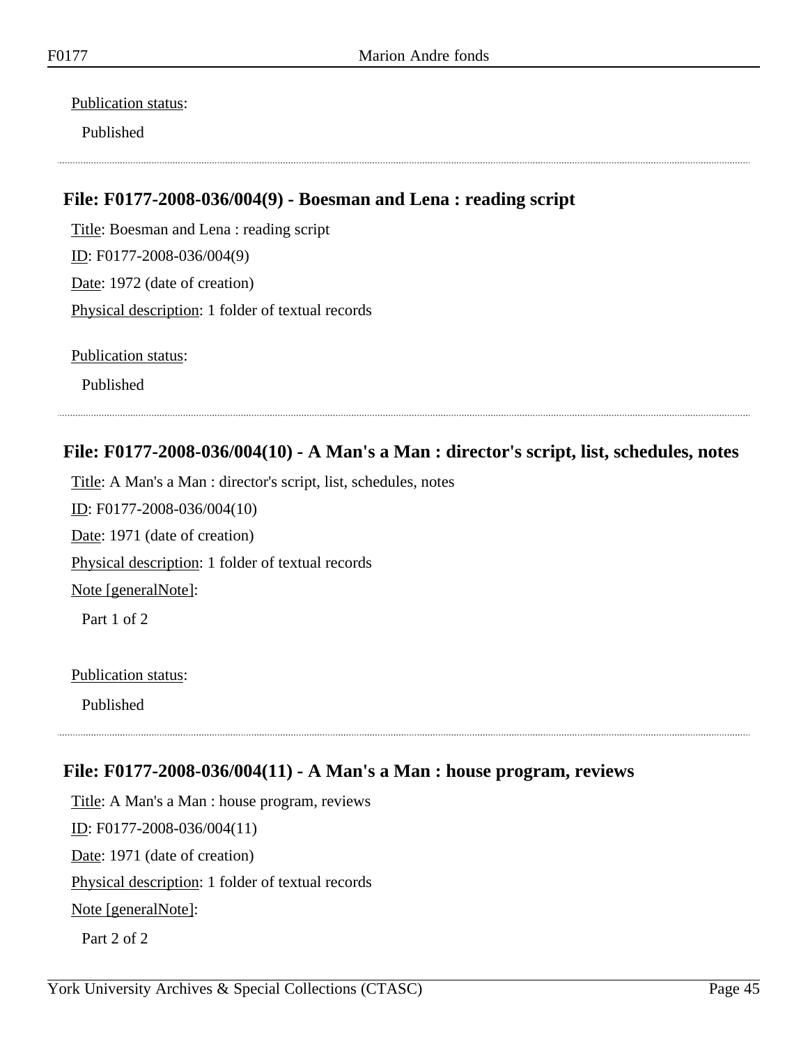Publication status:

Published

---

### File: F0177-2008-036/004(9) - Boesman and Lena : reading script

Title: Boesman and Lena : reading script

ID: F0177-2008-036/004(9)

Date: 1972 (date of creation)

Physical description: 1 folder of textual records

Publication status:

Published

---

### File: F0177-2008-036/004(10) - A Man's a Man : director's script, list, schedules, notes

Title: A Man's a Man : director's script, list, schedules, notes

ID: F0177-2008-036/004(10)

Date: 1971 (date of creation)

Physical description: 1 folder of textual records

Note [generalNote]:

Part 1 of 2

Publication status:

Published

---

### File: F0177-2008-036/004(11) - A Man's a Man : house program, reviews

Title: A Man's a Man : house program, reviews

ID: F0177-2008-036/004(11)

Date: 1971 (date of creation)

Physical description: 1 folder of textual records

Note [generalNote]:

Part 2 of 2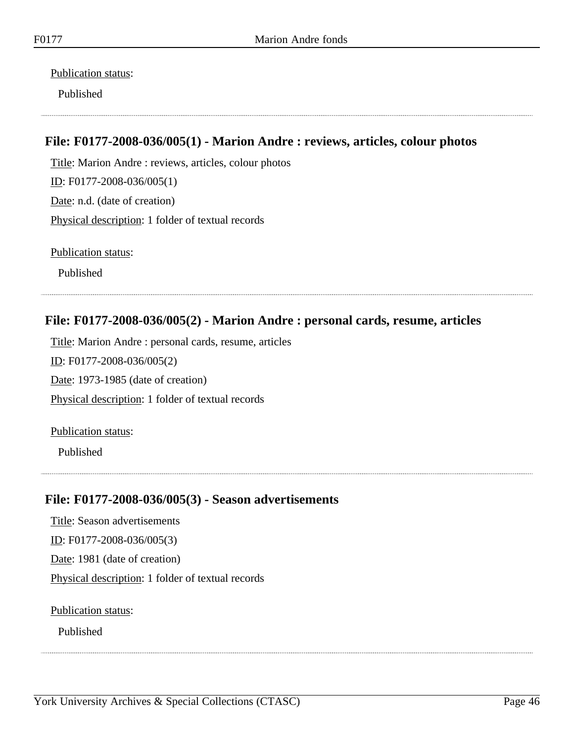Publication status:

Published

---

### File: F0177-2008-036/005(1) - Marion Andre : reviews, articles, colour photos

Title: Marion Andre : reviews, articles, colour photos

ID: F0177-2008-036/005(1)

Date: n.d. (date of creation)

Physical description: 1 folder of textual records

Publication status:

Published

---

### File: F0177-2008-036/005(2) - Marion Andre : personal cards, resume, articles

Title: Marion Andre : personal cards, resume, articles

ID: F0177-2008-036/005(2)

Date: 1973-1985 (date of creation)

Physical description: 1 folder of textual records

Publication status:

Published

---

### File: F0177-2008-036/005(3) - Season advertisements

Title: Season advertisements

ID: F0177-2008-036/005(3)

Date: 1981 (date of creation)

Physical description: 1 folder of textual records

Publication status:

Published

---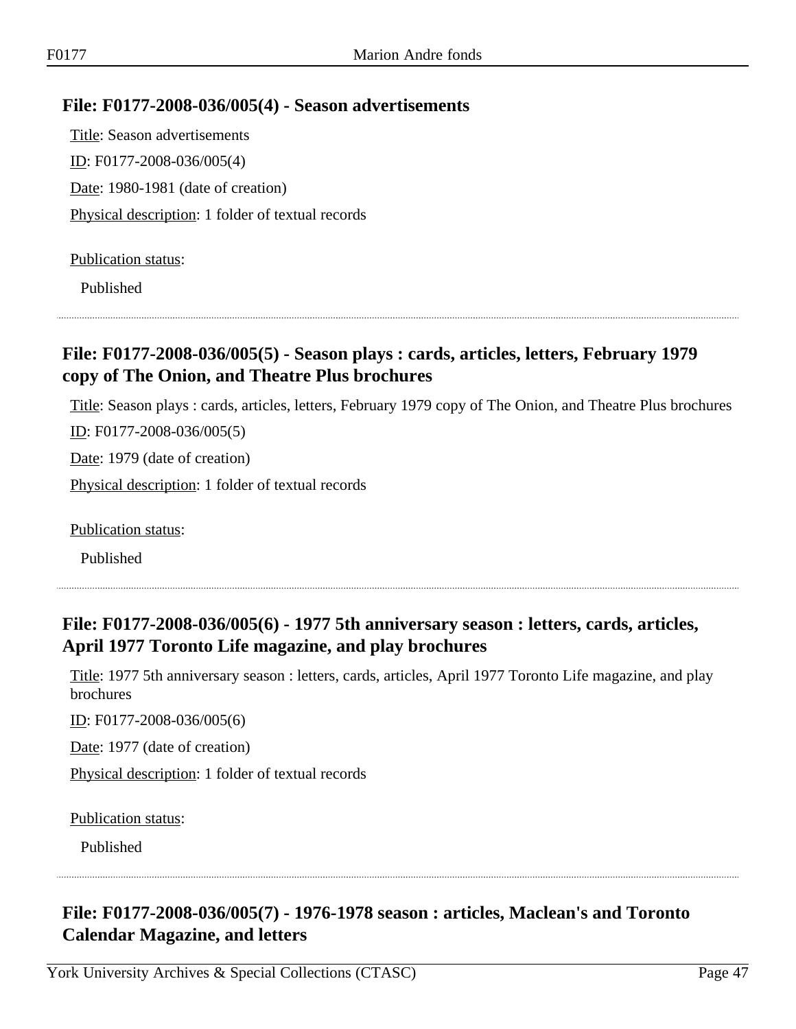## File: F0177-2008-036/005(4) - Season advertisements

Title: Season advertisements

ID: F0177-2008-036/005(4)

Date: 1980-1981 (date of creation)

Physical description: 1 folder of textual records

Publication status:

Published

## File: F0177-2008-036/005(5) - Season plays : cards, articles, letters, February 1979 copy of The Onion, and Theatre Plus brochures

Title: Season plays : cards, articles, letters, February 1979 copy of The Onion, and Theatre Plus brochures

ID: F0177-2008-036/005(5)

Date: 1979 (date of creation)

Physical description: 1 folder of textual records

Publication status:

Published

## File: F0177-2008-036/005(6) - 1977 5th anniversary season : letters, cards, articles, April 1977 Toronto Life magazine, and play brochures

Title: 1977 5th anniversary season : letters, cards, articles, April 1977 Toronto Life magazine, and play brochures

ID: F0177-2008-036/005(6)

Date: 1977 (date of creation)

Physical description: 1 folder of textual records

Publication status:

Published

## File: F0177-2008-036/005(7) - 1976-1978 season : articles, Maclean's and Toronto Calendar Magazine, and letters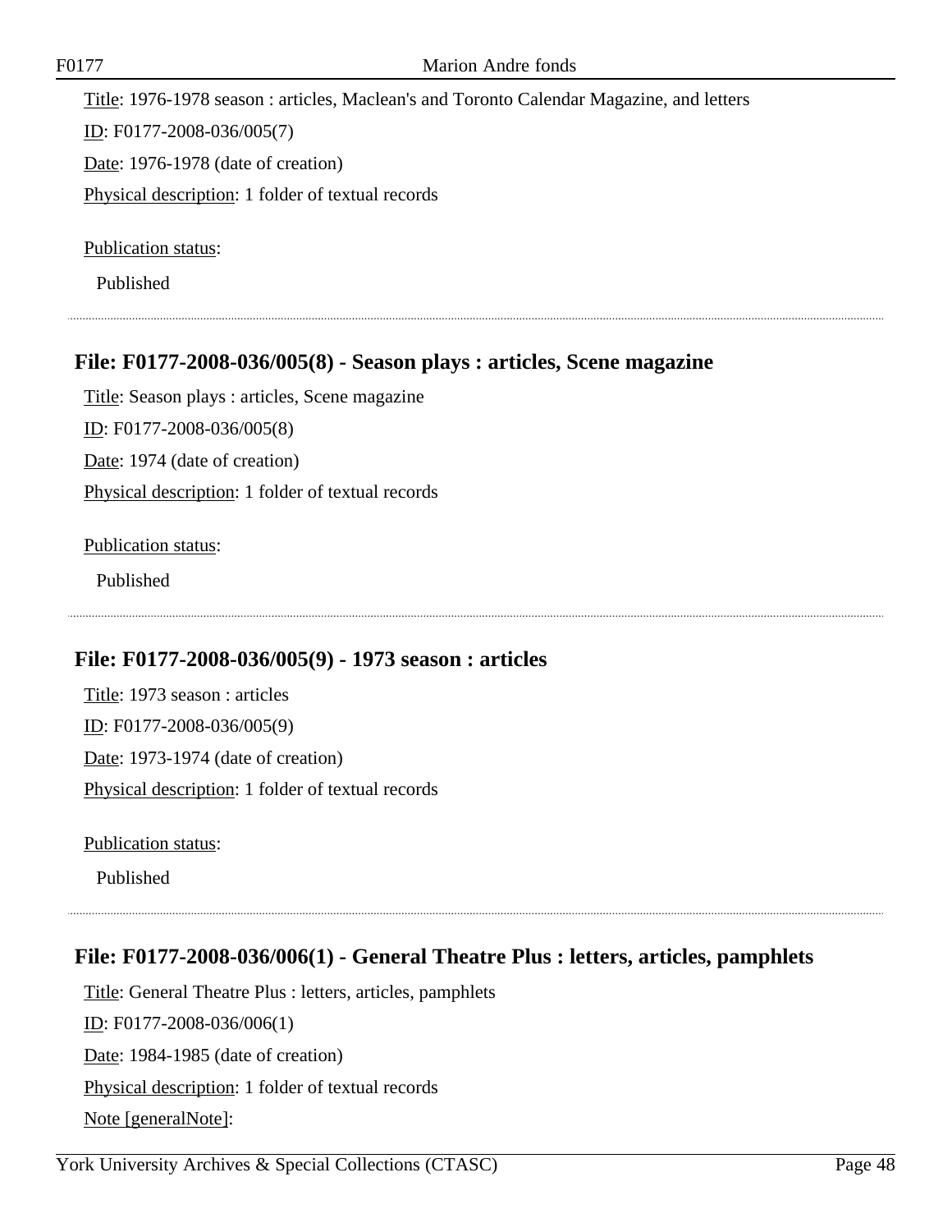Title: 1976-1978 season : articles, Maclean's and Toronto Calendar Magazine, and letters

ID: F0177-2008-036/005(7)

Date: 1976-1978 (date of creation)

Physical description: 1 folder of textual records

Publication status:

Published

### File: F0177-2008-036/005(8) - Season plays : articles, Scene magazine

Title: Season plays : articles, Scene magazine

ID: F0177-2008-036/005(8)

Date: 1974 (date of creation)

Physical description: 1 folder of textual records

Publication status:

Published

### File: F0177-2008-036/005(9) - 1973 season : articles

Title: 1973 season : articles

ID: F0177-2008-036/005(9)

Date: 1973-1974 (date of creation)

Physical description: 1 folder of textual records

Publication status:

Published

### File: F0177-2008-036/006(1) - General Theatre Plus : letters, articles, pamphlets

Title: General Theatre Plus : letters, articles, pamphlets

ID: F0177-2008-036/006(1)

Date: 1984-1985 (date of creation)

Physical description: 1 folder of textual records

Note [generalNote]: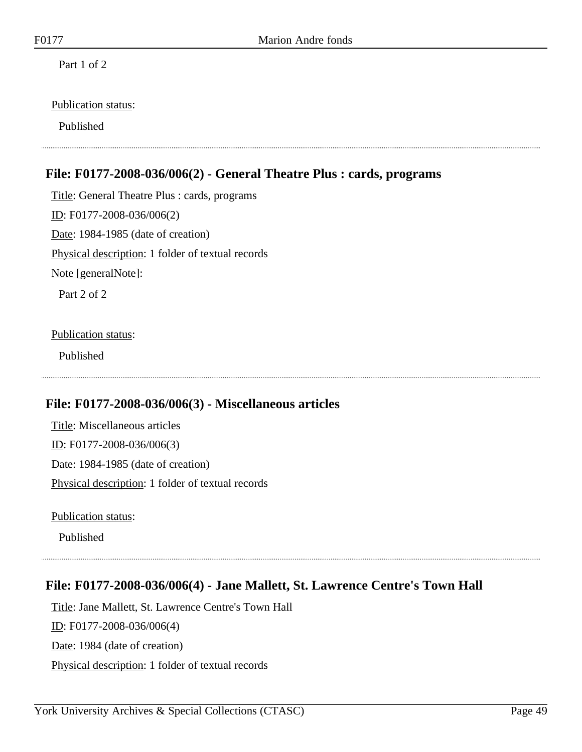Part 1 of 2

Publication status:

Published

---

## File: F0177-2008-036/006(2) - General Theatre Plus : cards, programs

Title: General Theatre Plus : cards, programs

ID: F0177-2008-036/006(2)

Date: 1984-1985 (date of creation)

Physical description: 1 folder of textual records

Note [generalNote]:

Part 2 of 2

Publication status:

Published

---

## File: F0177-2008-036/006(3) - Miscellaneous articles

Title: Miscellaneous articles

ID: F0177-2008-036/006(3)

Date: 1984-1985 (date of creation)

Physical description: 1 folder of textual records

Publication status:

Published

---

## File: F0177-2008-036/006(4) - Jane Mallett, St. Lawrence Centre's Town Hall

Title: Jane Mallett, St. Lawrence Centre's Town Hall

ID: F0177-2008-036/006(4)

Date: 1984 (date of creation)

Physical description: 1 folder of textual records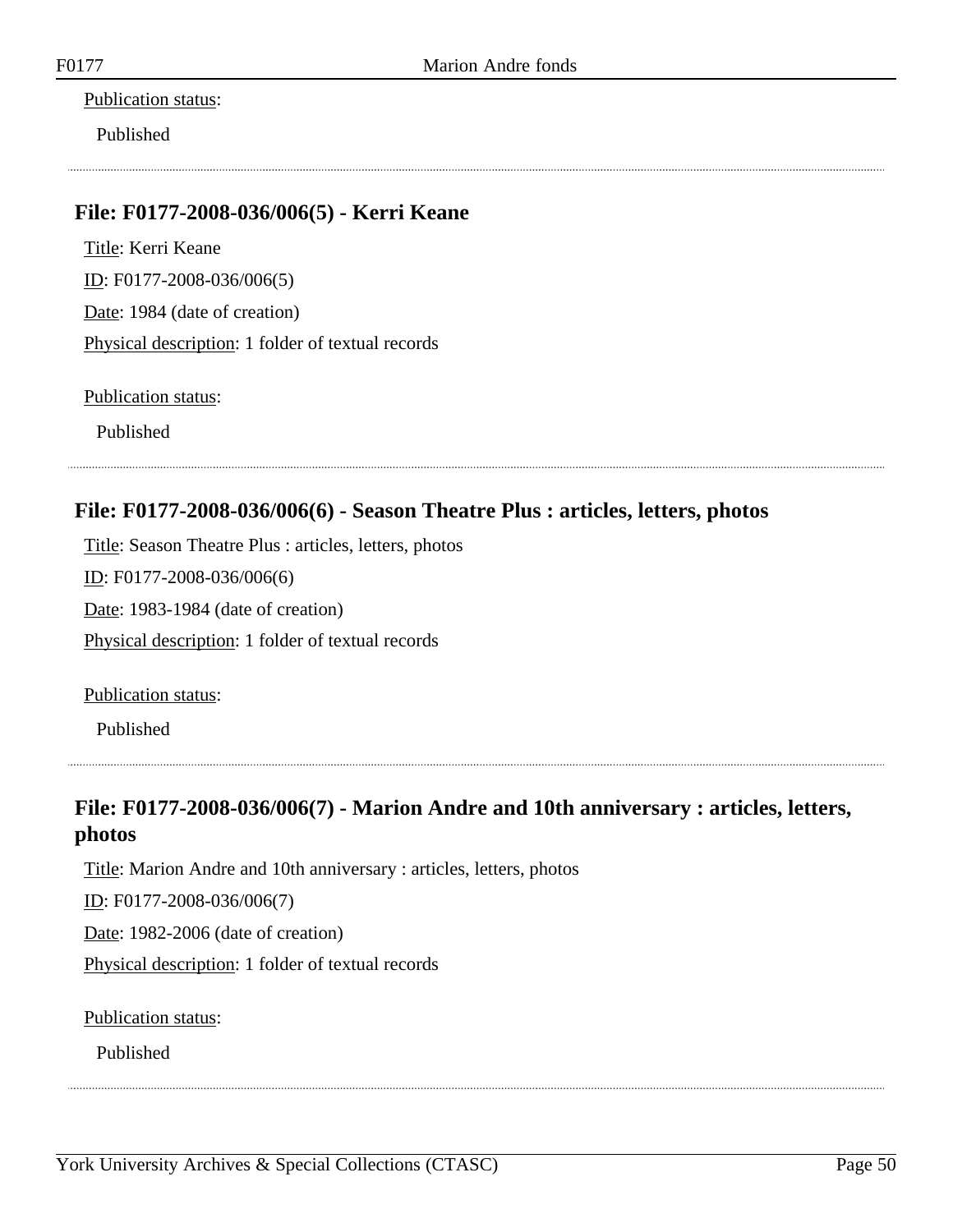Publication status:

Published

---

### File: F0177-2008-036/006(5) - Kerri Keane

Title: Kerri Keane

ID: F0177-2008-036/006(5)

Date: 1984 (date of creation)

Physical description: 1 folder of textual records

Publication status:

Published

---

### File: F0177-2008-036/006(6) - Season Theatre Plus : articles, letters, photos

Title: Season Theatre Plus : articles, letters, photos

ID: F0177-2008-036/006(6)

Date: 1983-1984 (date of creation)

Physical description: 1 folder of textual records

Publication status:

Published

---

### File: F0177-2008-036/006(7) - Marion Andre and 10th anniversary : articles, letters, photos

Title: Marion Andre and 10th anniversary : articles, letters, photos

ID: F0177-2008-036/006(7)

Date: 1982-2006 (date of creation)

Physical description: 1 folder of textual records

Publication status:

Published

---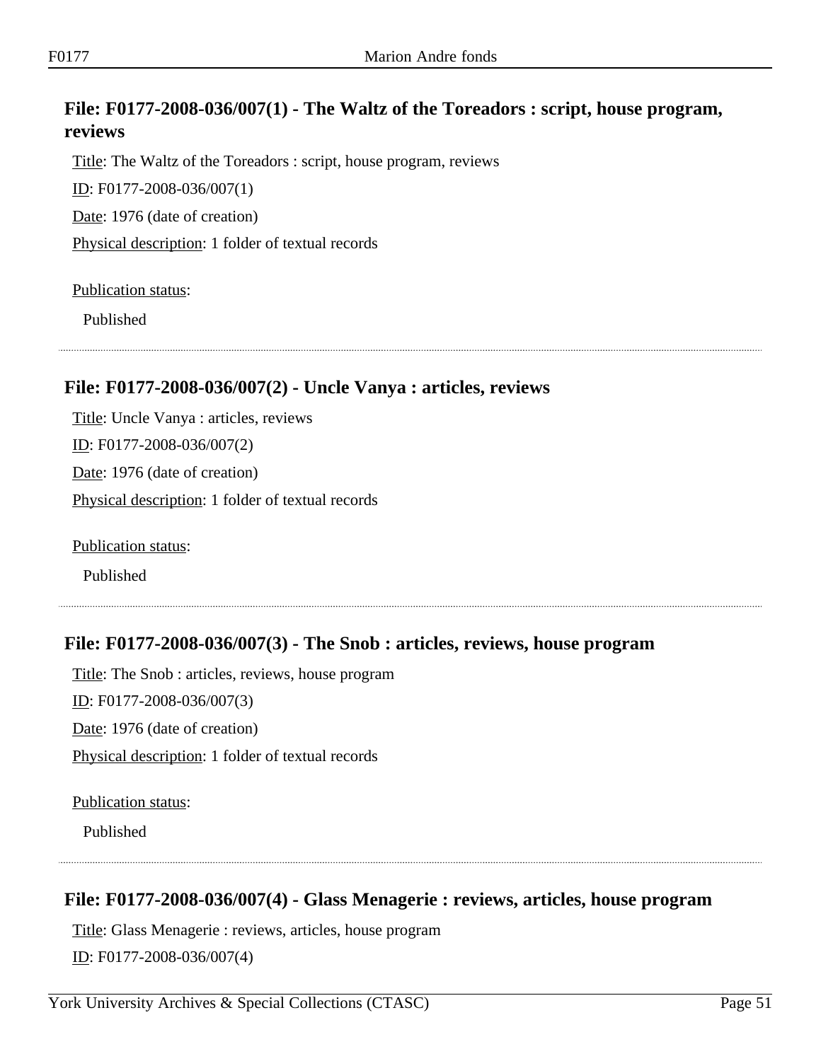### File: F0177-2008-036/007(1) - The Waltz of the Toreadors : script, house program, reviews

Title: The Waltz of the Toreadors : script, house program, reviews

ID: F0177-2008-036/007(1)

Date: 1976 (date of creation)

Physical description: 1 folder of textual records

Publication status:

Published

### File: F0177-2008-036/007(2) - Uncle Vanya : articles, reviews

Title: Uncle Vanya : articles, reviews

ID: F0177-2008-036/007(2)

Date: 1976 (date of creation)

Physical description: 1 folder of textual records

Publication status:

Published

### File: F0177-2008-036/007(3) - The Snob : articles, reviews, house program

Title: The Snob : articles, reviews, house program

ID: F0177-2008-036/007(3)

Date: 1976 (date of creation)

Physical description: 1 folder of textual records

Publication status:

Published

### File: F0177-2008-036/007(4) - Glass Menagerie : reviews, articles, house program

Title: Glass Menagerie : reviews, articles, house program

ID: F0177-2008-036/007(4)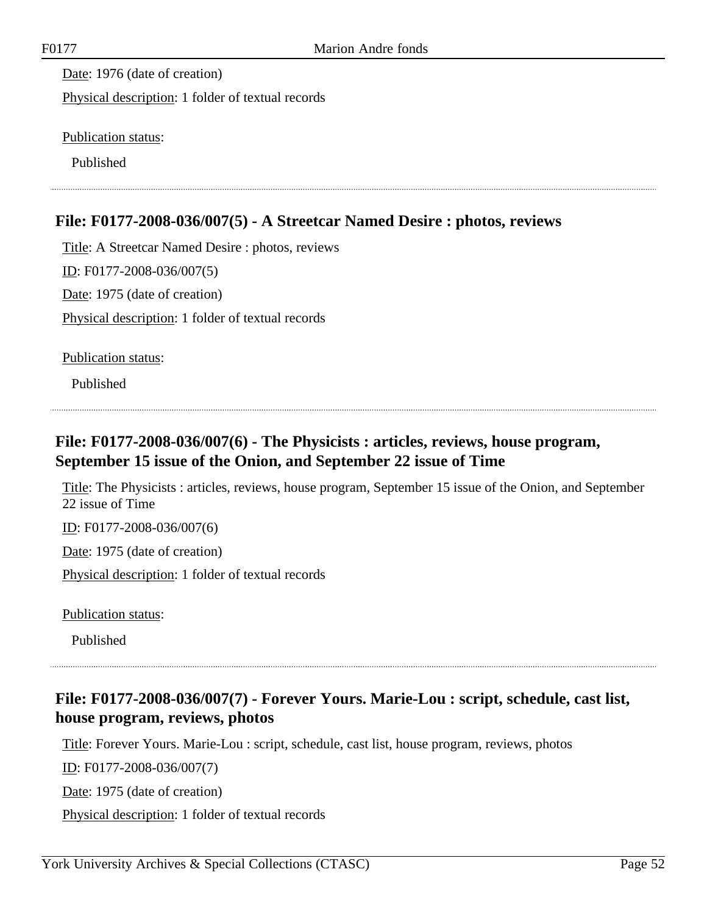Date: 1976 (date of creation)

Physical description: 1 folder of textual records

Publication status:

Published

### File: F0177-2008-036/007(5) - A Streetcar Named Desire : photos, reviews

Title: A Streetcar Named Desire : photos, reviews

ID: F0177-2008-036/007(5)

Date: 1975 (date of creation)

Physical description: 1 folder of textual records

Publication status:

Published

### File: F0177-2008-036/007(6) - The Physicists : articles, reviews, house program, September 15 issue of the Onion, and September 22 issue of Time

Title: The Physicists : articles, reviews, house program, September 15 issue of the Onion, and September 22 issue of Time

ID: F0177-2008-036/007(6)

Date: 1975 (date of creation)

Physical description: 1 folder of textual records

Publication status:

Published

### File: F0177-2008-036/007(7) - Forever Yours. Marie-Lou : script, schedule, cast list, house program, reviews, photos

Title: Forever Yours. Marie-Lou : script, schedule, cast list, house program, reviews, photos

ID: F0177-2008-036/007(7)

Date: 1975 (date of creation)

Physical description: 1 folder of textual records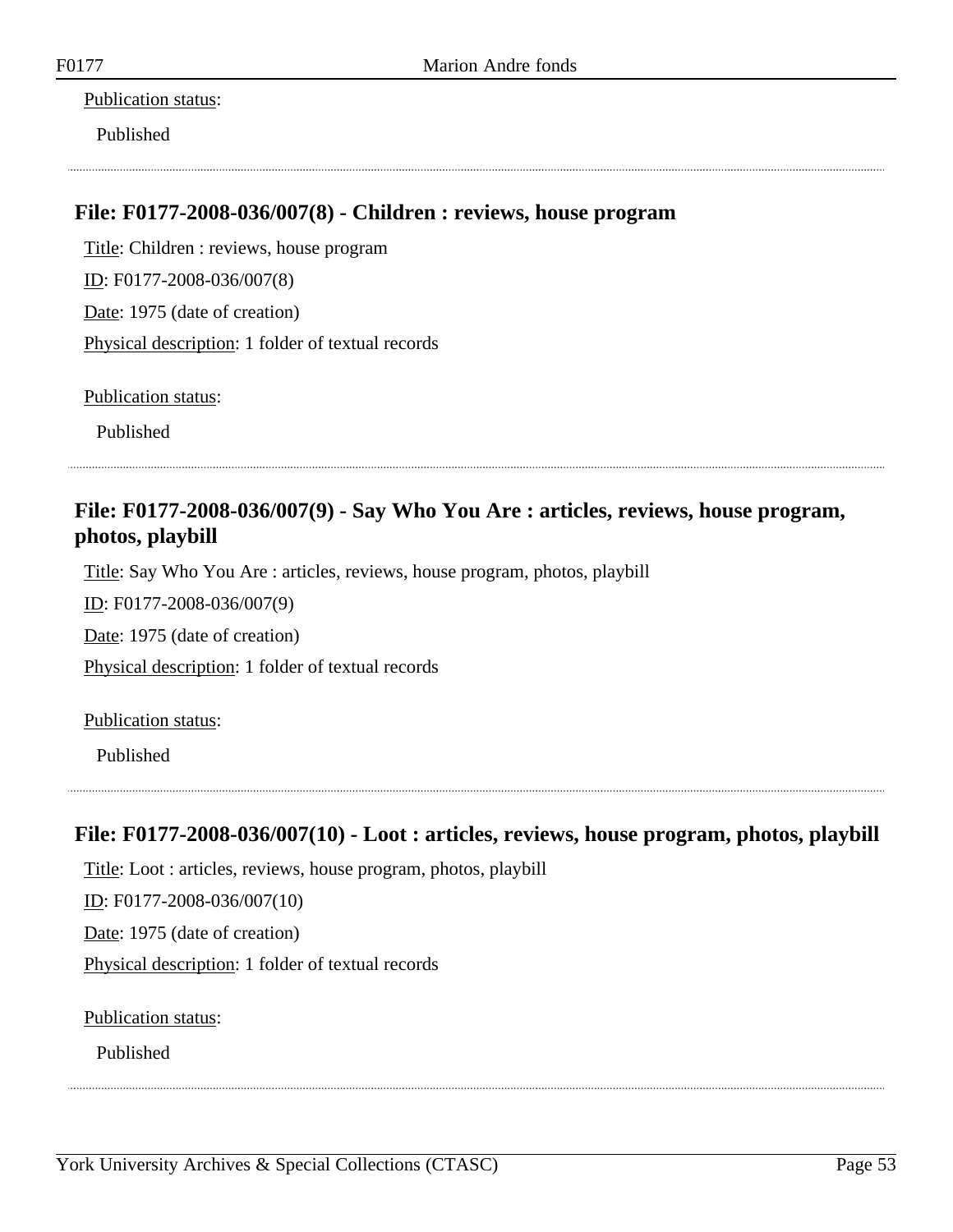Publication status:

Published

---

### File: F0177-2008-036/007(8) - Children : reviews, house program

Title: Children : reviews, house program

ID: F0177-2008-036/007(8)

Date: 1975 (date of creation)

Physical description: 1 folder of textual records

Publication status:

Published

---

### File: F0177-2008-036/007(9) - Say Who You Are : articles, reviews, house program, photos, playbill

Title: Say Who You Are : articles, reviews, house program, photos, playbill

ID: F0177-2008-036/007(9)

Date: 1975 (date of creation)

Physical description: 1 folder of textual records

Publication status:

Published

---

### File: F0177-2008-036/007(10) - Loot : articles, reviews, house program, photos, playbill

Title: Loot : articles, reviews, house program, photos, playbill

ID: F0177-2008-036/007(10)

Date: 1975 (date of creation)

Physical description: 1 folder of textual records

Publication status:

Published

---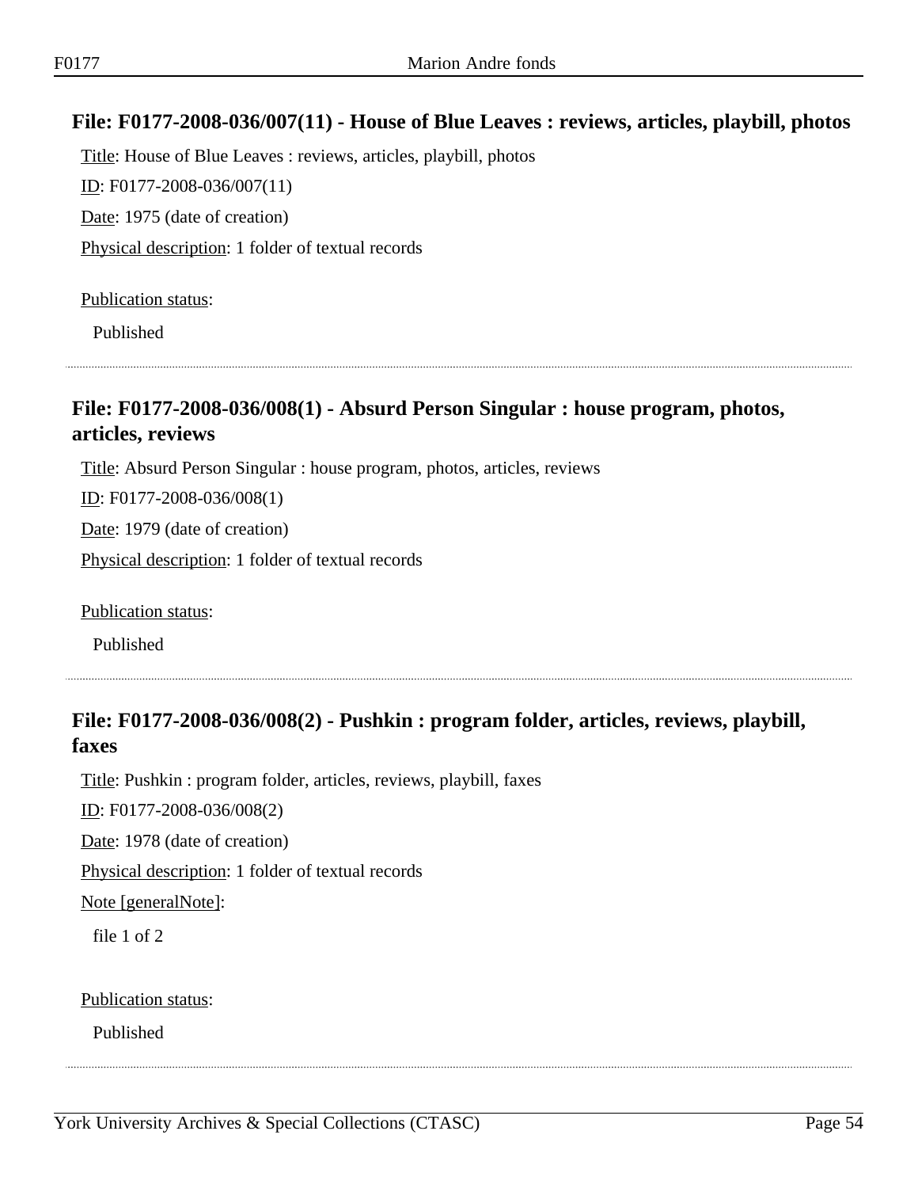## File: F0177-2008-036/007(11) - House of Blue Leaves : reviews, articles, playbill, photos

Title: House of Blue Leaves : reviews, articles, playbill, photos

ID: F0177-2008-036/007(11)

Date: 1975 (date of creation)

Physical description: 1 folder of textual records

Publication status:

Published

---

## File: F0177-2008-036/008(1) - Absurd Person Singular : house program, photos, articles, reviews

Title: Absurd Person Singular : house program, photos, articles, reviews

ID: F0177-2008-036/008(1)

Date: 1979 (date of creation)

Physical description: 1 folder of textual records

Publication status:

Published

---

## File: F0177-2008-036/008(2) - Pushkin : program folder, articles, reviews, playbill, faxes

Title: Pushkin : program folder, articles, reviews, playbill, faxes

ID: F0177-2008-036/008(2)

Date: 1978 (date of creation)

Physical description: 1 folder of textual records

Note [generalNote]:

file 1 of 2

Publication status:

Published

---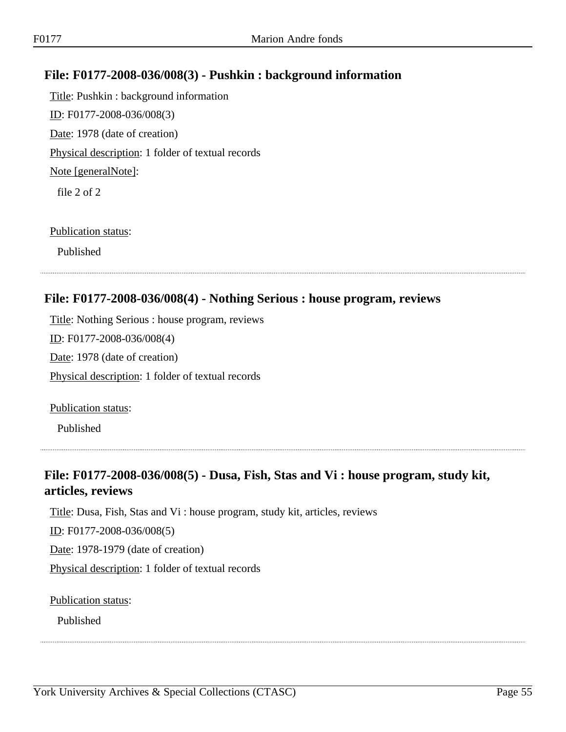## File: F0177-2008-036/008(3) - Pushkin : background information

Title: Pushkin : background information

ID: F0177-2008-036/008(3)

Date: 1978 (date of creation)

Physical description: 1 folder of textual records

Note [generalNote]:

file 2 of 2

Publication status:

Published

## File: F0177-2008-036/008(4) - Nothing Serious : house program, reviews

Title: Nothing Serious : house program, reviews

ID: F0177-2008-036/008(4)

Date: 1978 (date of creation)

Physical description: 1 folder of textual records

Publication status:

Published

## File: F0177-2008-036/008(5) - Dusa, Fish, Stas and Vi : house program, study kit, articles, reviews

Title: Dusa, Fish, Stas and Vi : house program, study kit, articles, reviews

ID: F0177-2008-036/008(5)

Date: 1978-1979 (date of creation)

Physical description: 1 folder of textual records

Publication status:

Published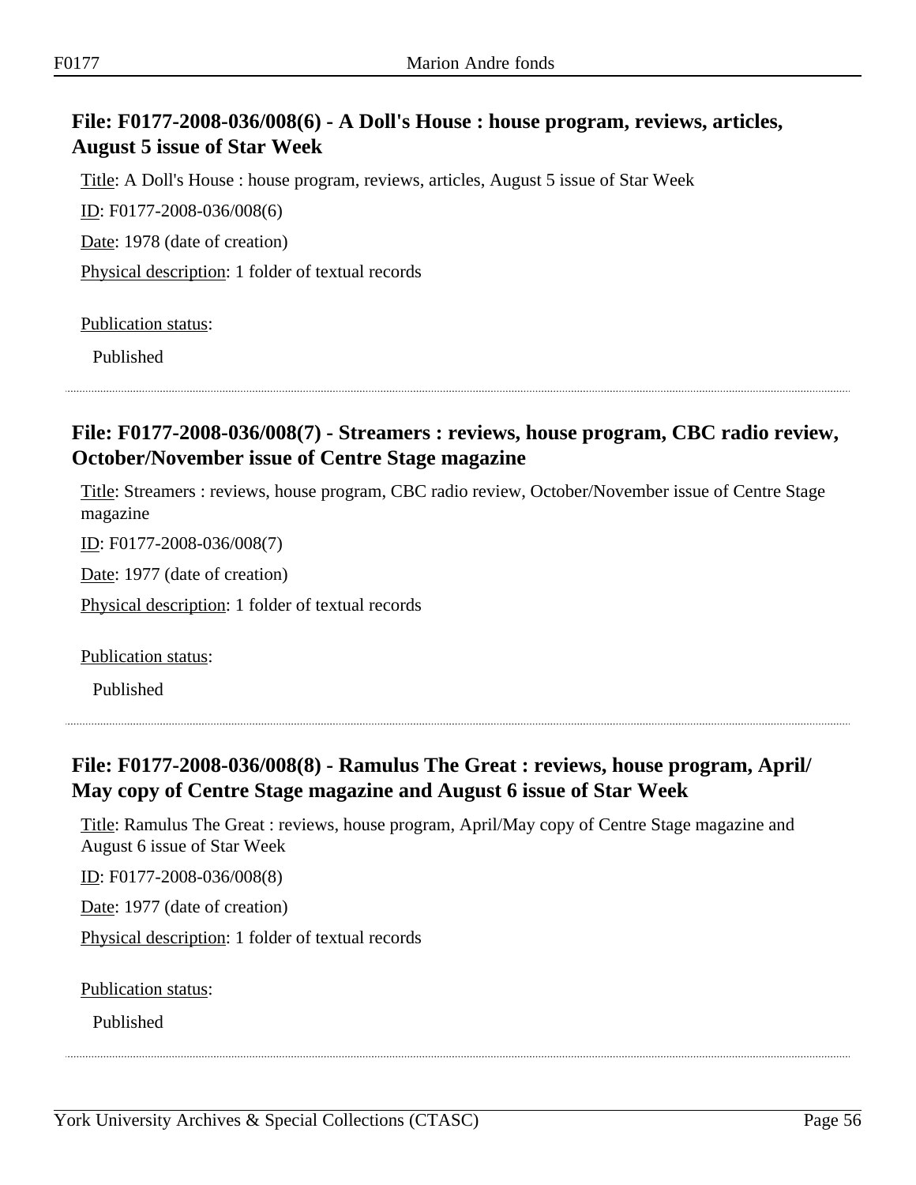## File: F0177-2008-036/008(6) - A Doll's House : house program, reviews, articles, August 5 issue of Star Week

Title: A Doll's House : house program, reviews, articles, August 5 issue of Star Week

ID: F0177-2008-036/008(6)

Date: 1978 (date of creation)

Physical description: 1 folder of textual records

Publication status:

Published

---

## File: F0177-2008-036/008(7) - Streamers : reviews, house program, CBC radio review, October/November issue of Centre Stage magazine

Title: Streamers : reviews, house program, CBC radio review, October/November issue of Centre Stage magazine

ID: F0177-2008-036/008(7)

Date: 1977 (date of creation)

Physical description: 1 folder of textual records

Publication status:

Published

---

## File: F0177-2008-036/008(8) - Ramulus The Great : reviews, house program, April/May copy of Centre Stage magazine and August 6 issue of Star Week

Title: Ramulus The Great : reviews, house program, April/May copy of Centre Stage magazine and August 6 issue of Star Week

ID: F0177-2008-036/008(8)

Date: 1977 (date of creation)

Physical description: 1 folder of textual records

Publication status:

Published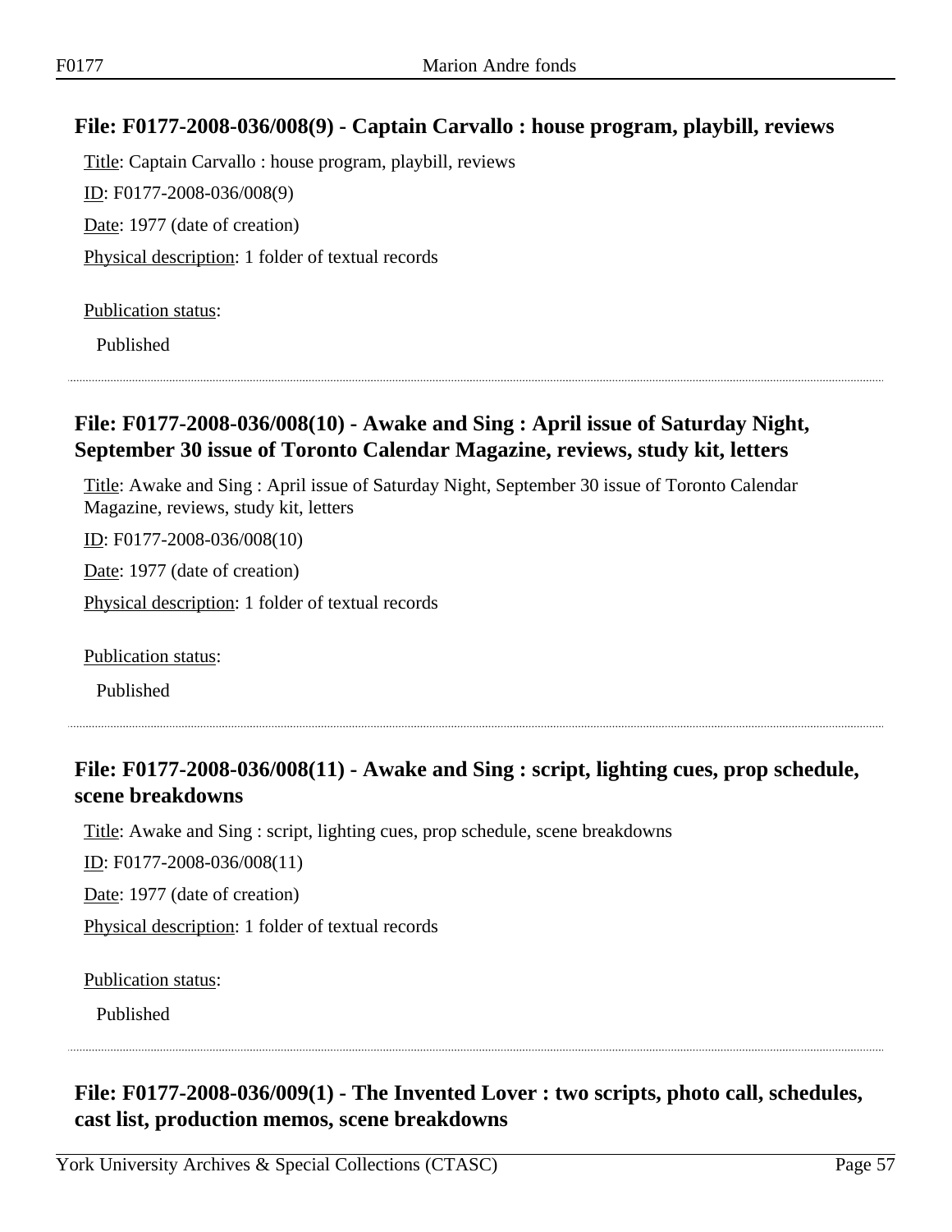## File: F0177-2008-036/008(9) - Captain Carvallo : house program, playbill, reviews

Title: Captain Carvallo : house program, playbill, reviews

ID: F0177-2008-036/008(9)

Date: 1977 (date of creation)

Physical description: 1 folder of textual records

Publication status:

Published

## File: F0177-2008-036/008(10) - Awake and Sing : April issue of Saturday Night, September 30 issue of Toronto Calendar Magazine, reviews, study kit, letters

Title: Awake and Sing : April issue of Saturday Night, September 30 issue of Toronto Calendar Magazine, reviews, study kit, letters

ID: F0177-2008-036/008(10)

Date: 1977 (date of creation)

Physical description: 1 folder of textual records

Publication status:

Published

## File: F0177-2008-036/008(11) - Awake and Sing : script, lighting cues, prop schedule, scene breakdowns

Title: Awake and Sing : script, lighting cues, prop schedule, scene breakdowns

ID: F0177-2008-036/008(11)

Date: 1977 (date of creation)

Physical description: 1 folder of textual records

Publication status:

Published

## File: F0177-2008-036/009(1) - The Invented Lover : two scripts, photo call, schedules, cast list, production memos, scene breakdowns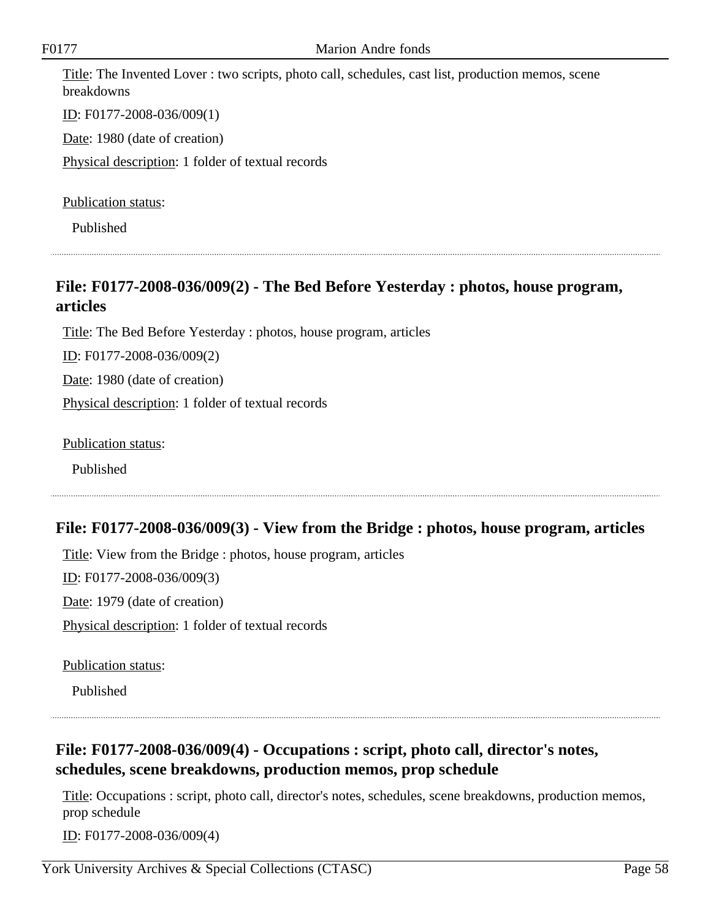Title: The Invented Lover : two scripts, photo call, schedules, cast list, production memos, scene breakdowns

ID: F0177-2008-036/009(1)

Date: 1980 (date of creation)

Physical description: 1 folder of textual records

Publication status:

Published

## File: F0177-2008-036/009(2) - The Bed Before Yesterday : photos, house program, articles

Title: The Bed Before Yesterday : photos, house program, articles

ID: F0177-2008-036/009(2)

Date: 1980 (date of creation)

Physical description: 1 folder of textual records

Publication status:

Published

## File: F0177-2008-036/009(3) - View from the Bridge : photos, house program, articles

Title: View from the Bridge : photos, house program, articles

ID: F0177-2008-036/009(3)

Date: 1979 (date of creation)

Physical description: 1 folder of textual records

Publication status:

Published

## File: F0177-2008-036/009(4) - Occupations : script, photo call, director's notes, schedules, scene breakdowns, production memos, prop schedule

Title: Occupations : script, photo call, director's notes, schedules, scene breakdowns, production memos, prop schedule

ID: F0177-2008-036/009(4)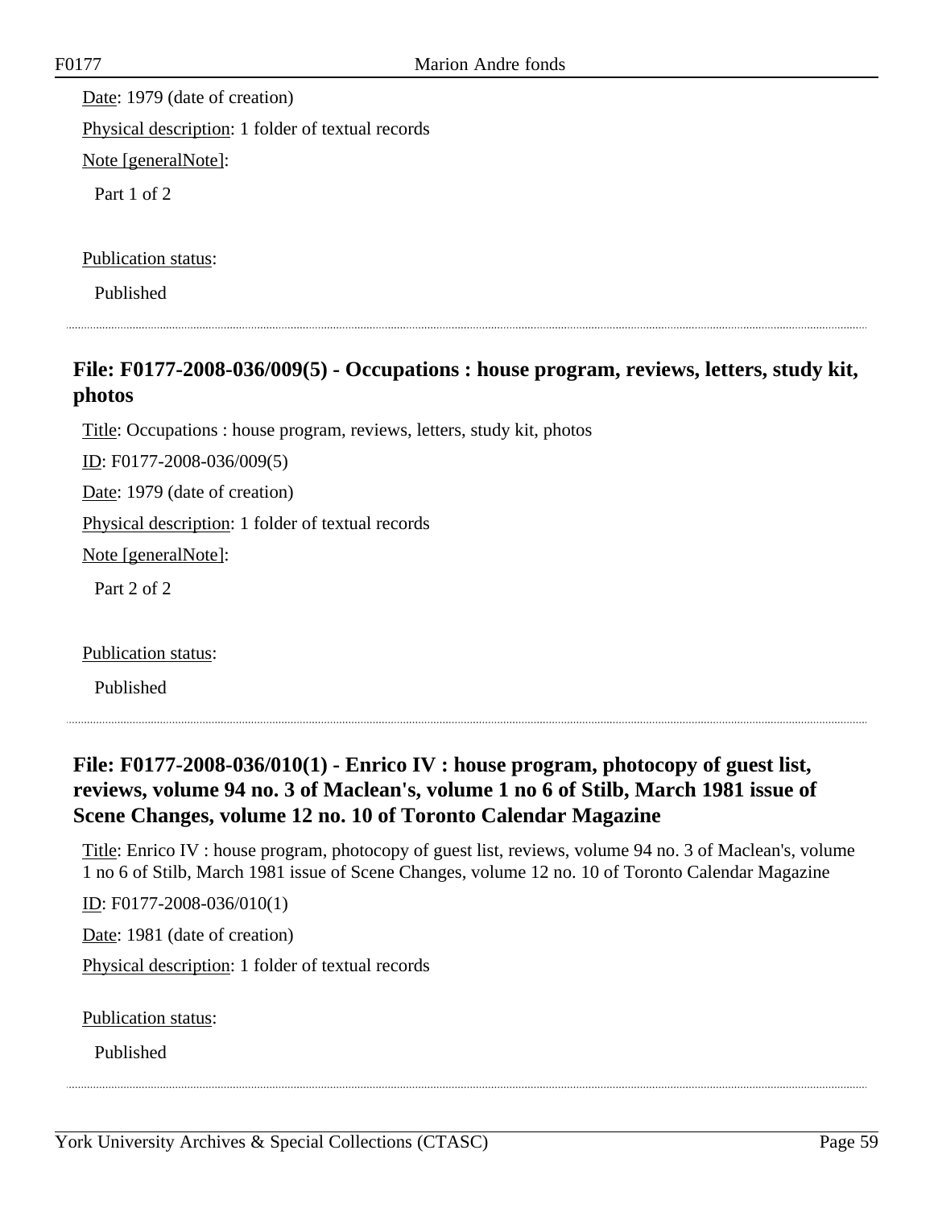Date: 1979 (date of creation)

Physical description: 1 folder of textual records

Note [generalNote]:

Part 1 of 2

Publication status:

Published

---

## File: F0177-2008-036/009(5) - Occupations : house program, reviews, letters, study kit, photos

Title: Occupations : house program, reviews, letters, study kit, photos

ID: F0177-2008-036/009(5)

Date: 1979 (date of creation)

Physical description: 1 folder of textual records

Note [generalNote]:

Part 2 of 2

Publication status:

Published

---

## File: F0177-2008-036/010(1) - Enrico IV : house program, photocopy of guest list, reviews, volume 94 no. 3 of Maclean's, volume 1 no 6 of Stilb, March 1981 issue of Scene Changes, volume 12 no. 10 of Toronto Calendar Magazine

Title: Enrico IV : house program, photocopy of guest list, reviews, volume 94 no. 3 of Maclean's, volume 1 no 6 of Stilb, March 1981 issue of Scene Changes, volume 12 no. 10 of Toronto Calendar Magazine

ID: F0177-2008-036/010(1)

Date: 1981 (date of creation)

Physical description: 1 folder of textual records

Publication status:

Published

---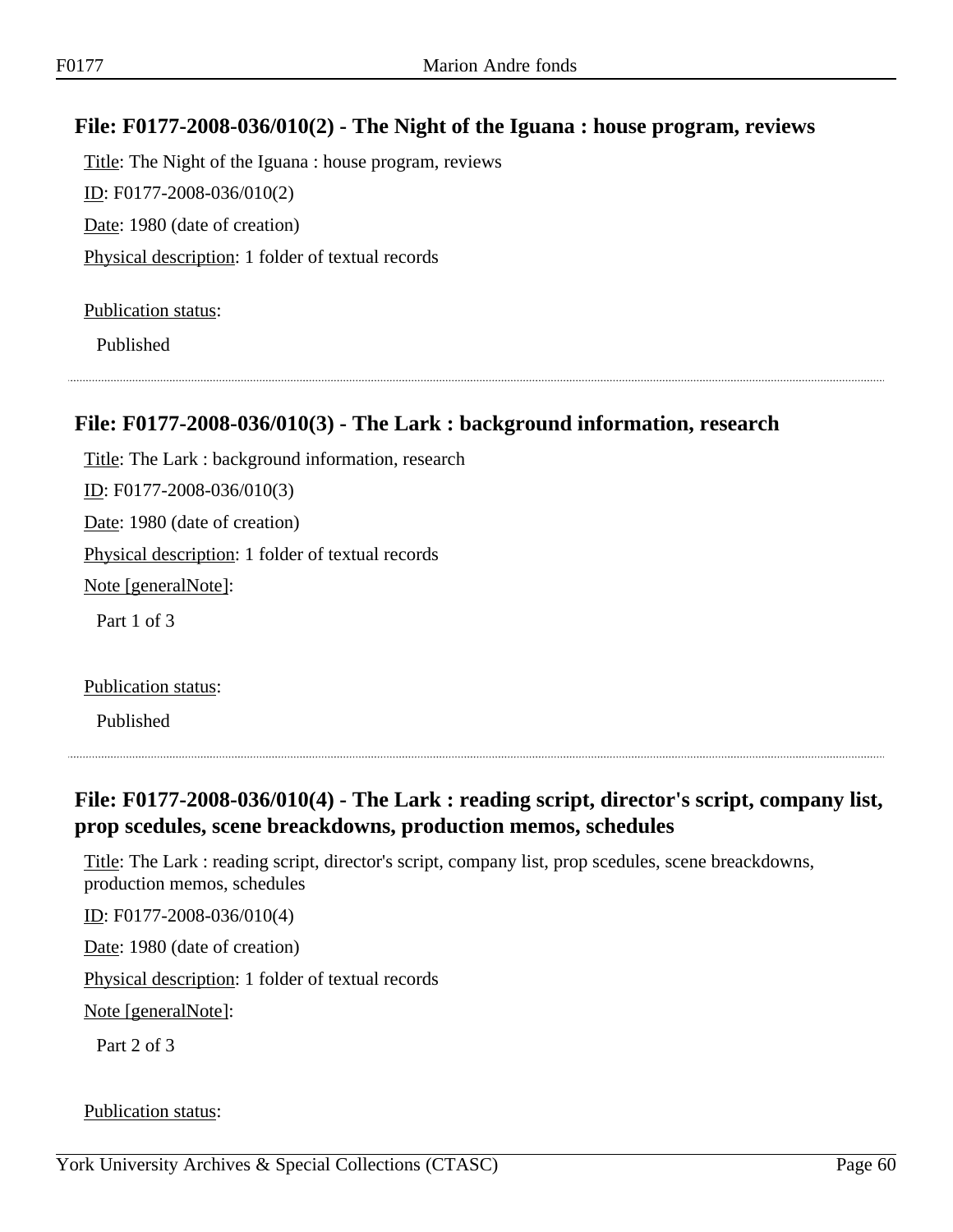## File: F0177-2008-036/010(2) - The Night of the Iguana : house program, reviews

Title: The Night of the Iguana : house program, reviews

ID: F0177-2008-036/010(2)

Date: 1980 (date of creation)

Physical description: 1 folder of textual records

Publication status:

Published

## File: F0177-2008-036/010(3) - The Lark : background information, research

Title: The Lark : background information, research

ID: F0177-2008-036/010(3)

Date: 1980 (date of creation)

Physical description: 1 folder of textual records

Note [generalNote]:

Part 1 of 3

Publication status:

Published

## File: F0177-2008-036/010(4) - The Lark : reading script, director's script, company list, prop scedules, scene breackdowns, production memos, schedules

Title: The Lark : reading script, director's script, company list, prop scedules, scene breackdowns, production memos, schedules

ID: F0177-2008-036/010(4)

Date: 1980 (date of creation)

Physical description: 1 folder of textual records

Note [generalNote]:

Part 2 of 3

Publication status: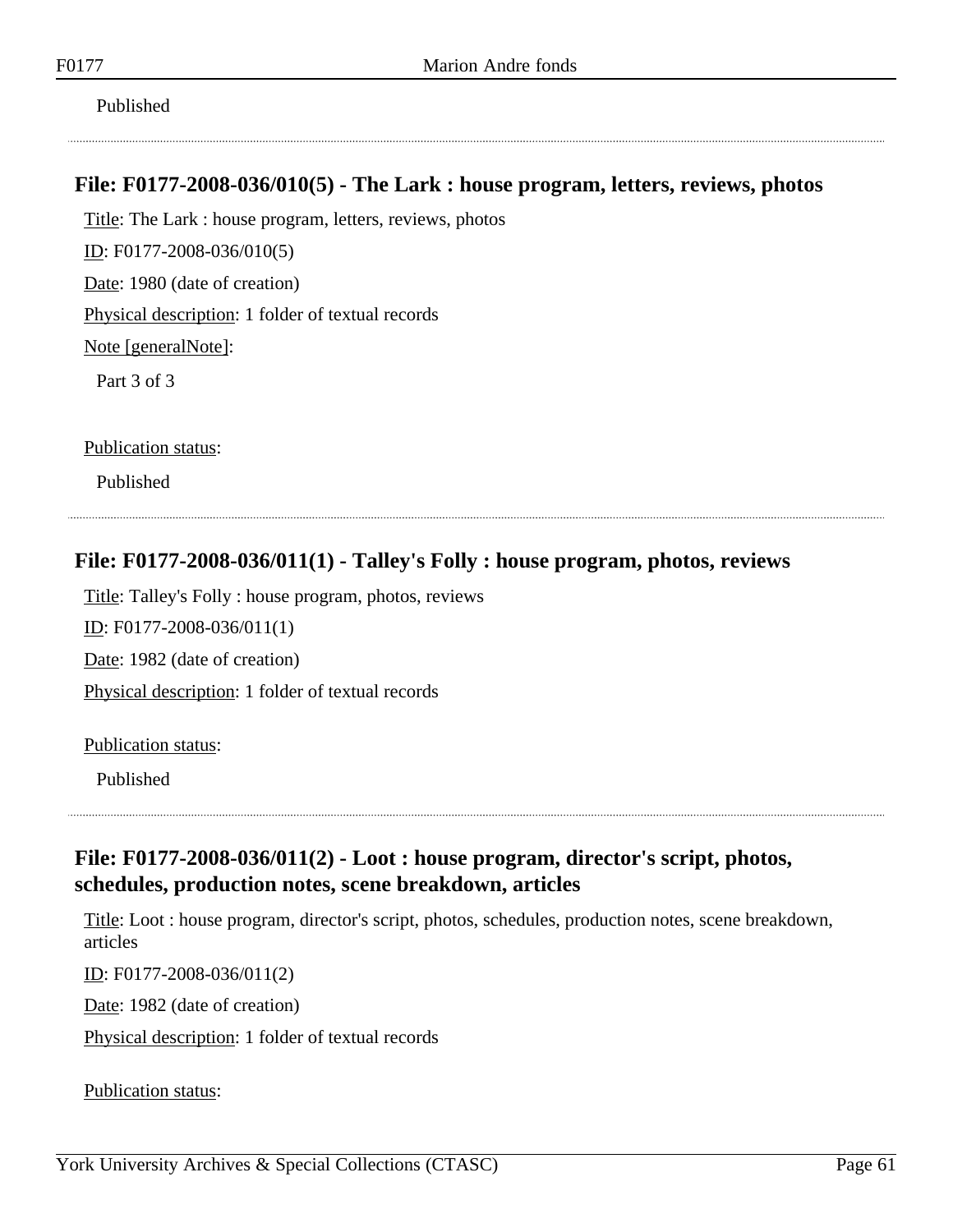Published

## File: F0177-2008-036/010(5) - The Lark : house program, letters, reviews, photos

Title: The Lark : house program, letters, reviews, photos

ID: F0177-2008-036/010(5)

Date: 1980 (date of creation)

Physical description: 1 folder of textual records

Note [generalNote]:

Part 3 of 3

Publication status:

Published

## File: F0177-2008-036/011(1) - Talley's Folly : house program, photos, reviews

Title: Talley's Folly : house program, photos, reviews

ID: F0177-2008-036/011(1)

Date: 1982 (date of creation)

Physical description: 1 folder of textual records

Publication status:

Published

## File: F0177-2008-036/011(2) - Loot : house program, director's script, photos, schedules, production notes, scene breakdown, articles

Title: Loot : house program, director's script, photos, schedules, production notes, scene breakdown, articles

ID: F0177-2008-036/011(2)

Date: 1982 (date of creation)

Physical description: 1 folder of textual records

Publication status: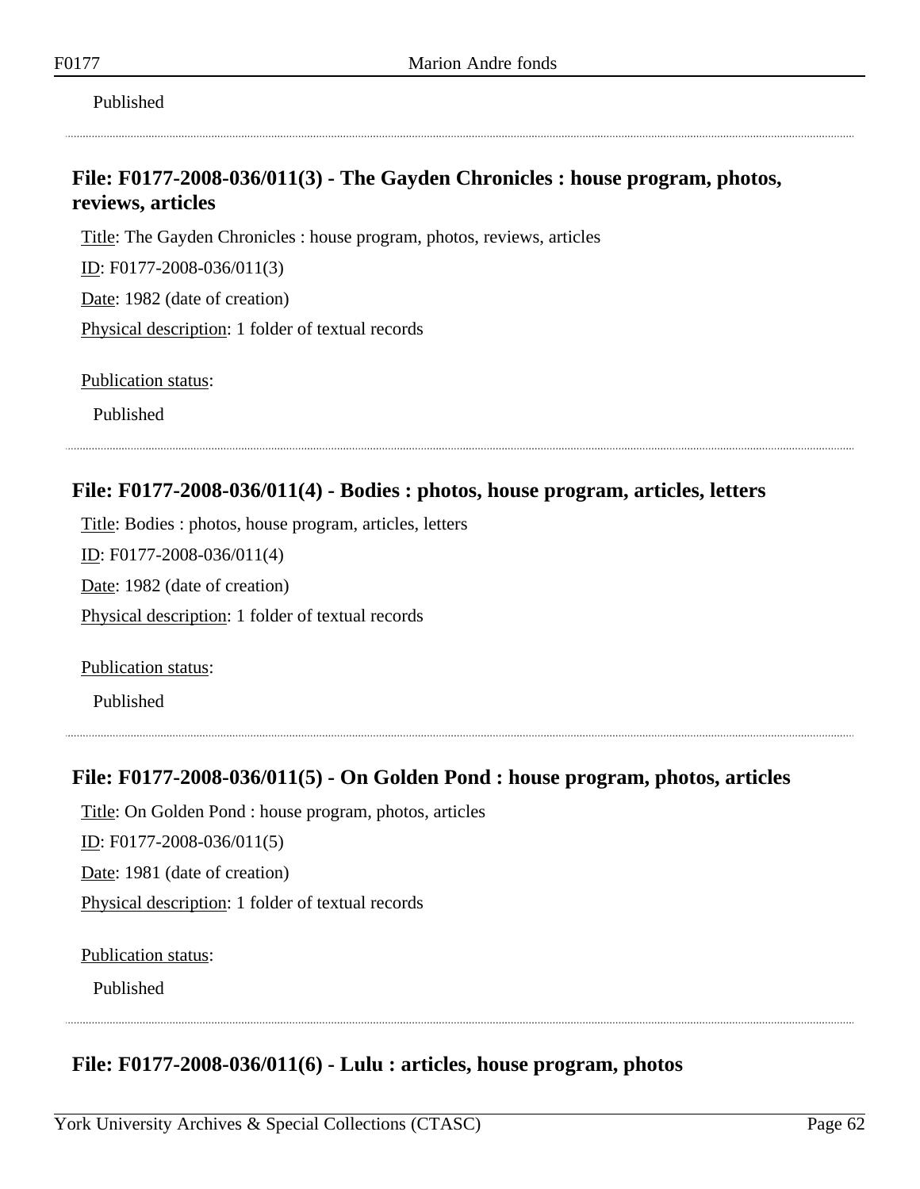Published

## File: F0177-2008-036/011(3) - The Gayden Chronicles : house program, photos, reviews, articles

Title: The Gayden Chronicles : house program, photos, reviews, articles

ID: F0177-2008-036/011(3)

Date: 1982 (date of creation)

Physical description: 1 folder of textual records

Publication status:

Published

## File: F0177-2008-036/011(4) - Bodies : photos, house program, articles, letters

Title: Bodies : photos, house program, articles, letters

ID: F0177-2008-036/011(4)

Date: 1982 (date of creation)

Physical description: 1 folder of textual records

Publication status:

Published

## File: F0177-2008-036/011(5) - On Golden Pond : house program, photos, articles

Title: On Golden Pond : house program, photos, articles

ID: F0177-2008-036/011(5)

Date: 1981 (date of creation)

Physical description: 1 folder of textual records

Publication status:

Published

## File: F0177-2008-036/011(6) - Lulu : articles, house program, photos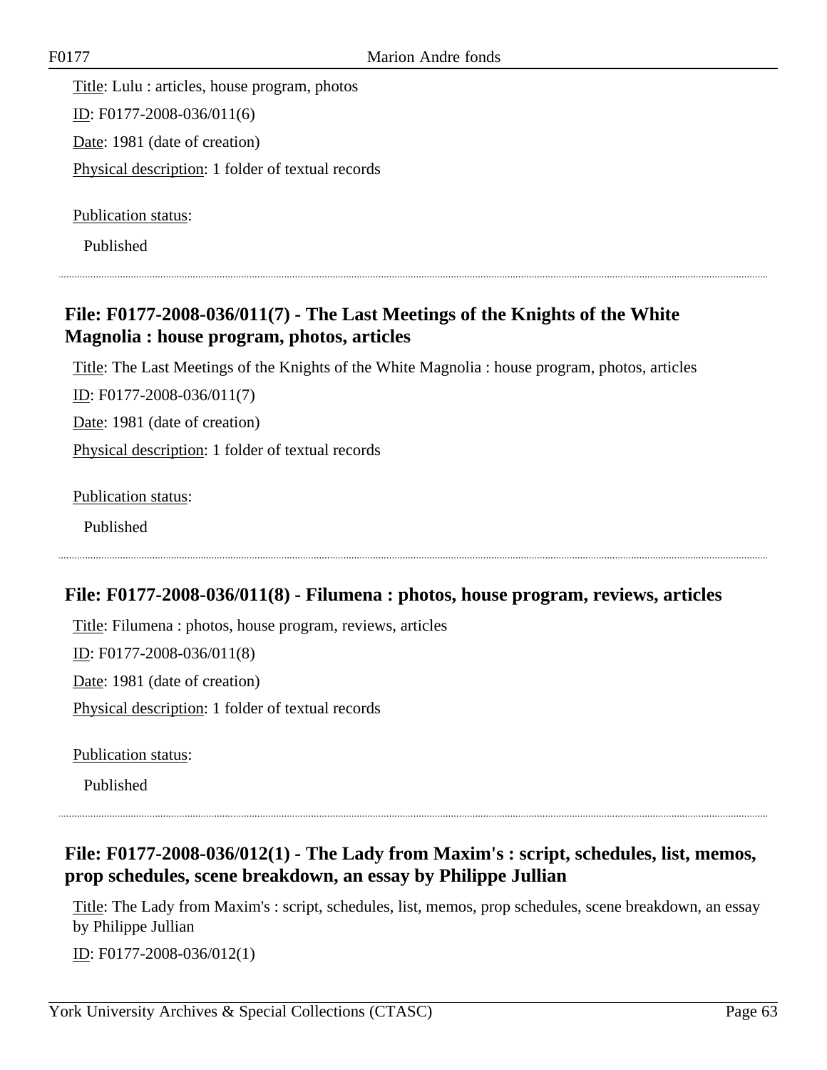Title: Lulu : articles, house program, photos

ID: F0177-2008-036/011(6)

Date: 1981 (date of creation)

Physical description: 1 folder of textual records

Publication status:

Published

## File: F0177-2008-036/011(7) - The Last Meetings of the Knights of the White Magnolia : house program, photos, articles

Title: The Last Meetings of the Knights of the White Magnolia : house program, photos, articles

ID: F0177-2008-036/011(7)

Date: 1981 (date of creation)

Physical description: 1 folder of textual records

Publication status:

Published

## File: F0177-2008-036/011(8) - Filumena : photos, house program, reviews, articles

Title: Filumena : photos, house program, reviews, articles

ID: F0177-2008-036/011(8)

Date: 1981 (date of creation)

Physical description: 1 folder of textual records

Publication status:

Published

## File: F0177-2008-036/012(1) - The Lady from Maxim's : script, schedules, list, memos, prop schedules, scene breakdown, an essay by Philippe Jullian

Title: The Lady from Maxim's : script, schedules, list, memos, prop schedules, scene breakdown, an essay by Philippe Jullian

ID: F0177-2008-036/012(1)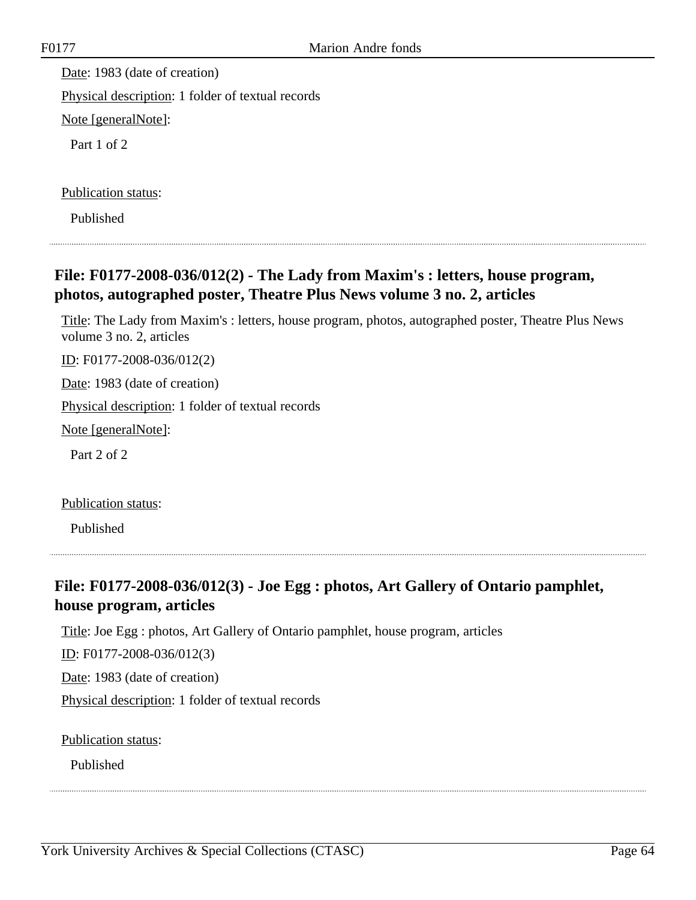Date: 1983 (date of creation)

Physical description: 1 folder of textual records

Note [generalNote]:

Part 1 of 2

Publication status:

Published

## File: F0177-2008-036/012(2) - The Lady from Maxim's : letters, house program, photos, autographed poster, Theatre Plus News volume 3 no. 2, articles

Title: The Lady from Maxim's : letters, house program, photos, autographed poster, Theatre Plus News volume 3 no. 2, articles

ID: F0177-2008-036/012(2)

Date: 1983 (date of creation)

Physical description: 1 folder of textual records

Note [generalNote]:

Part 2 of 2

Publication status:

Published

## File: F0177-2008-036/012(3) - Joe Egg : photos, Art Gallery of Ontario pamphlet, house program, articles

Title: Joe Egg : photos, Art Gallery of Ontario pamphlet, house program, articles

ID: F0177-2008-036/012(3)

Date: 1983 (date of creation)

Physical description: 1 folder of textual records

Publication status:

Published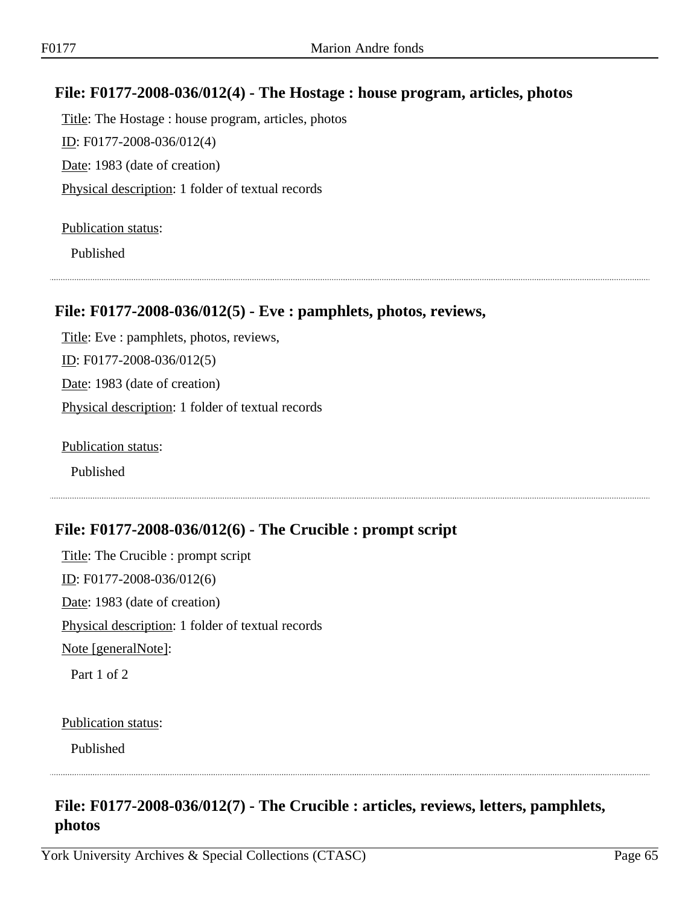## File: F0177-2008-036/012(4) - The Hostage : house program, articles, photos

Title: The Hostage : house program, articles, photos

ID: F0177-2008-036/012(4)

Date: 1983 (date of creation)

Physical description: 1 folder of textual records

Publication status:

Published

## File: F0177-2008-036/012(5) - Eve : pamphlets, photos, reviews,

Title: Eve : pamphlets, photos, reviews,

ID: F0177-2008-036/012(5)

Date: 1983 (date of creation)

Physical description: 1 folder of textual records

Publication status:

Published

## File: F0177-2008-036/012(6) - The Crucible : prompt script

Title: The Crucible : prompt script

ID: F0177-2008-036/012(6)

Date: 1983 (date of creation)

Physical description: 1 folder of textual records

Note [generalNote]:

Part 1 of 2

Publication status:

Published

## File: F0177-2008-036/012(7) - The Crucible : articles, reviews, letters, pamphlets, photos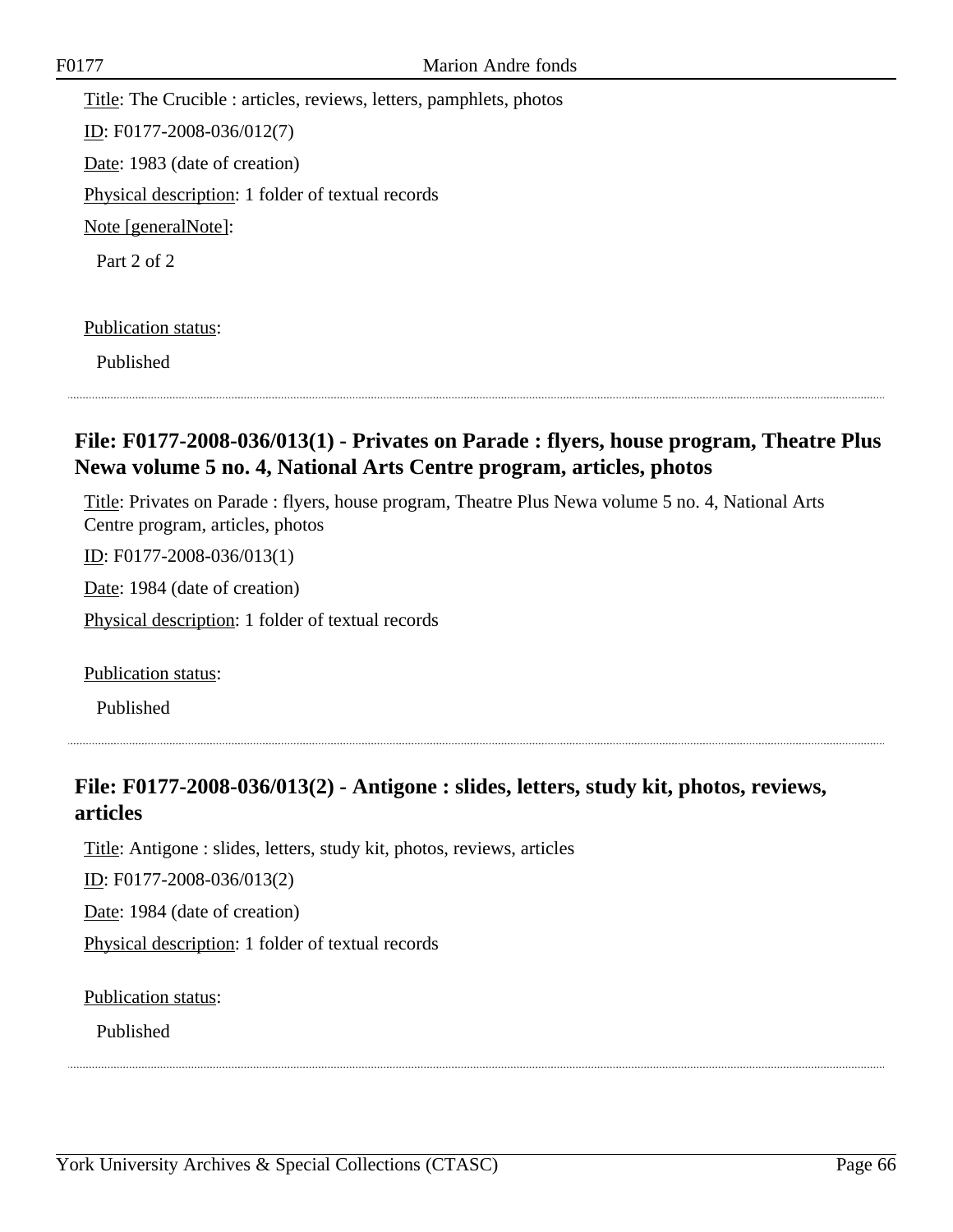Title: The Crucible : articles, reviews, letters, pamphlets, photos

ID: F0177-2008-036/012(7)

Date: 1983 (date of creation)

Physical description: 1 folder of textual records

Note [generalNote]:

Part 2 of 2

Publication status:

Published

---

### File: F0177-2008-036/013(1) - Privates on Parade : flyers, house program, Theatre Plus Newa volume 5 no. 4, National Arts Centre program, articles, photos

Title: Privates on Parade : flyers, house program, Theatre Plus Newa volume 5 no. 4, National Arts Centre program, articles, photos

ID: F0177-2008-036/013(1)

Date: 1984 (date of creation)

Physical description: 1 folder of textual records

Publication status:

Published

---

### File: F0177-2008-036/013(2) - Antigone : slides, letters, study kit, photos, reviews, articles

Title: Antigone : slides, letters, study kit, photos, reviews, articles

ID: F0177-2008-036/013(2)

Date: 1984 (date of creation)

Physical description: 1 folder of textual records

Publication status:

Published

---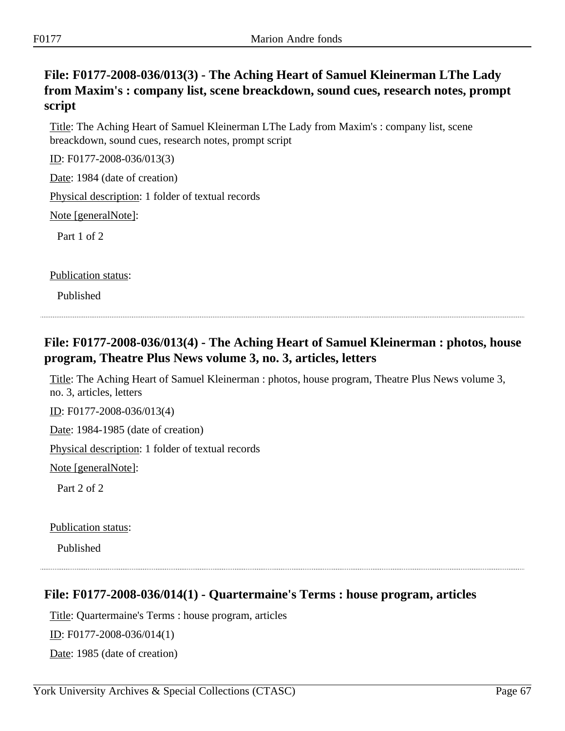## File: F0177-2008-036/013(3) - The Aching Heart of Samuel Kleinerman LThe Lady from Maxim's : company list, scene breackdown, sound cues, research notes, prompt script

Title: The Aching Heart of Samuel Kleinerman LThe Lady from Maxim's : company list, scene breackdown, sound cues, research notes, prompt script

ID: F0177-2008-036/013(3)

Date: 1984 (date of creation)

Physical description: 1 folder of textual records

Note [generalNote]:

Part 1 of 2

Publication status:

Published

## File: F0177-2008-036/013(4) - The Aching Heart of Samuel Kleinerman : photos, house program, Theatre Plus News volume 3, no. 3, articles, letters

Title: The Aching Heart of Samuel Kleinerman : photos, house program, Theatre Plus News volume 3, no. 3, articles, letters

ID: F0177-2008-036/013(4)

Date: 1984-1985 (date of creation)

Physical description: 1 folder of textual records

Note [generalNote]:

Part 2 of 2

Publication status:

Published

## File: F0177-2008-036/014(1) - Quartermaine's Terms : house program, articles

Title: Quartermaine's Terms : house program, articles

ID: F0177-2008-036/014(1)

Date: 1985 (date of creation)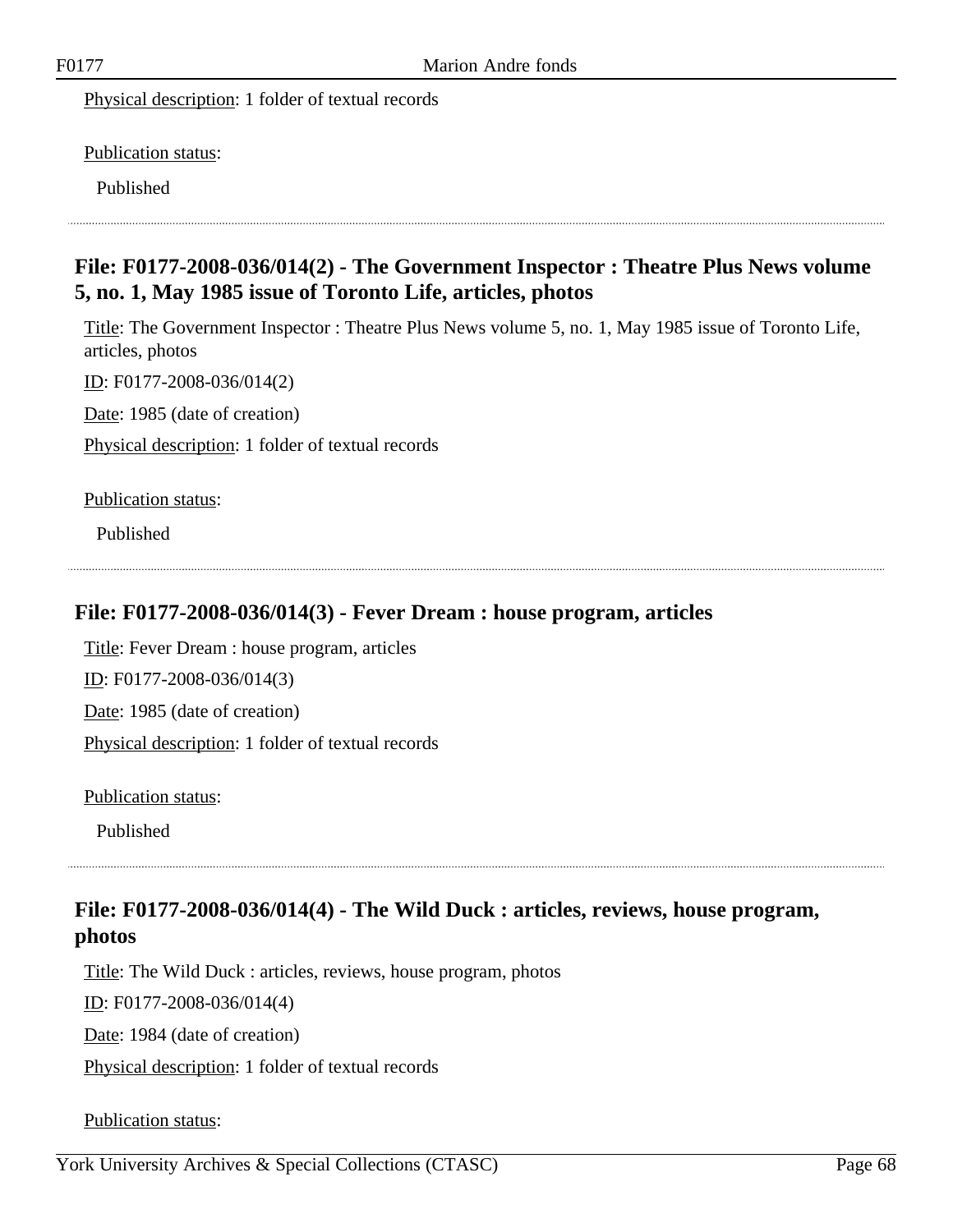Physical description: 1 folder of textual records

Publication status:

Published

### File: F0177-2008-036/014(2) - The Government Inspector : Theatre Plus News volume 5, no. 1, May 1985 issue of Toronto Life, articles, photos

Title: The Government Inspector : Theatre Plus News volume 5, no. 1, May 1985 issue of Toronto Life, articles, photos

ID: F0177-2008-036/014(2)

Date: 1985 (date of creation)

Physical description: 1 folder of textual records

Publication status:

Published

### File: F0177-2008-036/014(3) - Fever Dream : house program, articles

Title: Fever Dream : house program, articles

ID: F0177-2008-036/014(3)

Date: 1985 (date of creation)

Physical description: 1 folder of textual records

Publication status:

Published

### File: F0177-2008-036/014(4) - The Wild Duck : articles, reviews, house program, photos

Title: The Wild Duck : articles, reviews, house program, photos

ID: F0177-2008-036/014(4)

Date: 1984 (date of creation)

Physical description: 1 folder of textual records

Publication status: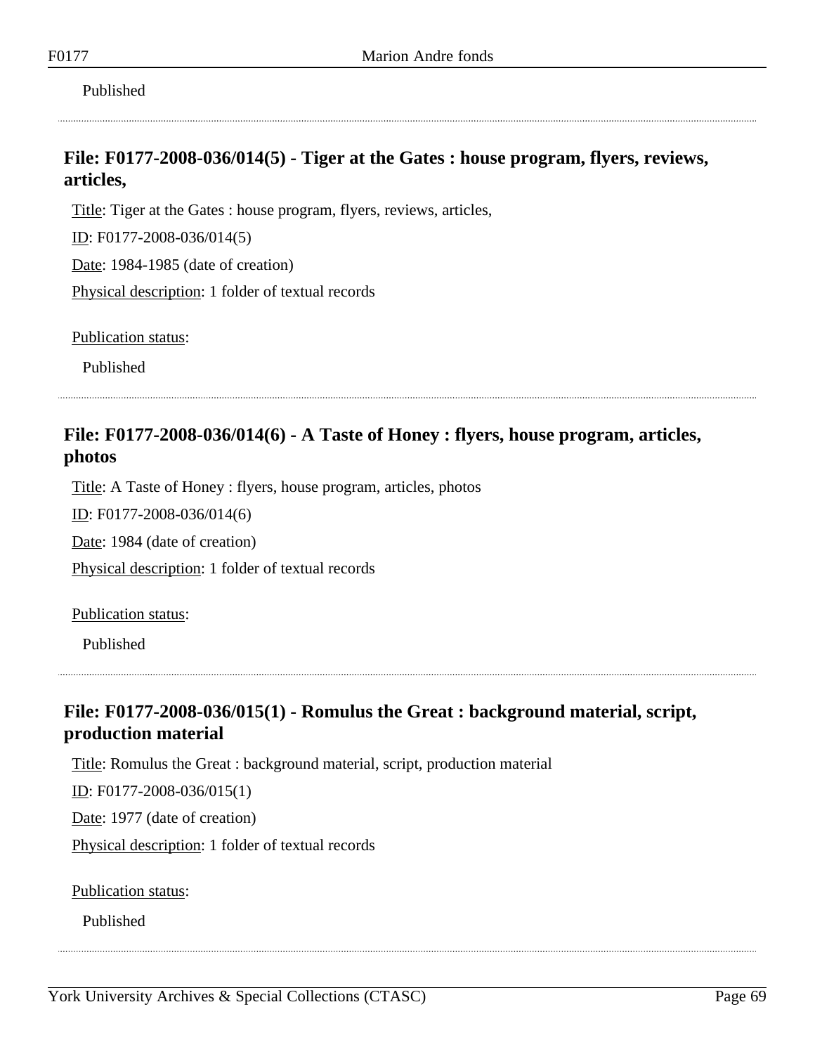Published

## File: F0177-2008-036/014(5) - Tiger at the Gates : house program, flyers, reviews, articles,

Title: Tiger at the Gates : house program, flyers, reviews, articles,

ID: F0177-2008-036/014(5)

Date: 1984-1985 (date of creation)

Physical description: 1 folder of textual records

Publication status:

Published

## File: F0177-2008-036/014(6) - A Taste of Honey : flyers, house program, articles, photos

Title: A Taste of Honey : flyers, house program, articles, photos

ID: F0177-2008-036/014(6)

Date: 1984 (date of creation)

Physical description: 1 folder of textual records

Publication status:

Published

## File: F0177-2008-036/015(1) - Romulus the Great : background material, script, production material

Title: Romulus the Great : background material, script, production material

ID: F0177-2008-036/015(1)

Date: 1977 (date of creation)

Physical description: 1 folder of textual records

Publication status:

Published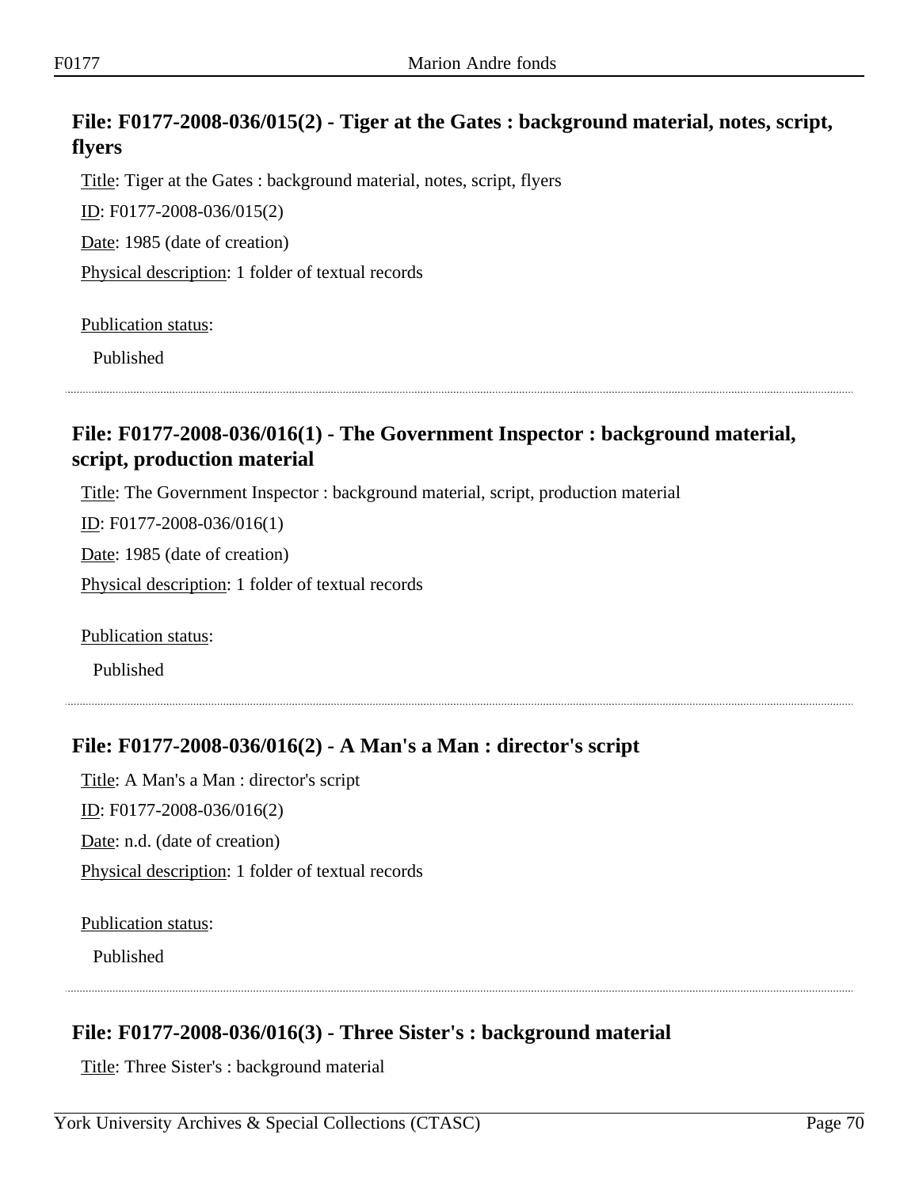## File: F0177-2008-036/015(2) - Tiger at the Gates : background material, notes, script, flyers

Title: Tiger at the Gates : background material, notes, script, flyers

ID: F0177-2008-036/015(2)

Date: 1985 (date of creation)

Physical description: 1 folder of textual records

Publication status:

Published

## File: F0177-2008-036/016(1) - The Government Inspector : background material, script, production material

Title: The Government Inspector : background material, script, production material

ID: F0177-2008-036/016(1)

Date: 1985 (date of creation)

Physical description: 1 folder of textual records

Publication status:

Published

## File: F0177-2008-036/016(2) - A Man's a Man : director's script

Title: A Man's a Man : director's script

ID: F0177-2008-036/016(2)

Date: n.d. (date of creation)

Physical description: 1 folder of textual records

Publication status:

Published

## File: F0177-2008-036/016(3) - Three Sister's : background material

Title: Three Sister's : background material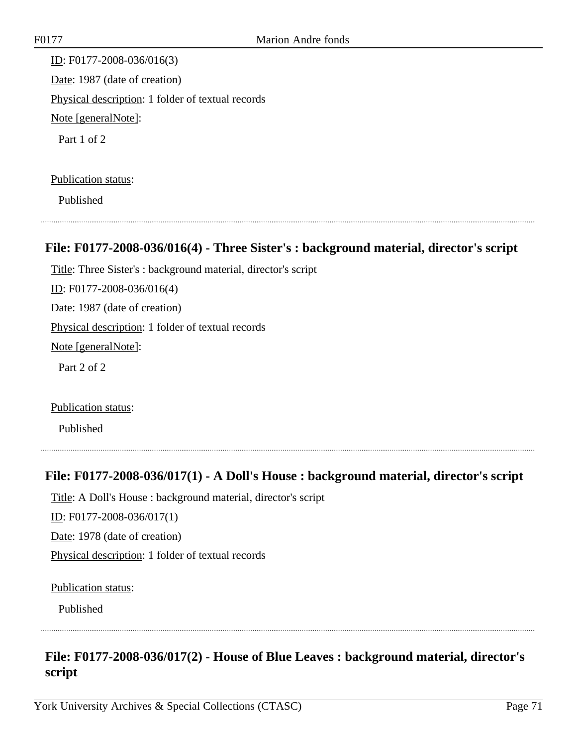ID: F0177-2008-036/016(3)

Date: 1987 (date of creation)

Physical description: 1 folder of textual records

Note [generalNote]:

Part 1 of 2

Publication status:

Published

## File: F0177-2008-036/016(4) - Three Sister's : background material, director's script

Title: Three Sister's : background material, director's script

ID: F0177-2008-036/016(4)

Date: 1987 (date of creation)

Physical description: 1 folder of textual records

Note [generalNote]:

Part 2 of 2

Publication status:

Published

## File: F0177-2008-036/017(1) - A Doll's House : background material, director's script

Title: A Doll's House : background material, director's script

ID: F0177-2008-036/017(1)

Date: 1978 (date of creation)

Physical description: 1 folder of textual records

Publication status:

Published

## File: F0177-2008-036/017(2) - House of Blue Leaves : background material, director's script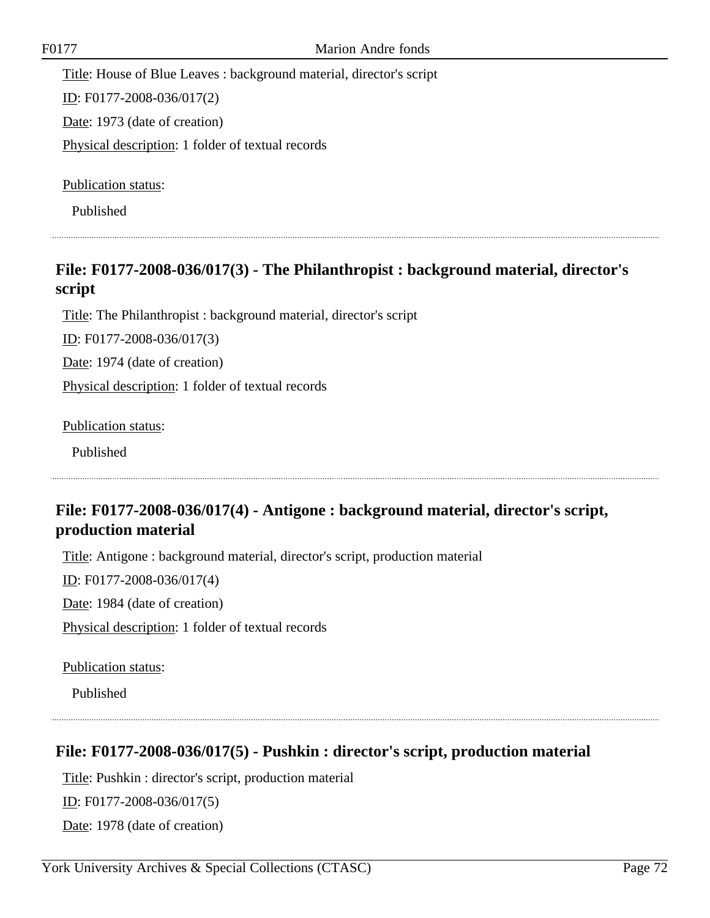Title: House of Blue Leaves : background material, director's script

ID: F0177-2008-036/017(2)

Date: 1973 (date of creation)

Physical description: 1 folder of textual records

Publication status:

Published

## File: F0177-2008-036/017(3) - The Philanthropist : background material, director's script

Title: The Philanthropist : background material, director's script

ID: F0177-2008-036/017(3)

Date: 1974 (date of creation)

Physical description: 1 folder of textual records

Publication status:

Published

## File: F0177-2008-036/017(4) - Antigone : background material, director's script, production material

Title: Antigone : background material, director's script, production material

ID: F0177-2008-036/017(4)

Date: 1984 (date of creation)

Physical description: 1 folder of textual records

Publication status:

Published

## File: F0177-2008-036/017(5) - Pushkin : director's script, production material

Title: Pushkin : director's script, production material

ID: F0177-2008-036/017(5)

Date: 1978 (date of creation)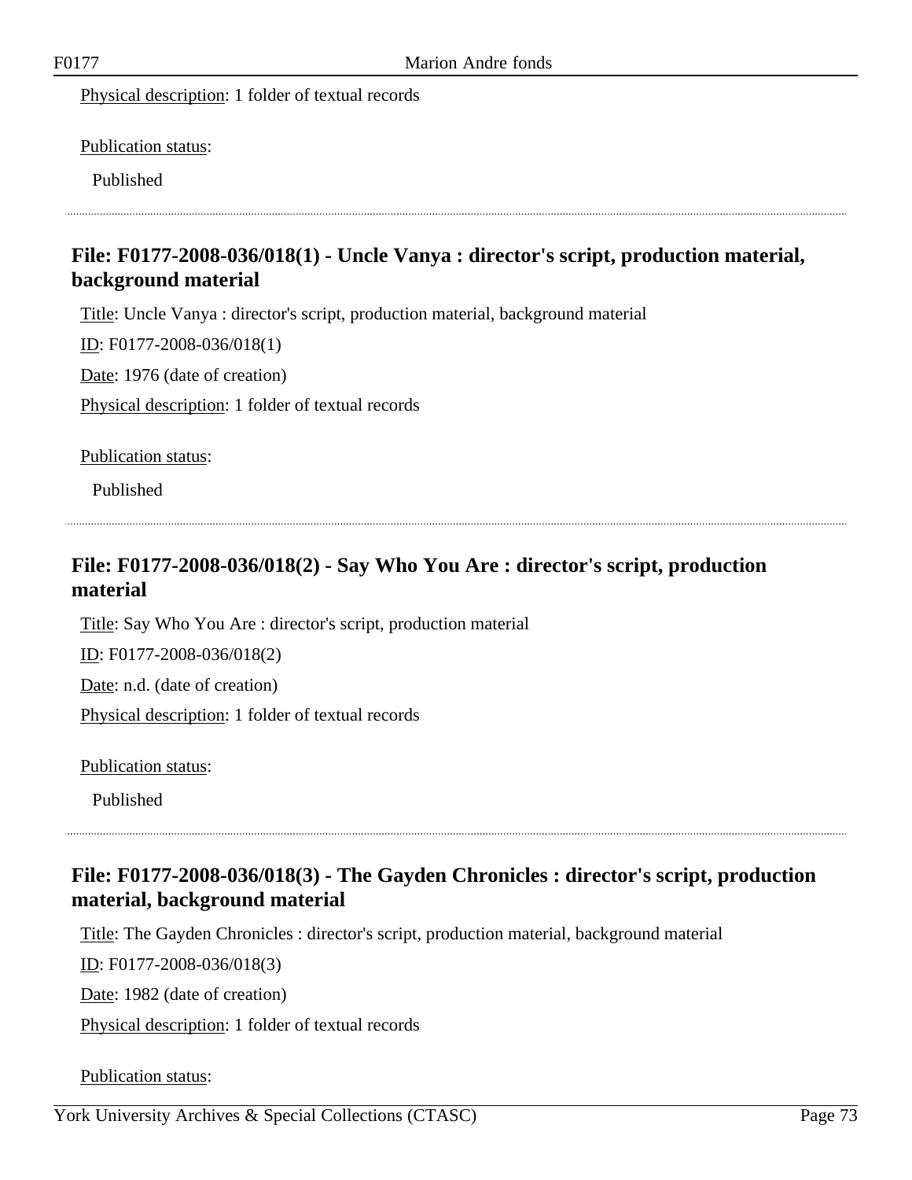Physical description: 1 folder of textual records

Publication status:

Published

---

## File: F0177-2008-036/018(1) - Uncle Vanya : director's script, production material, background material

Title: Uncle Vanya : director's script, production material, background material

ID: F0177-2008-036/018(1)

Date: 1976 (date of creation)

Physical description: 1 folder of textual records

Publication status:

Published

---

## File: F0177-2008-036/018(2) - Say Who You Are : director's script, production material

Title: Say Who You Are : director's script, production material

ID: F0177-2008-036/018(2)

Date: n.d. (date of creation)

Physical description: 1 folder of textual records

Publication status:

Published

---

## File: F0177-2008-036/018(3) - The Gayden Chronicles : director's script, production material, background material

Title: The Gayden Chronicles : director's script, production material, background material

ID: F0177-2008-036/018(3)

Date: 1982 (date of creation)

Physical description: 1 folder of textual records

Publication status: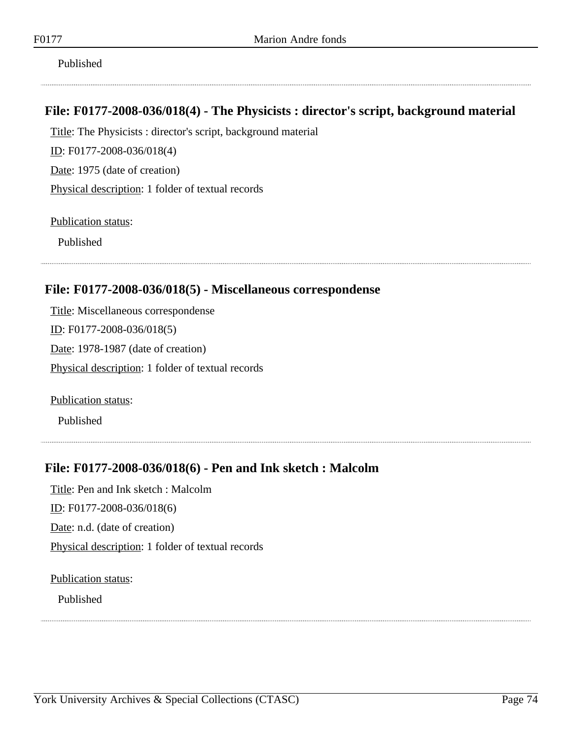Published

---

### File: F0177-2008-036/018(4) - The Physicists : director's script, background material

Title: The Physicists : director's script, background material

ID: F0177-2008-036/018(4)

Date: 1975 (date of creation)

Physical description: 1 folder of textual records

Publication status:

Published

---

### File: F0177-2008-036/018(5) - Miscellaneous correspondense

Title: Miscellaneous correspondense

ID: F0177-2008-036/018(5)

Date: 1978-1987 (date of creation)

Physical description: 1 folder of textual records

Publication status:

Published

---

### File: F0177-2008-036/018(6) - Pen and Ink sketch : Malcolm

Title: Pen and Ink sketch : Malcolm

ID: F0177-2008-036/018(6)

Date: n.d. (date of creation)

Physical description: 1 folder of textual records

Publication status:

Published

---